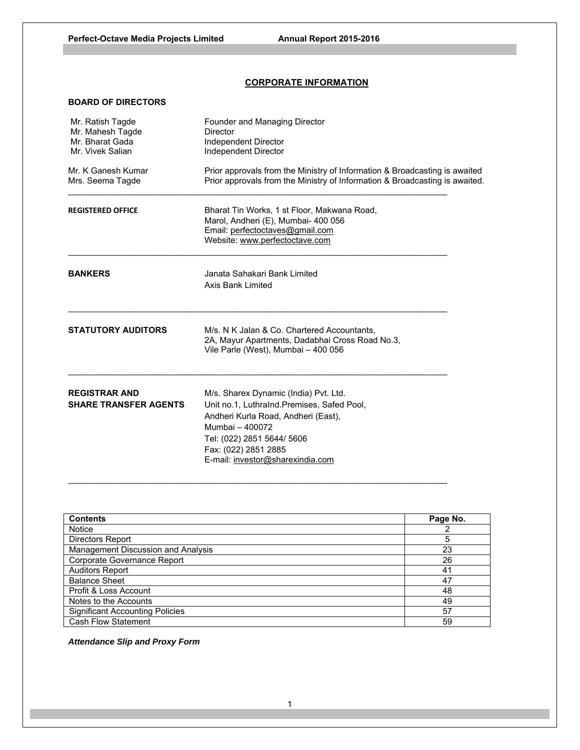## CORPORATE INFORMATION

### BOARD OF DIRECTORS

| | |
|---|---|
| Mr. Ratish Tagde | Founder and Managing Director |
| Mr. Mahesh Tagde | Director |
| Mr. Bharat Gada | Independent Director |
| Mr. Vivek Salian | Independent Director |
| Mr. K Ganesh Kumar | Prior approvals from the Ministry of Information & Broadcasting is awaited |
| Mrs. Seema Tagde | Prior approvals from the Ministry of Information & Broadcasting is awaited. |

**REGISTERED OFFICE**

Bharat Tin Works, 1 st Floor, Makwana Road,
Marol, Andheri (E), Mumbai- 400 056
Email: perfectoctaves@gmail.com
Website: www.perfectoctave.com

**BANKERS**

Janata Sahakari Bank Limited
Axis Bank Limited

**STATUTORY AUDITORS**

M/s. N K Jalan & Co. Chartered Accountants,
2A, Mayur Apartments, Dadabhai Cross Road No.3,
Vile Parle (West), Mumbai – 400 056

**REGISTRAR AND SHARE TRANSFER AGENTS**

M/s. Sharex Dynamic (India) Pvt. Ltd.
Unit no.1, LuthraInd.Premises, Safed Pool,
Andheri Kurla Road, Andheri (East),
Mumbai – 400072
Tel: (022) 2851 5644/ 5606
Fax: (022) 2851 2885
E-mail: investor@sharexindia.com

| Contents | Page No. |
|---|---|
| Notice | 2 |
| Directors Report | 5 |
| Management Discussion and Analysis | 23 |
| Corporate Governance Report | 26 |
| Auditors Report | 41 |
| Balance Sheet | 47 |
| Profit & Loss Account | 48 |
| Notes to the Accounts | 49 |
| Significant Accounting Policies | 57 |
| Cash Flow Statement | 59 |

***Attendance Slip and Proxy Form***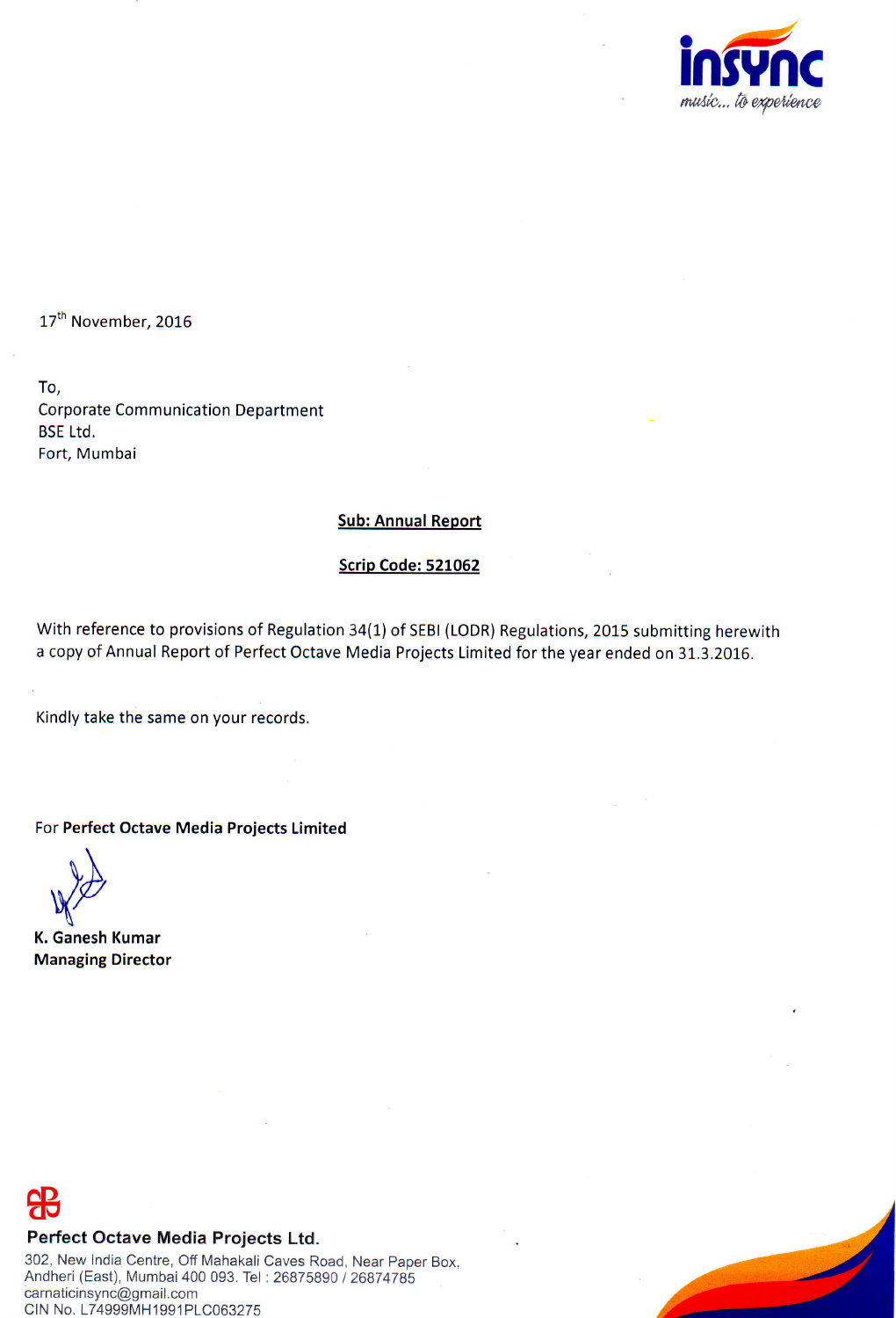insync

music... to experience

17th November, 2016

To,
Corporate Communication Department
BSE Ltd.
Fort, Mumbai

**Sub: Annual Report**

**Scrip Code: 521062**

With reference to provisions of Regulation 34(1) of SEBI (LODR) Regulations, 2015 submitting herewith a copy of Annual Report of Perfect Octave Media Projects Limited for the year ended on 31.3.2016.

Kindly take the same on your records.

For **Perfect Octave Media Projects Limited**

**K. Ganesh Kumar**
**Managing Director**

**Perfect Octave Media Projects Ltd.**
302, New India Centre, Off Mahakali Caves Road, Near Paper Box,
Andheri (East), Mumbai 400 093. Tel : 26875890 / 26874785
carnaticinsync@gmail.com
CIN No. L74999MH1991PLC063275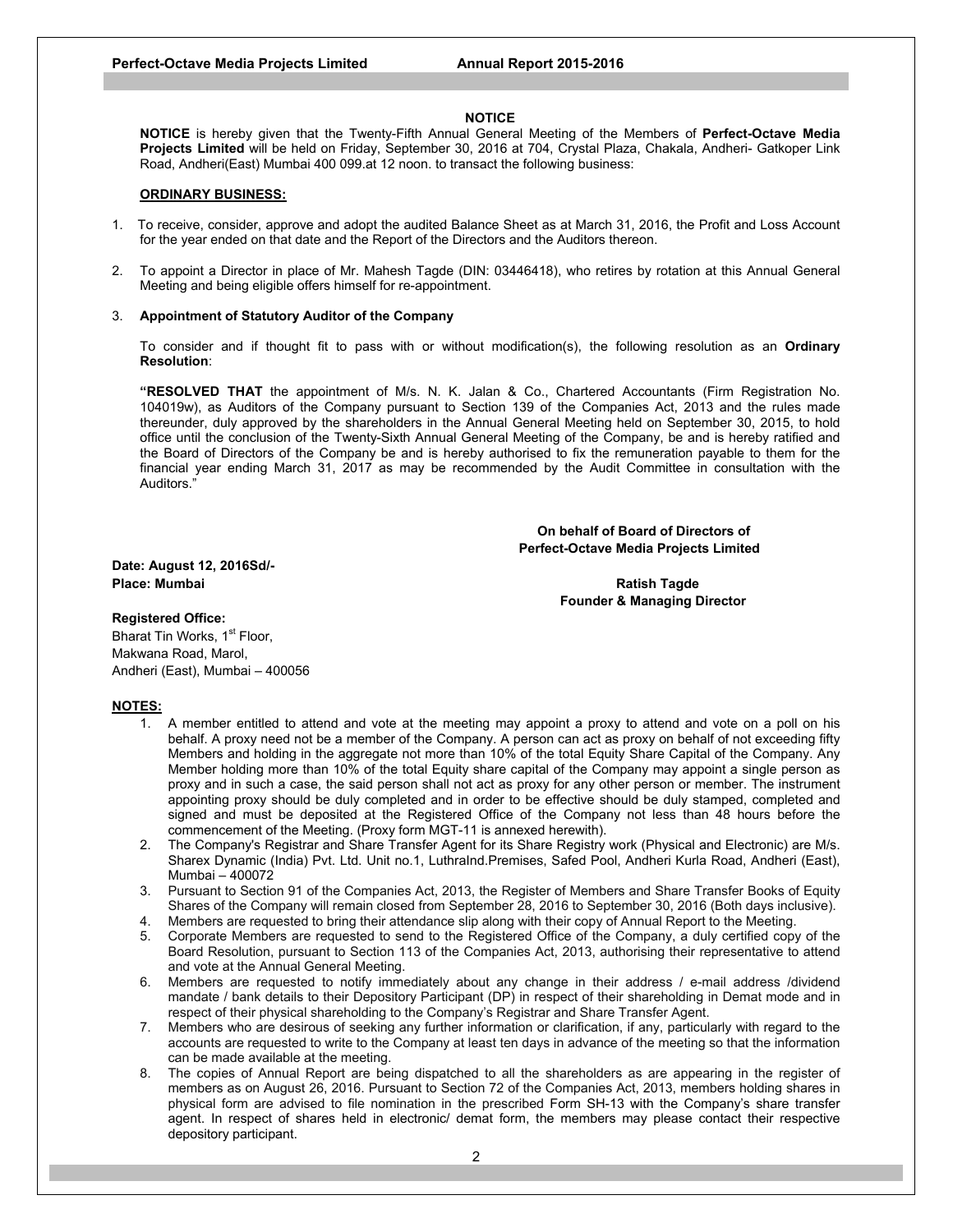## NOTICE

**NOTICE** is hereby given that the Twenty-Fifth Annual General Meeting of the Members of **Perfect-Octave Media Projects Limited** will be held on Friday, September 30, 2016 at 704, Crystal Plaza, Chakala, Andheri- Gatkoper Link Road, Andheri(East) Mumbai 400 099.at 12 noon. to transact the following business:

### ORDINARY BUSINESS:

1. To receive, consider, approve and adopt the audited Balance Sheet as at March 31, 2016, the Profit and Loss Account for the year ended on that date and the Report of the Directors and the Auditors thereon.

2. To appoint a Director in place of Mr. Mahesh Tagde (DIN: 03446418), who retires by rotation at this Annual General Meeting and being eligible offers himself for re-appointment.

3. **Appointment of Statutory Auditor of the Company**

   To consider and if thought fit to pass with or without modification(s), the following resolution as an **Ordinary Resolution**:

   **"RESOLVED THAT** the appointment of M/s. N. K. Jalan & Co., Chartered Accountants (Firm Registration No. 104019w), as Auditors of the Company pursuant to Section 139 of the Companies Act, 2013 and the rules made thereunder, duly approved by the shareholders in the Annual General Meeting held on September 30, 2015, to hold office until the conclusion of the Twenty-Sixth Annual General Meeting of the Company, be and is hereby ratified and the Board of Directors of the Company be and is hereby authorised to fix the remuneration payable to them for the financial year ending March 31, 2017 as may be recommended by the Audit Committee in consultation with the Auditors."

**On behalf of Board of Directors of**
**Perfect-Octave Media Projects Limited**

**Date: August 12, 2016Sd/-**
**Place: Mumbai**

**Ratish Tagde**
**Founder & Managing Director**

**Registered Office:**
Bharat Tin Works, 1st Floor,
Makwana Road, Marol,
Andheri (East), Mumbai – 400056

### NOTES:

1. A member entitled to attend and vote at the meeting may appoint a proxy to attend and vote on a poll on his behalf. A proxy need not be a member of the Company. A person can act as proxy on behalf of not exceeding fifty Members and holding in the aggregate not more than 10% of the total Equity Share Capital of the Company. Any Member holding more than 10% of the total Equity share capital of the Company may appoint a single person as proxy and in such a case, the said person shall not act as proxy for any other person or member. The instrument appointing proxy should be duly completed and in order to be effective should be duly stamped, completed and signed and must be deposited at the Registered Office of the Company not less than 48 hours before the commencement of the Meeting. (Proxy form MGT-11 is annexed herewith).
2. The Company's Registrar and Share Transfer Agent for its Share Registry work (Physical and Electronic) are M/s. Sharex Dynamic (India) Pvt. Ltd. Unit no.1, LuthraInd.Premises, Safed Pool, Andheri Kurla Road, Andheri (East), Mumbai – 400072
3. Pursuant to Section 91 of the Companies Act, 2013, the Register of Members and Share Transfer Books of Equity Shares of the Company will remain closed from September 28, 2016 to September 30, 2016 (Both days inclusive).
4. Members are requested to bring their attendance slip along with their copy of Annual Report to the Meeting.
5. Corporate Members are requested to send to the Registered Office of the Company, a duly certified copy of the Board Resolution, pursuant to Section 113 of the Companies Act, 2013, authorising their representative to attend and vote at the Annual General Meeting.
6. Members are requested to notify immediately about any change in their address / e-mail address /dividend mandate / bank details to their Depository Participant (DP) in respect of their shareholding in Demat mode and in respect of their physical shareholding to the Company's Registrar and Share Transfer Agent.
7. Members who are desirous of seeking any further information or clarification, if any, particularly with regard to the accounts are requested to write to the Company at least ten days in advance of the meeting so that the information can be made available at the meeting.
8. The copies of Annual Report are being dispatched to all the shareholders as are appearing in the register of members as on August 26, 2016. Pursuant to Section 72 of the Companies Act, 2013, members holding shares in physical form are advised to file nomination in the prescribed Form SH-13 with the Company's share transfer agent. In respect of shares held in electronic/ demat form, the members may please contact their respective depository participant.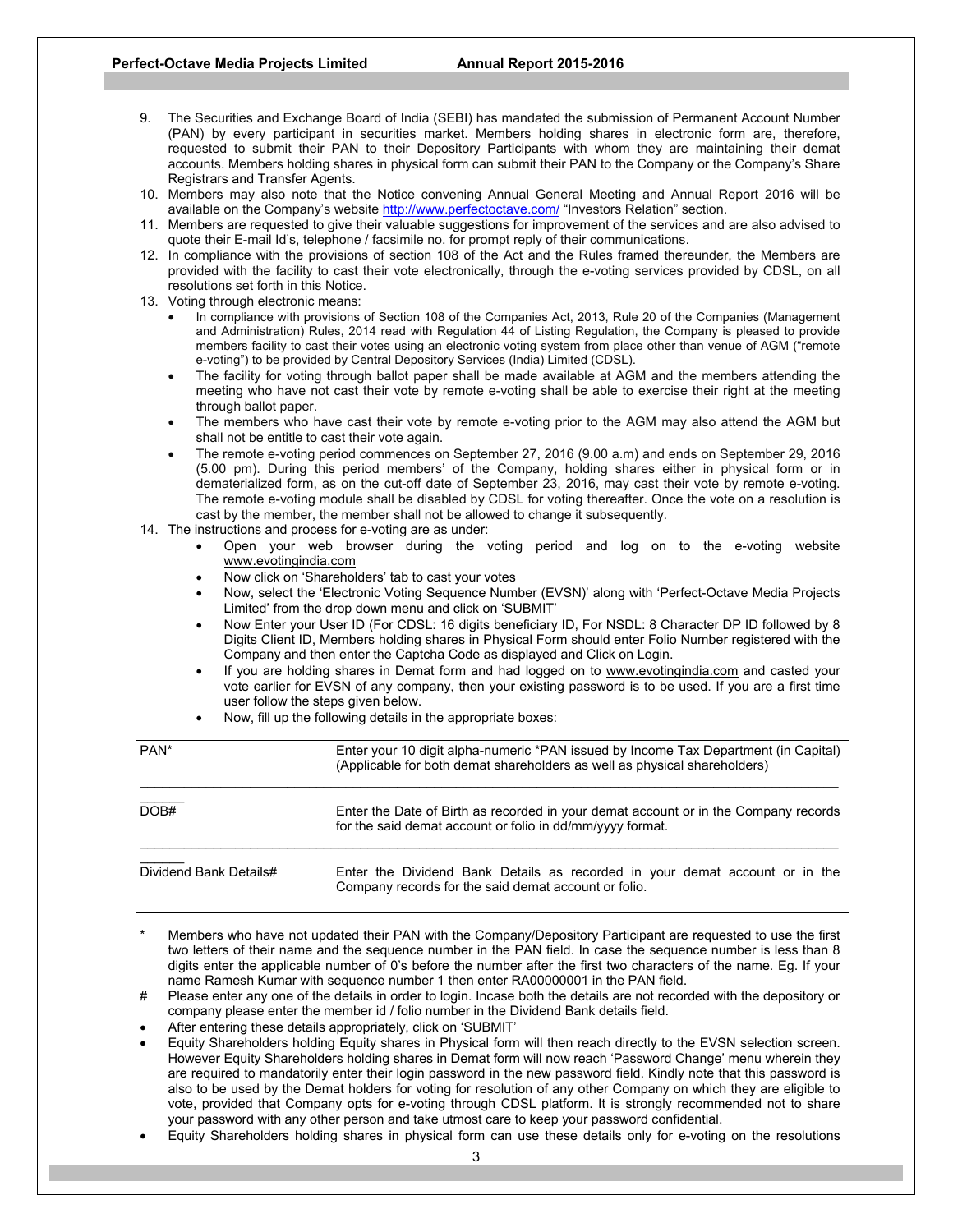9. The Securities and Exchange Board of India (SEBI) has mandated the submission of Permanent Account Number (PAN) by every participant in securities market. Members holding shares in electronic form are, therefore, requested to submit their PAN to their Depository Participants with whom they are maintaining their demat accounts. Members holding shares in physical form can submit their PAN to the Company or the Company's Share Registrars and Transfer Agents.
10. Members may also note that the Notice convening Annual General Meeting and Annual Report 2016 will be available on the Company's website http://www.perfectoctave.com/ "Investors Relation" section.
11. Members are requested to give their valuable suggestions for improvement of the services and are also advised to quote their E-mail Id's, telephone / facsimile no. for prompt reply of their communications.
12. In compliance with the provisions of section 108 of the Act and the Rules framed thereunder, the Members are provided with the facility to cast their vote electronically, through the e-voting services provided by CDSL, on all resolutions set forth in this Notice.
13. Voting through electronic means:
    - In compliance with provisions of Section 108 of the Companies Act, 2013, Rule 20 of the Companies (Management and Administration) Rules, 2014 read with Regulation 44 of Listing Regulation, the Company is pleased to provide members facility to cast their votes using an electronic voting system from place other than venue of AGM ("remote e-voting") to be provided by Central Depository Services (India) Limited (CDSL).
    - The facility for voting through ballot paper shall be made available at AGM and the members attending the meeting who have not cast their vote by remote e-voting shall be able to exercise their right at the meeting through ballot paper.
    - The members who have cast their vote by remote e-voting prior to the AGM may also attend the AGM but shall not be entitle to cast their vote again.
    - The remote e-voting period commences on September 27, 2016 (9.00 a.m) and ends on September 29, 2016 (5.00 pm). During this period members' of the Company, holding shares either in physical form or in dematerialized form, as on the cut-off date of September 23, 2016, may cast their vote by remote e-voting. The remote e-voting module shall be disabled by CDSL for voting thereafter. Once the vote on a resolution is cast by the member, the member shall not be allowed to change it subsequently.
14. The instructions and process for e-voting are as under:
    - Open your web browser during the voting period and log on to the e-voting website www.evotingindia.com
    - Now click on 'Shareholders' tab to cast your votes
    - Now, select the 'Electronic Voting Sequence Number (EVSN)' along with 'Perfect-Octave Media Projects Limited' from the drop down menu and click on 'SUBMIT'
    - Now Enter your User ID (For CDSL: 16 digits beneficiary ID, For NSDL: 8 Character DP ID followed by 8 Digits Client ID, Members holding shares in Physical Form should enter Folio Number registered with the Company and then enter the Captcha Code as displayed and Click on Login.
    - If you are holding shares in Demat form and had logged on to www.evotingindia.com and casted your vote earlier for EVSN of any company, then your existing password is to be used. If you are a first time user follow the steps given below.
    - Now, fill up the following details in the appropriate boxes:

| | |
|---|---|
| PAN* | Enter your 10 digit alpha-numeric *PAN issued by Income Tax Department (in Capital) (Applicable for both demat shareholders as well as physical shareholders) |
| DOB# | Enter the Date of Birth as recorded in your demat account or in the Company records for the said demat account or folio in dd/mm/yyyy format. |
| Dividend Bank Details# | Enter the Dividend Bank Details as recorded in your demat account or in the Company records for the said demat account or folio. |

\* Members who have not updated their PAN with the Company/Depository Participant are requested to use the first two letters of their name and the sequence number in the PAN field. In case the sequence number is less than 8 digits enter the applicable number of 0's before the number after the first two characters of the name. Eg. If your name Ramesh Kumar with sequence number 1 then enter RA00000001 in the PAN field.

\# Please enter any one of the details in order to login. Incase both the details are not recorded with the depository or company please enter the member id / folio number in the Dividend Bank details field.

- After entering these details appropriately, click on 'SUBMIT'
- Equity Shareholders holding Equity shares in Physical form will then reach directly to the EVSN selection screen. However Equity Shareholders holding shares in Demat form will now reach 'Password Change' menu wherein they are required to mandatorily enter their login password in the new password field. Kindly note that this password is also to be used by the Demat holders for voting for resolution of any other Company on which they are eligible to vote, provided that Company opts for e-voting through CDSL platform. It is strongly recommended not to share your password with any other person and take utmost care to keep your password confidential.
- Equity Shareholders holding shares in physical form can use these details only for e-voting on the resolutions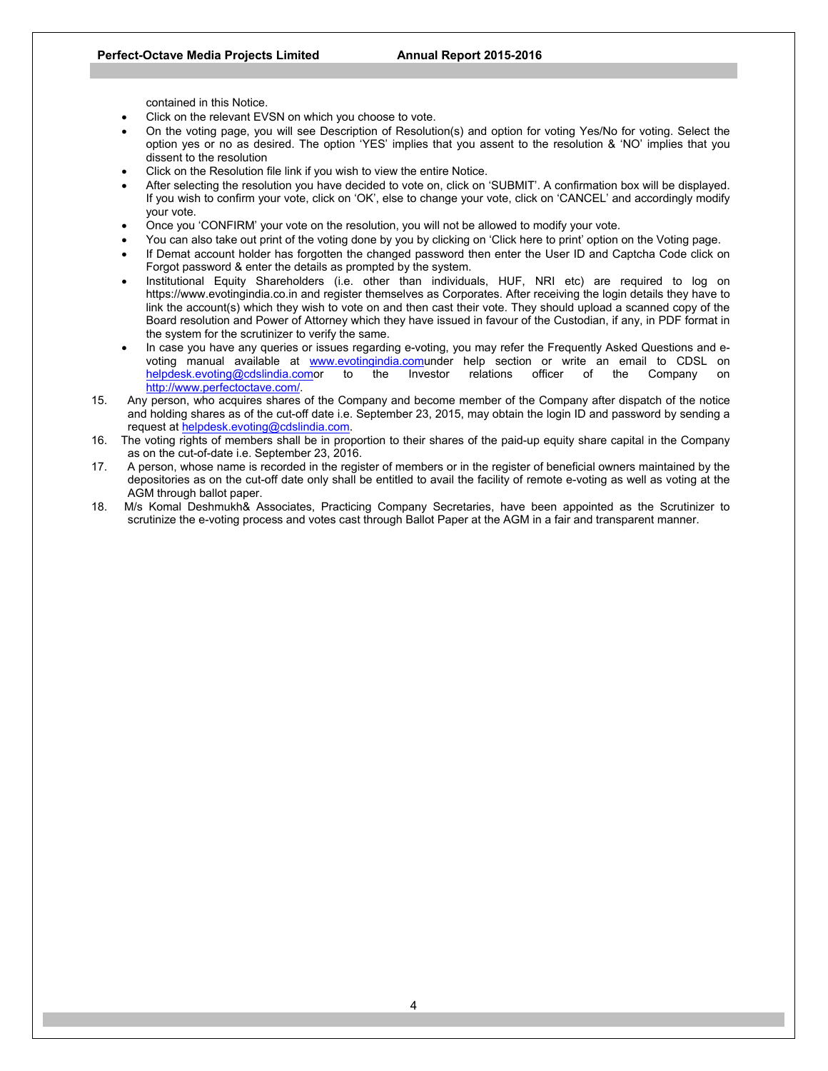contained in this Notice.

- Click on the relevant EVSN on which you choose to vote.
- On the voting page, you will see Description of Resolution(s) and option for voting Yes/No for voting. Select the option yes or no as desired. The option 'YES' implies that you assent to the resolution & 'NO' implies that you dissent to the resolution
- Click on the Resolution file link if you wish to view the entire Notice.
- After selecting the resolution you have decided to vote on, click on 'SUBMIT'. A confirmation box will be displayed. If you wish to confirm your vote, click on 'OK', else to change your vote, click on 'CANCEL' and accordingly modify your vote.
- Once you 'CONFIRM' your vote on the resolution, you will not be allowed to modify your vote.
- You can also take out print of the voting done by you by clicking on 'Click here to print' option on the Voting page.
- If Demat account holder has forgotten the changed password then enter the User ID and Captcha Code click on Forgot password & enter the details as prompted by the system.
- Institutional Equity Shareholders (i.e. other than individuals, HUF, NRI etc) are required to log on https://www.evotingindia.co.in and register themselves as Corporates. After receiving the login details they have to link the account(s) which they wish to vote on and then cast their vote. They should upload a scanned copy of the Board resolution and Power of Attorney which they have issued in favour of the Custodian, if any, in PDF format in the system for the scrutinizer to verify the same.
- In case you have any queries or issues regarding e-voting, you may refer the Frequently Asked Questions and e-voting manual available at www.evotingindia.comunder help section or write an email to CDSL on helpdesk.evoting@cdslindia.comor to the Investor relations officer of the Company on http://www.perfectoctave.com/.

15. Any person, who acquires shares of the Company and become member of the Company after dispatch of the notice and holding shares as of the cut-off date i.e. September 23, 2015, may obtain the login ID and password by sending a request at helpdesk.evoting@cdslindia.com.
16. The voting rights of members shall be in proportion to their shares of the paid-up equity share capital in the Company as on the cut-of-date i.e. September 23, 2016.
17. A person, whose name is recorded in the register of members or in the register of beneficial owners maintained by the depositories as on the cut-off date only shall be entitled to avail the facility of remote e-voting as well as voting at the AGM through ballot paper.
18. M/s Komal Deshmukh& Associates, Practicing Company Secretaries, have been appointed as the Scrutinizer to scrutinize the e-voting process and votes cast through Ballot Paper at the AGM in a fair and transparent manner.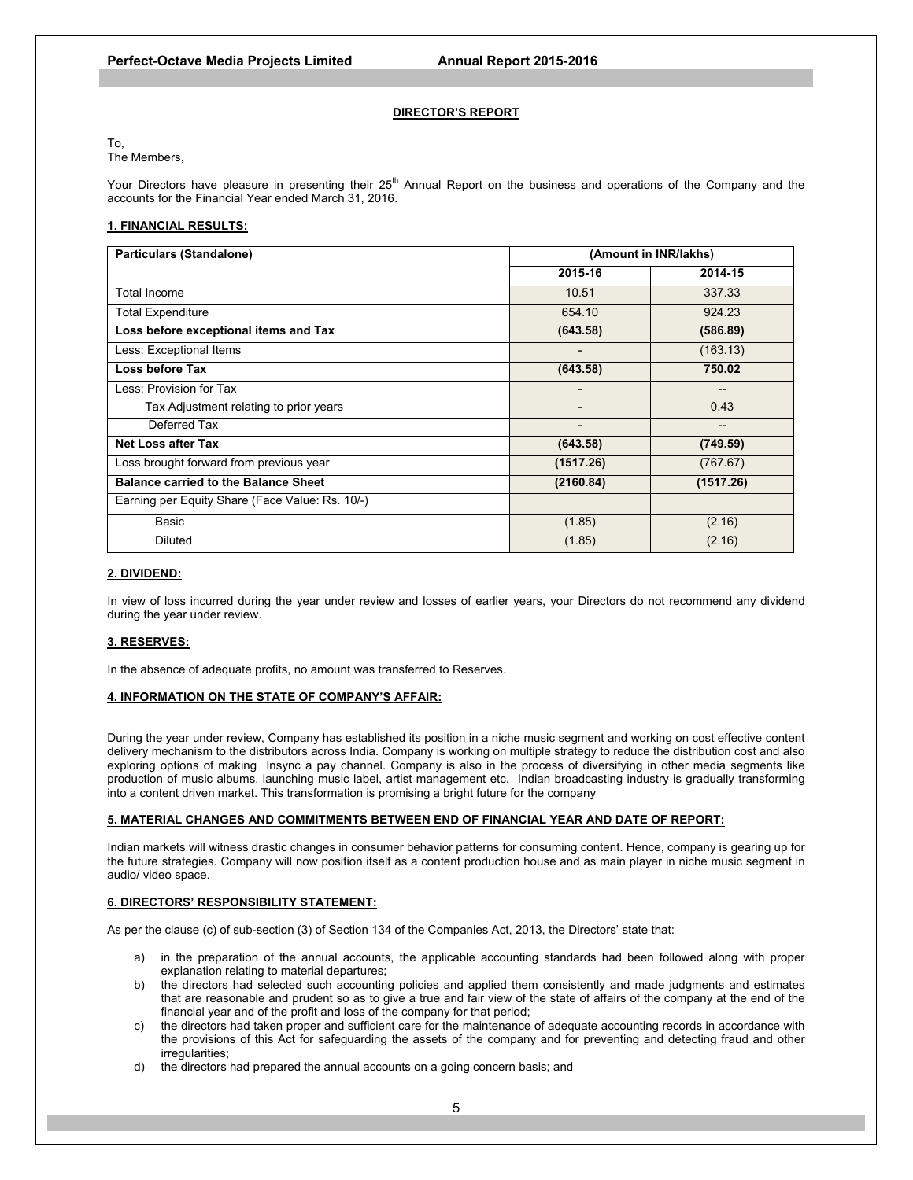## DIRECTOR'S REPORT

To,
The Members,

Your Directors have pleasure in presenting their 25th Annual Report on the business and operations of the Company and the accounts for the Financial Year ended March 31, 2016.

### 1. FINANCIAL RESULTS:

| **Particulars (Standalone)** | **(Amount in INR/lakhs)** | |
|---|---|---|
| | **2015-16** | **2014-15** |
| Total Income | 10.51 | 337.33 |
| Total Expenditure | 654.10 | 924.23 |
| **Loss before exceptional items and Tax** | **(643.58)** | **(586.89)** |
| Less: Exceptional Items | - | (163.13) |
| **Loss before Tax** | **(643.58)** | **750.02** |
| Less: Provision for Tax | - | -- |
| Tax Adjustment relating to prior years | - | 0.43 |
| Deferred Tax | - | -- |
| **Net Loss after Tax** | **(643.58)** | **(749.59)** |
| Loss brought forward from previous year | **(1517.26)** | (767.67) |
| **Balance carried to the Balance Sheet** | **(2160.84)** | **(1517.26)** |
| Earning per Equity Share (Face Value: Rs. 10/-) | | |
| Basic | (1.85) | (2.16) |
| Diluted | (1.85) | (2.16) |

### 2. DIVIDEND:

In view of loss incurred during the year under review and losses of earlier years, your Directors do not recommend any dividend during the year under review.

### 3. RESERVES:

In the absence of adequate profits, no amount was transferred to Reserves.

### 4. INFORMATION ON THE STATE OF COMPANY'S AFFAIR:

During the year under review, Company has established its position in a niche music segment and working on cost effective content delivery mechanism to the distributors across India. Company is working on multiple strategy to reduce the distribution cost and also exploring options of making Insync a pay channel. Company is also in the process of diversifying in other media segments like production of music albums, launching music label, artist management etc. Indian broadcasting industry is gradually transforming into a content driven market. This transformation is promising a bright future for the company

### 5. MATERIAL CHANGES AND COMMITMENTS BETWEEN END OF FINANCIAL YEAR AND DATE OF REPORT:

Indian markets will witness drastic changes in consumer behavior patterns for consuming content. Hence, company is gearing up for the future strategies. Company will now position itself as a content production house and as main player in niche music segment in audio/ video space.

### 6. DIRECTORS' RESPONSIBILITY STATEMENT:

As per the clause (c) of sub-section (3) of Section 134 of the Companies Act, 2013, the Directors' state that:

a) in the preparation of the annual accounts, the applicable accounting standards had been followed along with proper explanation relating to material departures;

b) the directors had selected such accounting policies and applied them consistently and made judgments and estimates that are reasonable and prudent so as to give a true and fair view of the state of affairs of the company at the end of the financial year and of the profit and loss of the company for that period;

c) the directors had taken proper and sufficient care for the maintenance of adequate accounting records in accordance with the provisions of this Act for safeguarding the assets of the company and for preventing and detecting fraud and other irregularities;

d) the directors had prepared the annual accounts on a going concern basis; and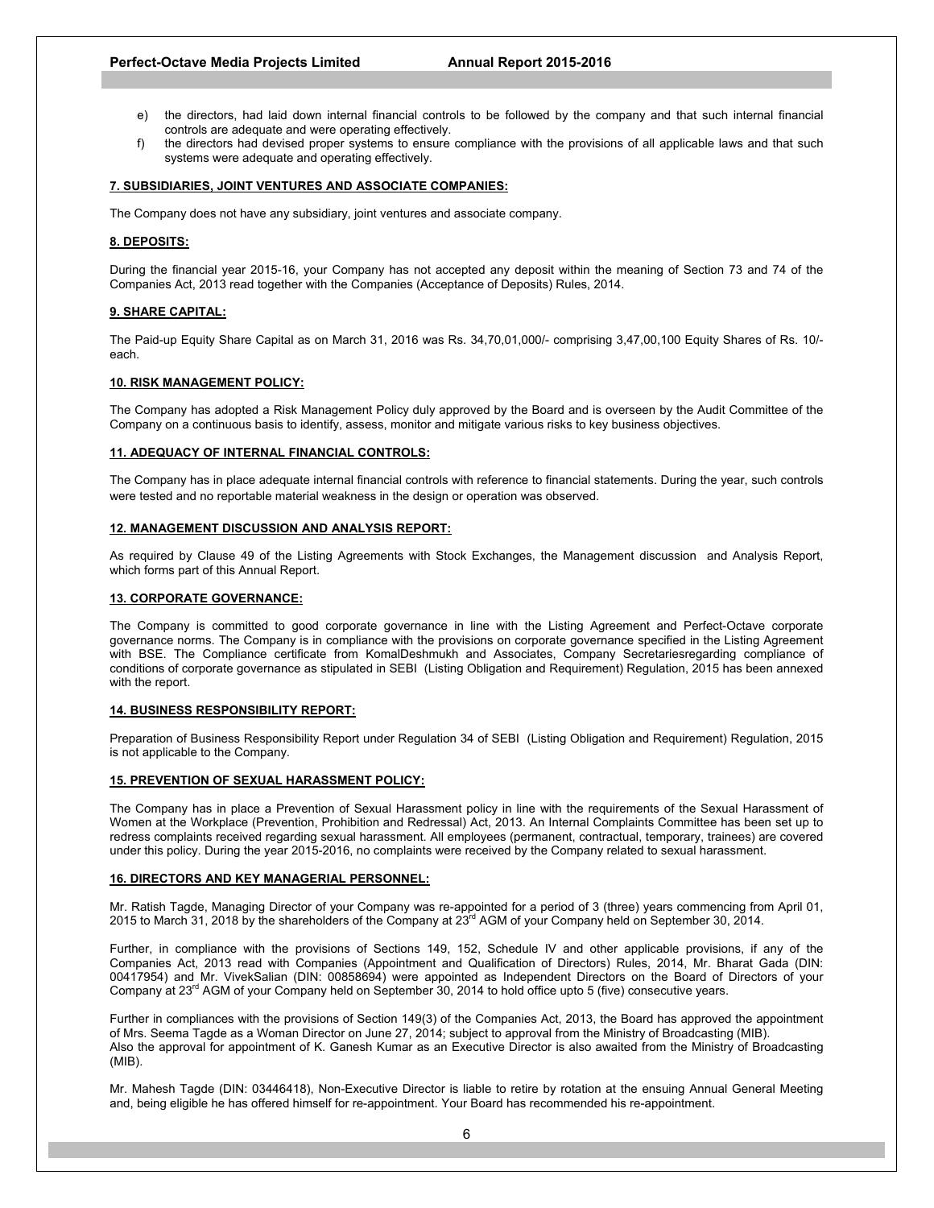e) the directors, had laid down internal financial controls to be followed by the company and that such internal financial controls are adequate and were operating effectively.

f) the directors had devised proper systems to ensure compliance with the provisions of all applicable laws and that such systems were adequate and operating effectively.

**7. SUBSIDIARIES, JOINT VENTURES AND ASSOCIATE COMPANIES:**

The Company does not have any subsidiary, joint ventures and associate company.

**8. DEPOSITS:**

During the financial year 2015-16, your Company has not accepted any deposit within the meaning of Section 73 and 74 of the Companies Act, 2013 read together with the Companies (Acceptance of Deposits) Rules, 2014.

**9. SHARE CAPITAL:**

The Paid-up Equity Share Capital as on March 31, 2016 was Rs. 34,70,01,000/- comprising 3,47,00,100 Equity Shares of Rs. 10/- each.

**10. RISK MANAGEMENT POLICY:**

The Company has adopted a Risk Management Policy duly approved by the Board and is overseen by the Audit Committee of the Company on a continuous basis to identify, assess, monitor and mitigate various risks to key business objectives.

**11. ADEQUACY OF INTERNAL FINANCIAL CONTROLS:**

The Company has in place adequate internal financial controls with reference to financial statements. During the year, such controls were tested and no reportable material weakness in the design or operation was observed.

**12. MANAGEMENT DISCUSSION AND ANALYSIS REPORT:**

As required by Clause 49 of the Listing Agreements with Stock Exchanges, the Management discussion and Analysis Report, which forms part of this Annual Report.

**13. CORPORATE GOVERNANCE:**

The Company is committed to good corporate governance in line with the Listing Agreement and Perfect-Octave corporate governance norms. The Company is in compliance with the provisions on corporate governance specified in the Listing Agreement with BSE. The Compliance certificate from KomalDeshmukh and Associates, Company Secretariesregarding compliance of conditions of corporate governance as stipulated in SEBI (Listing Obligation and Requirement) Regulation, 2015 has been annexed with the report.

**14. BUSINESS RESPONSIBILITY REPORT:**

Preparation of Business Responsibility Report under Regulation 34 of SEBI (Listing Obligation and Requirement) Regulation, 2015 is not applicable to the Company.

**15. PREVENTION OF SEXUAL HARASSMENT POLICY:**

The Company has in place a Prevention of Sexual Harassment policy in line with the requirements of the Sexual Harassment of Women at the Workplace (Prevention, Prohibition and Redressal) Act, 2013. An Internal Complaints Committee has been set up to redress complaints received regarding sexual harassment. All employees (permanent, contractual, temporary, trainees) are covered under this policy. During the year 2015-2016, no complaints were received by the Company related to sexual harassment.

**16. DIRECTORS AND KEY MANAGERIAL PERSONNEL:**

Mr. Ratish Tagde, Managing Director of your Company was re-appointed for a period of 3 (three) years commencing from April 01, 2015 to March 31, 2018 by the shareholders of the Company at 23rd AGM of your Company held on September 30, 2014.

Further, in compliance with the provisions of Sections 149, 152, Schedule IV and other applicable provisions, if any of the Companies Act, 2013 read with Companies (Appointment and Qualification of Directors) Rules, 2014, Mr. Bharat Gada (DIN: 00417954) and Mr. VivekSalian (DIN: 00858694) were appointed as Independent Directors on the Board of Directors of your Company at 23rd AGM of your Company held on September 30, 2014 to hold office upto 5 (five) consecutive years.

Further in compliances with the provisions of Section 149(3) of the Companies Act, 2013, the Board has approved the appointment of Mrs. Seema Tagde as a Woman Director on June 27, 2014; subject to approval from the Ministry of Broadcasting (MIB).
Also the approval for appointment of K. Ganesh Kumar as an Executive Director is also awaited from the Ministry of Broadcasting (MIB).

Mr. Mahesh Tagde (DIN: 03446418), Non-Executive Director is liable to retire by rotation at the ensuing Annual General Meeting and, being eligible he has offered himself for re-appointment. Your Board has recommended his re-appointment.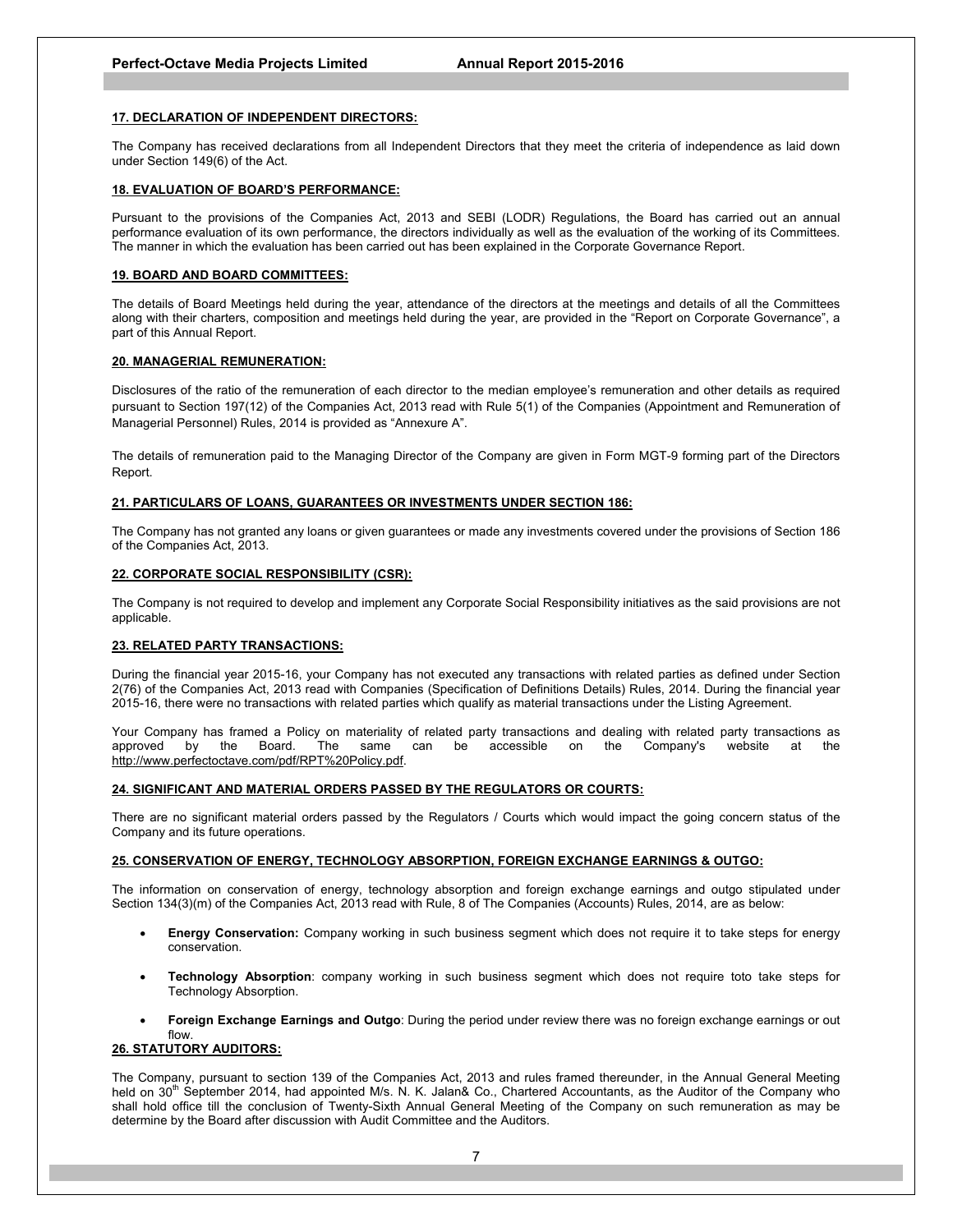**17. DECLARATION OF INDEPENDENT DIRECTORS:**

The Company has received declarations from all Independent Directors that they meet the criteria of independence as laid down under Section 149(6) of the Act.

**18. EVALUATION OF BOARD'S PERFORMANCE:**

Pursuant to the provisions of the Companies Act, 2013 and SEBI (LODR) Regulations, the Board has carried out an annual performance evaluation of its own performance, the directors individually as well as the evaluation of the working of its Committees. The manner in which the evaluation has been carried out has been explained in the Corporate Governance Report.

**19. BOARD AND BOARD COMMITTEES:**

The details of Board Meetings held during the year, attendance of the directors at the meetings and details of all the Committees along with their charters, composition and meetings held during the year, are provided in the "Report on Corporate Governance", a part of this Annual Report.

**20. MANAGERIAL REMUNERATION:**

Disclosures of the ratio of the remuneration of each director to the median employee's remuneration and other details as required pursuant to Section 197(12) of the Companies Act, 2013 read with Rule 5(1) of the Companies (Appointment and Remuneration of Managerial Personnel) Rules, 2014 is provided as "Annexure A".

The details of remuneration paid to the Managing Director of the Company are given in Form MGT-9 forming part of the Directors Report.

**21. PARTICULARS OF LOANS, GUARANTEES OR INVESTMENTS UNDER SECTION 186:**

The Company has not granted any loans or given guarantees or made any investments covered under the provisions of Section 186 of the Companies Act, 2013.

**22. CORPORATE SOCIAL RESPONSIBILITY (CSR):**

The Company is not required to develop and implement any Corporate Social Responsibility initiatives as the said provisions are not applicable.

**23. RELATED PARTY TRANSACTIONS:**

During the financial year 2015-16, your Company has not executed any transactions with related parties as defined under Section 2(76) of the Companies Act, 2013 read with Companies (Specification of Definitions Details) Rules, 2014. During the financial year 2015-16, there were no transactions with related parties which qualify as material transactions under the Listing Agreement.

Your Company has framed a Policy on materiality of related party transactions and dealing with related party transactions as approved by the Board. The same can be accessible on the Company's website at the http://www.perfectoctave.com/pdf/RPT%20Policy.pdf.

**24. SIGNIFICANT AND MATERIAL ORDERS PASSED BY THE REGULATORS OR COURTS:**

There are no significant material orders passed by the Regulators / Courts which would impact the going concern status of the Company and its future operations.

**25. CONSERVATION OF ENERGY, TECHNOLOGY ABSORPTION, FOREIGN EXCHANGE EARNINGS & OUTGO:**

The information on conservation of energy, technology absorption and foreign exchange earnings and outgo stipulated under Section 134(3)(m) of the Companies Act, 2013 read with Rule, 8 of The Companies (Accounts) Rules, 2014, are as below:

- **Energy Conservation:** Company working in such business segment which does not require it to take steps for energy conservation.
- **Technology Absorption**: company working in such business segment which does not require toto take steps for Technology Absorption.
- **Foreign Exchange Earnings and Outgo**: During the period under review there was no foreign exchange earnings or out flow.

**26. STATUTORY AUDITORS:**

The Company, pursuant to section 139 of the Companies Act, 2013 and rules framed thereunder, in the Annual General Meeting held on 30th September 2014, had appointed M/s. N. K. Jalan& Co., Chartered Accountants, as the Auditor of the Company who shall hold office till the conclusion of Twenty-Sixth Annual General Meeting of the Company on such remuneration as may be determine by the Board after discussion with Audit Committee and the Auditors.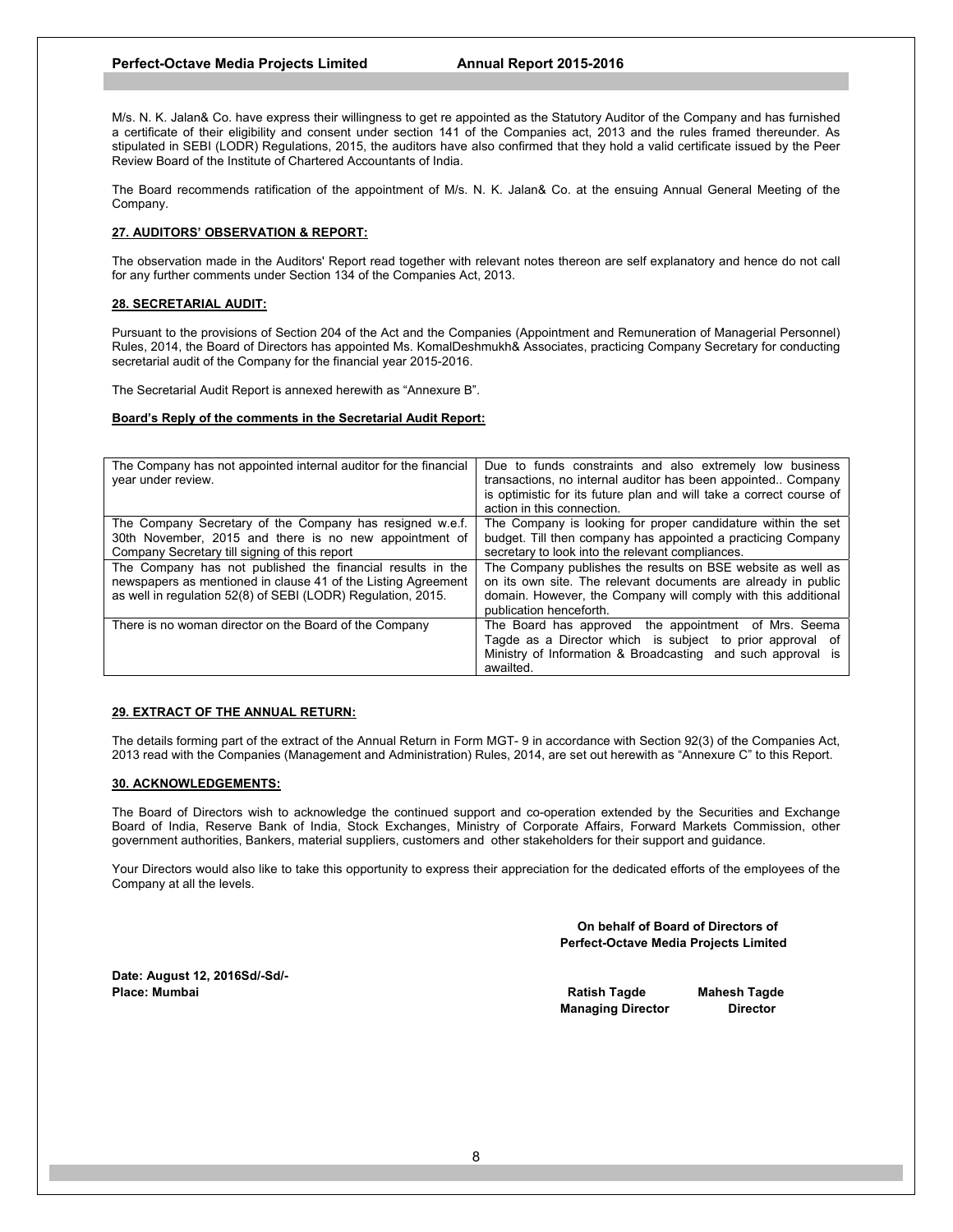M/s. N. K. Jalan& Co. have express their willingness to get re appointed as the Statutory Auditor of the Company and has furnished a certificate of their eligibility and consent under section 141 of the Companies act, 2013 and the rules framed thereunder. As stipulated in SEBI (LODR) Regulations, 2015, the auditors have also confirmed that they hold a valid certificate issued by the Peer Review Board of the Institute of Chartered Accountants of India.

The Board recommends ratification of the appointment of M/s. N. K. Jalan& Co. at the ensuing Annual General Meeting of the Company.

## 27. AUDITORS' OBSERVATION & REPORT:

The observation made in the Auditors' Report read together with relevant notes thereon are self explanatory and hence do not call for any further comments under Section 134 of the Companies Act, 2013.

## 28. SECRETARIAL AUDIT:

Pursuant to the provisions of Section 204 of the Act and the Companies (Appointment and Remuneration of Managerial Personnel) Rules, 2014, the Board of Directors has appointed Ms. KomalDeshmukh& Associates, practicing Company Secretary for conducting secretarial audit of the Company for the financial year 2015-2016.

The Secretarial Audit Report is annexed herewith as "Annexure B".

**Board's Reply of the comments in the Secretarial Audit Report:**

| | |
|---|---|
| The Company has not appointed internal auditor for the financial year under review. | Due to funds constraints and also extremely low business transactions, no internal auditor has been appointed.. Company is optimistic for its future plan and will take a correct course of action in this connection. |
| The Company Secretary of the Company has resigned w.e.f. 30th November, 2015 and there is no new appointment of Company Secretary till signing of this report | The Company is looking for proper candidature within the set budget. Till then company has appointed a practicing Company secretary to look into the relevant compliances. |
| The Company has not published the financial results in the newspapers as mentioned in clause 41 of the Listing Agreement as well in regulation 52(8) of SEBI (LODR) Regulation, 2015. | The Company publishes the results on BSE website as well as on its own site. The relevant documents are already in public domain. However, the Company will comply with this additional publication henceforth. |
| There is no woman director on the Board of the Company | The Board has approved the appointment of Mrs. Seema Tagde as a Director which is subject to prior approval of Ministry of Information & Broadcasting and such approval is awailted. |

## 29. EXTRACT OF THE ANNUAL RETURN:

The details forming part of the extract of the Annual Return in Form MGT- 9 in accordance with Section 92(3) of the Companies Act, 2013 read with the Companies (Management and Administration) Rules, 2014, are set out herewith as "Annexure C" to this Report.

## 30. ACKNOWLEDGEMENTS:

The Board of Directors wish to acknowledge the continued support and co-operation extended by the Securities and Exchange Board of India, Reserve Bank of India, Stock Exchanges, Ministry of Corporate Affairs, Forward Markets Commission, other government authorities, Bankers, material suppliers, customers and other stakeholders for their support and guidance.

Your Directors would also like to take this opportunity to express their appreciation for the dedicated efforts of the employees of the Company at all the levels.

**On behalf of Board of Directors of**
**Perfect-Octave Media Projects Limited**

**Date: August 12, 2016Sd/-Sd/-**
**Place: Mumbai**

**Ratish Tagde** — **Managing Director**
**Mahesh Tagde** — **Director**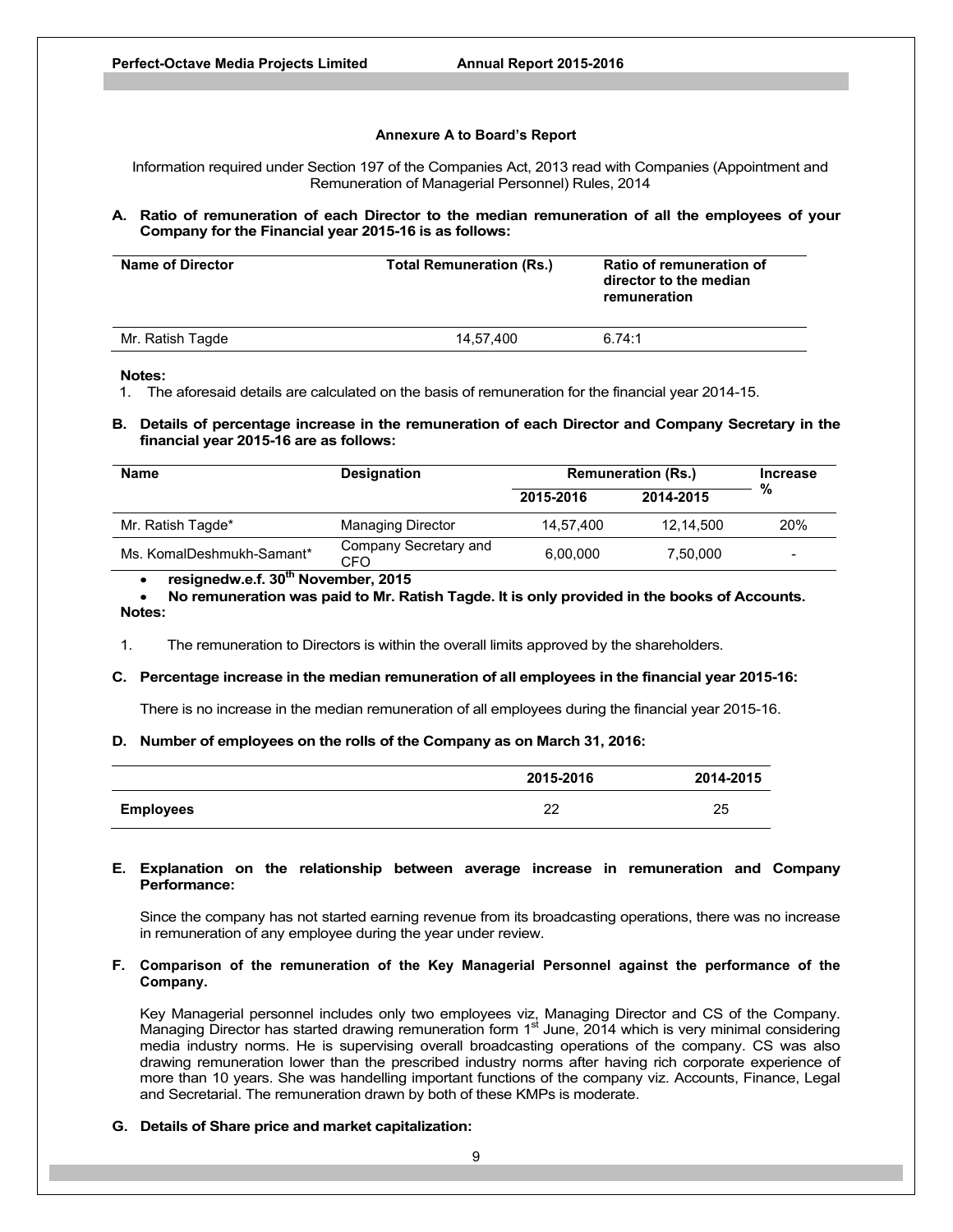### Annexure A to Board's Report

Information required under Section 197 of the Companies Act, 2013 read with Companies (Appointment and Remuneration of Managerial Personnel) Rules, 2014

**A. Ratio of remuneration of each Director to the median remuneration of all the employees of your Company for the Financial year 2015-16 is as follows:**

| Name of Director | Total Remuneration (Rs.) | Ratio of remuneration of director to the median remuneration |
|---|---|---|
| Mr. Ratish Tagde | 14,57,400 | 6.74:1 |

**Notes:**

1. The aforesaid details are calculated on the basis of remuneration for the financial year 2014-15.

**B. Details of percentage increase in the remuneration of each Director and Company Secretary in the financial year 2015-16 are as follows:**

| Name | Designation | Remuneration (Rs.) | | Increase % |
|---|---|---|---|---|
| | | 2015-2016 | 2014-2015 | |
| Mr. Ratish Tagde* | Managing Director | 14,57,400 | 12,14,500 | 20% |
| Ms. KomalDeshmukh-Samant* | Company Secretary and CFO | 6,00,000 | 7,50,000 | - |

- **resignedw.e.f. 30th November, 2015**
- **No remuneration was paid to Mr. Ratish Tagde. It is only provided in the books of Accounts.**

**Notes:**

1. The remuneration to Directors is within the overall limits approved by the shareholders.

**C. Percentage increase in the median remuneration of all employees in the financial year 2015-16:**

There is no increase in the median remuneration of all employees during the financial year 2015-16.

**D. Number of employees on the rolls of the Company as on March 31, 2016:**

| | 2015-2016 | 2014-2015 |
|---|---|---|
| **Employees** | 22 | 25 |

**E. Explanation on the relationship between average increase in remuneration and Company Performance:**

Since the company has not started earning revenue from its broadcasting operations, there was no increase in remuneration of any employee during the year under review.

**F. Comparison of the remuneration of the Key Managerial Personnel against the performance of the Company.**

Key Managerial personnel includes only two employees viz, Managing Director and CS of the Company. Managing Director has started drawing remuneration form 1st June, 2014 which is very minimal considering media industry norms. He is supervising overall broadcasting operations of the company. CS was also drawing remuneration lower than the prescribed industry norms after having rich corporate experience of more than 10 years. She was handelling important functions of the company viz. Accounts, Finance, Legal and Secretarial. The remuneration drawn by both of these KMPs is moderate.

**G. Details of Share price and market capitalization:**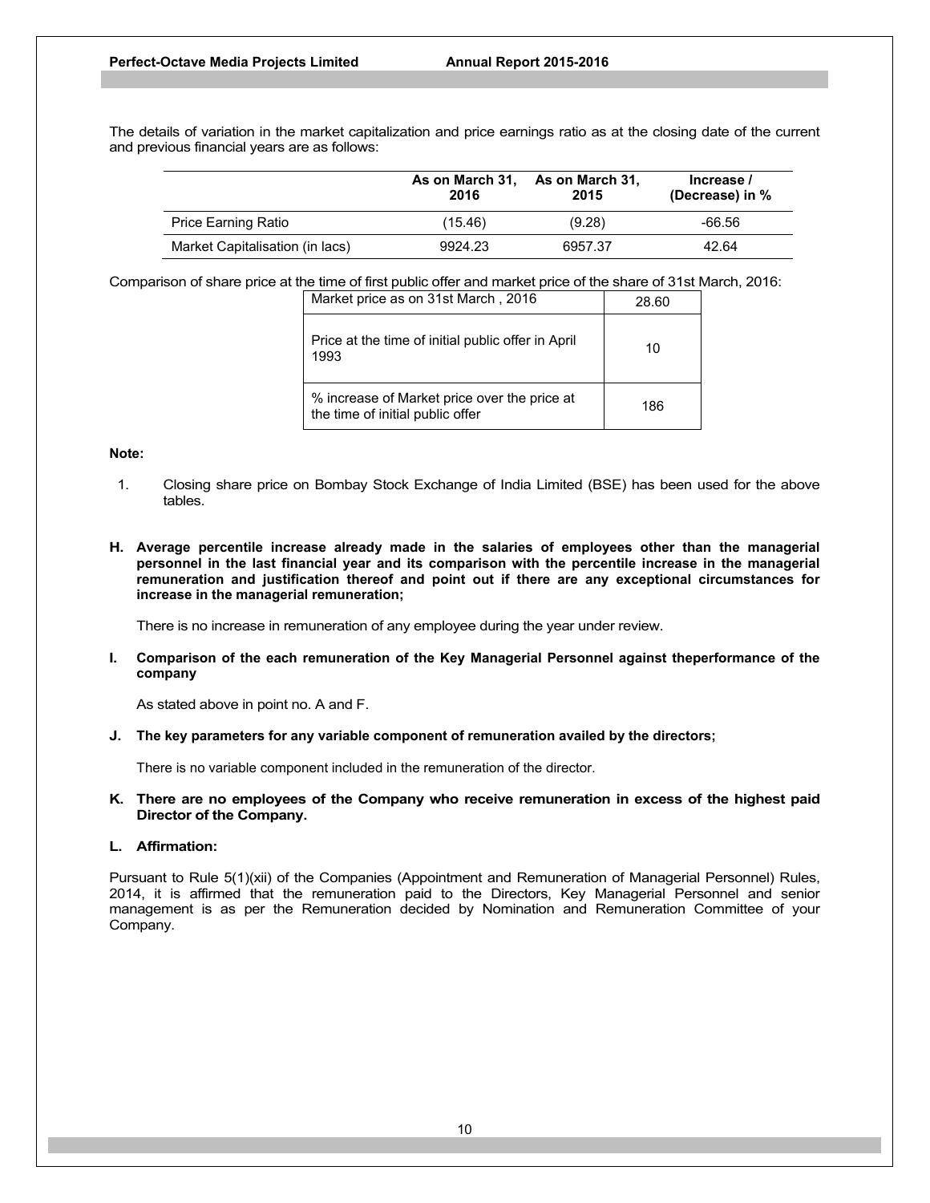The details of variation in the market capitalization and price earnings ratio as at the closing date of the current and previous financial years are as follows:

| | As on March 31, 2016 | As on March 31, 2015 | Increase / (Decrease) in % |
|---|---|---|---|
| Price Earning Ratio | (15.46) | (9.28) | -66.56 |
| Market Capitalisation (in lacs) | 9924.23 | 6957.37 | 42.64 |

Comparison of share price at the time of first public offer and market price of the share of 31st March, 2016:

| | |
|---|---|
| Market price as on 31st March , 2016 | 28.60 |
| Price at the time of initial public offer in April 1993 | 10 |
| % increase of Market price over the price at the time of initial public offer | 186 |

**Note:**

1. Closing share price on Bombay Stock Exchange of India Limited (BSE) has been used for the above tables.

**H. Average percentile increase already made in the salaries of employees other than the managerial personnel in the last financial year and its comparison with the percentile increase in the managerial remuneration and justification thereof and point out if there are any exceptional circumstances for increase in the managerial remuneration;**

There is no increase in remuneration of any employee during the year under review.

**I. Comparison of the each remuneration of the Key Managerial Personnel against theperformance of the company**

As stated above in point no. A and F.

**J. The key parameters for any variable component of remuneration availed by the directors;**

There is no variable component included in the remuneration of the director.

**K. There are no employees of the Company who receive remuneration in excess of the highest paid Director of the Company.**

**L. Affirmation:**

Pursuant to Rule 5(1)(xii) of the Companies (Appointment and Remuneration of Managerial Personnel) Rules, 2014, it is affirmed that the remuneration paid to the Directors, Key Managerial Personnel and senior management is as per the Remuneration decided by Nomination and Remuneration Committee of your Company.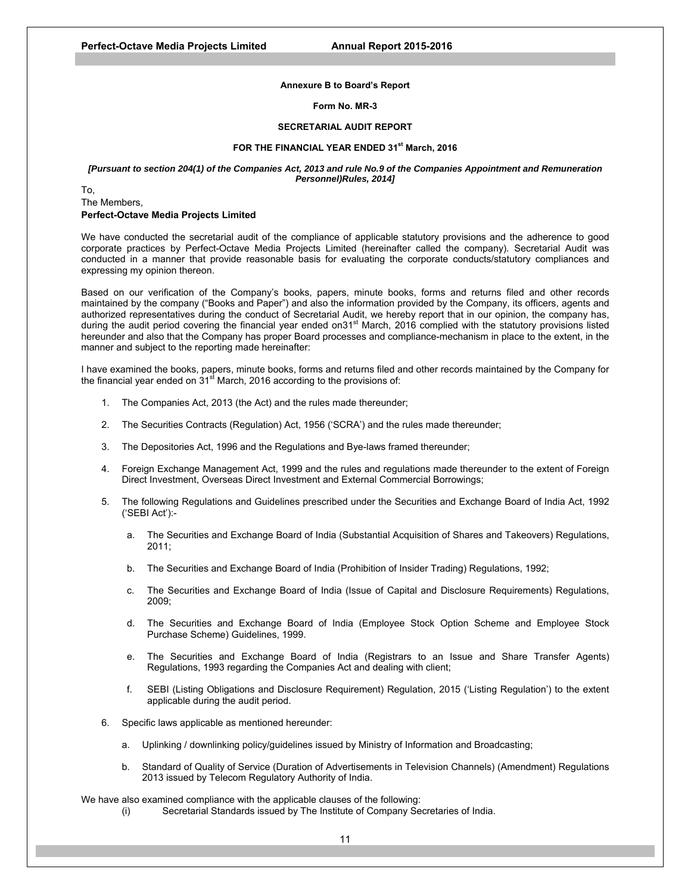**Annexure B to Board's Report**

**Form No. MR-3**

**SECRETARIAL AUDIT REPORT**

**FOR THE FINANCIAL YEAR ENDED 31st March, 2016**

***[Pursuant to section 204(1) of the Companies Act, 2013 and rule No.9 of the Companies Appointment and Remuneration Personnel)Rules, 2014]***

To,
The Members,
**Perfect-Octave Media Projects Limited**

We have conducted the secretarial audit of the compliance of applicable statutory provisions and the adherence to good corporate practices by Perfect-Octave Media Projects Limited (hereinafter called the company). Secretarial Audit was conducted in a manner that provide reasonable basis for evaluating the corporate conducts/statutory compliances and expressing my opinion thereon.

Based on our verification of the Company's books, papers, minute books, forms and returns filed and other records maintained by the company ("Books and Paper") and also the information provided by the Company, its officers, agents and authorized representatives during the conduct of Secretarial Audit, we hereby report that in our opinion, the company has, during the audit period covering the financial year ended on31st March, 2016 complied with the statutory provisions listed hereunder and also that the Company has proper Board processes and compliance-mechanism in place to the extent, in the manner and subject to the reporting made hereinafter:

I have examined the books, papers, minute books, forms and returns filed and other records maintained by the Company for the financial year ended on 31st March, 2016 according to the provisions of:

1. The Companies Act, 2013 (the Act) and the rules made thereunder;
2. The Securities Contracts (Regulation) Act, 1956 ('SCRA') and the rules made thereunder;
3. The Depositories Act, 1996 and the Regulations and Bye-laws framed thereunder;
4. Foreign Exchange Management Act, 1999 and the rules and regulations made thereunder to the extent of Foreign Direct Investment, Overseas Direct Investment and External Commercial Borrowings;
5. The following Regulations and Guidelines prescribed under the Securities and Exchange Board of India Act, 1992 ('SEBI Act'):-
   a. The Securities and Exchange Board of India (Substantial Acquisition of Shares and Takeovers) Regulations, 2011;
   b. The Securities and Exchange Board of India (Prohibition of Insider Trading) Regulations, 1992;
   c. The Securities and Exchange Board of India (Issue of Capital and Disclosure Requirements) Regulations, 2009;
   d. The Securities and Exchange Board of India (Employee Stock Option Scheme and Employee Stock Purchase Scheme) Guidelines, 1999.
   e. The Securities and Exchange Board of India (Registrars to an Issue and Share Transfer Agents) Regulations, 1993 regarding the Companies Act and dealing with client;
   f. SEBI (Listing Obligations and Disclosure Requirement) Regulation, 2015 ('Listing Regulation') to the extent applicable during the audit period.
6. Specific laws applicable as mentioned hereunder:
   a. Uplinking / downlinking policy/guidelines issued by Ministry of Information and Broadcasting;
   b. Standard of Quality of Service (Duration of Advertisements in Television Channels) (Amendment) Regulations 2013 issued by Telecom Regulatory Authority of India.

We have also examined compliance with the applicable clauses of the following:

(i) Secretarial Standards issued by The Institute of Company Secretaries of India.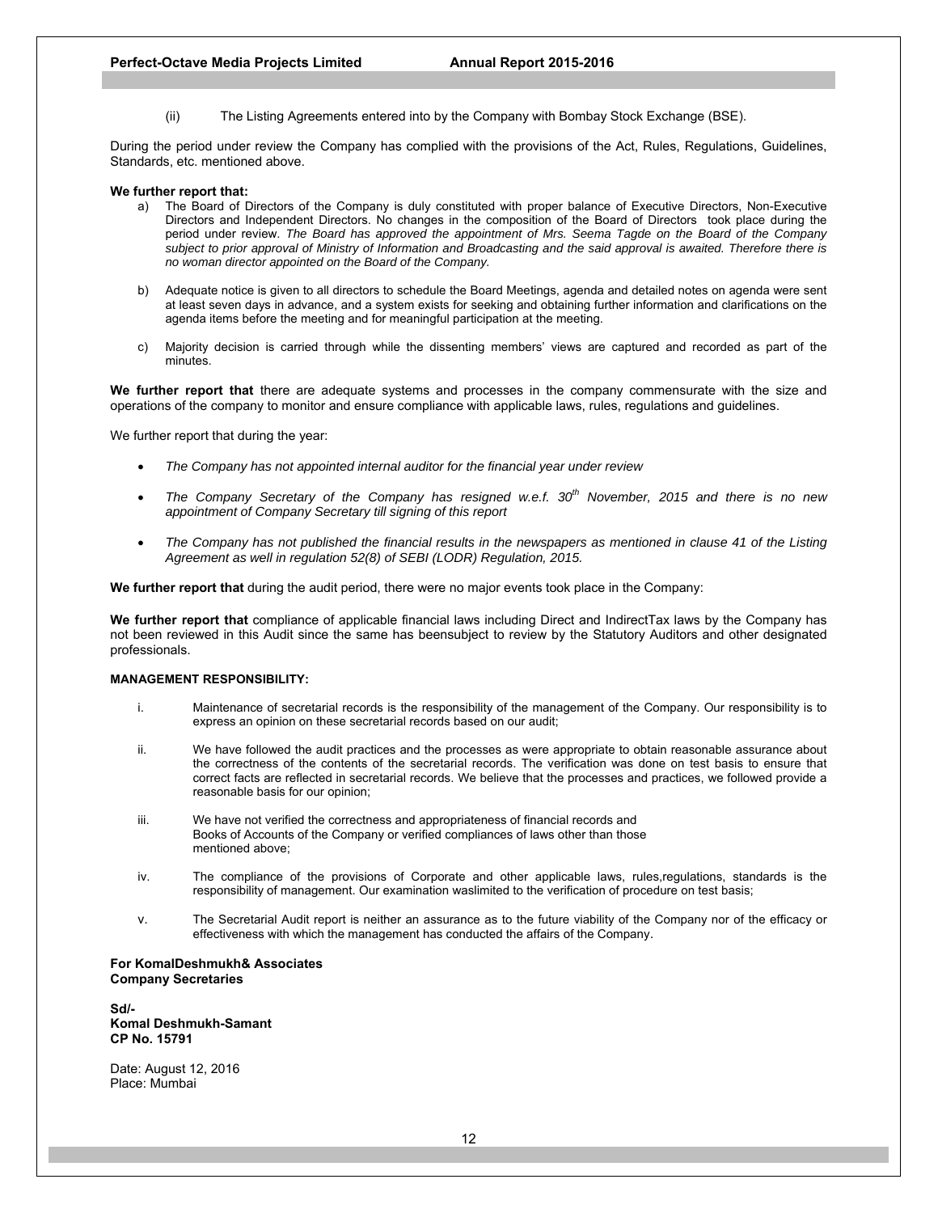(ii) The Listing Agreements entered into by the Company with Bombay Stock Exchange (BSE).

During the period under review the Company has complied with the provisions of the Act, Rules, Regulations, Guidelines, Standards, etc. mentioned above.

**We further report that:**

a) The Board of Directors of the Company is duly constituted with proper balance of Executive Directors, Non-Executive Directors and Independent Directors. No changes in the composition of the Board of Directors took place during the period under review. *The Board has approved the appointment of Mrs. Seema Tagde on the Board of the Company subject to prior approval of Ministry of Information and Broadcasting and the said approval is awaited. Therefore there is no woman director appointed on the Board of the Company.*

b) Adequate notice is given to all directors to schedule the Board Meetings, agenda and detailed notes on agenda were sent at least seven days in advance, and a system exists for seeking and obtaining further information and clarifications on the agenda items before the meeting and for meaningful participation at the meeting.

c) Majority decision is carried through while the dissenting members' views are captured and recorded as part of the minutes.

**We further report that** there are adequate systems and processes in the company commensurate with the size and operations of the company to monitor and ensure compliance with applicable laws, rules, regulations and guidelines.

We further report that during the year:

- *The Company has not appointed internal auditor for the financial year under review*
- *The Company Secretary of the Company has resigned w.e.f. 30th November, 2015 and there is no new appointment of Company Secretary till signing of this report*
- *The Company has not published the financial results in the newspapers as mentioned in clause 41 of the Listing Agreement as well in regulation 52(8) of SEBI (LODR) Regulation, 2015.*

**We further report that** during the audit period, there were no major events took place in the Company:

**We further report that** compliance of applicable financial laws including Direct and IndirectTax laws by the Company has not been reviewed in this Audit since the same has beensubject to review by the Statutory Auditors and other designated professionals.

**MANAGEMENT RESPONSIBILITY:**

i. Maintenance of secretarial records is the responsibility of the management of the Company. Our responsibility is to express an opinion on these secretarial records based on our audit;

ii. We have followed the audit practices and the processes as were appropriate to obtain reasonable assurance about the correctness of the contents of the secretarial records. The verification was done on test basis to ensure that correct facts are reflected in secretarial records. We believe that the processes and practices, we followed provide a reasonable basis for our opinion;

iii. We have not verified the correctness and appropriateness of financial records and Books of Accounts of the Company or verified compliances of laws other than those mentioned above;

iv. The compliance of the provisions of Corporate and other applicable laws, rules,regulations, standards is the responsibility of management. Our examination waslimited to the verification of procedure on test basis;

v. The Secretarial Audit report is neither an assurance as to the future viability of the Company nor of the efficacy or effectiveness with which the management has conducted the affairs of the Company.

**For KomalDeshmukh& Associates**
**Company Secretaries**

**Sd/-**
**Komal Deshmukh-Samant**
**CP No. 15791**

Date: August 12, 2016
Place: Mumbai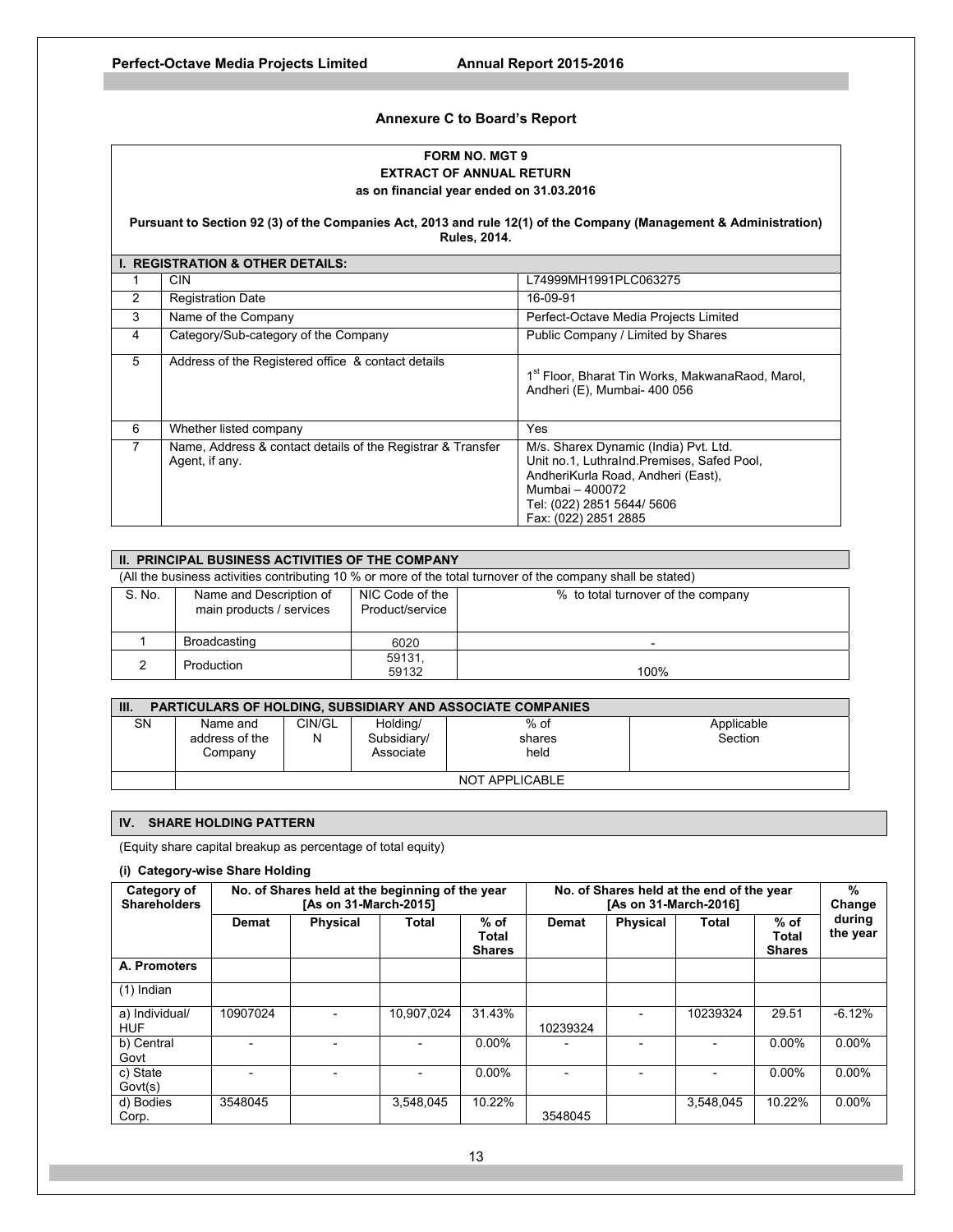## Annexure C to Board's Report

**FORM NO. MGT 9**
**EXTRACT OF ANNUAL RETURN**
**as on financial year ended on 31.03.2016**

**Pursuant to Section 92 (3) of the Companies Act, 2013 and rule 12(1) of the Company (Management & Administration) Rules, 2014.**

### I. REGISTRATION & OTHER DETAILS:

| | | |
|---|---|---|
| 1 | CIN | L74999MH1991PLC063275 |
| 2 | Registration Date | 16-09-91 |
| 3 | Name of the Company | Perfect-Octave Media Projects Limited |
| 4 | Category/Sub-category of the Company | Public Company / Limited by Shares |
| 5 | Address of the Registered office & contact details | 1st Floor, Bharat Tin Works, MakwanaRaod, Marol, Andheri (E), Mumbai- 400 056 |
| 6 | Whether listed company | Yes |
| 7 | Name, Address & contact details of the Registrar & Transfer Agent, if any. | M/s. Sharex Dynamic (India) Pvt. Ltd. Unit no.1, LuthraInd.Premises, Safed Pool, AndheriKurla Road, Andheri (East), Mumbai – 400072 Tel: (022) 2851 5644/ 5606 Fax: (022) 2851 2885 |

### II. PRINCIPAL BUSINESS ACTIVITIES OF THE COMPANY

(All the business activities contributing 10 % or more of the total turnover of the company shall be stated)

| S. No. | Name and Description of main products / services | NIC Code of the Product/service | % to total turnover of the company |
|---|---|---|---|
| 1 | Broadcasting | 6020 | - |
| 2 | Production | 59131, 59132 | 100% |

### III. PARTICULARS OF HOLDING, SUBSIDIARY AND ASSOCIATE COMPANIES

| SN | Name and address of the Company | CIN/GLN | Holding/ Subsidiary/ Associate | % of shares held | Applicable Section |
|---|---|---|---|---|---|
| | NOT APPLICABLE | | | | |

### IV. SHARE HOLDING PATTERN

(Equity share capital breakup as percentage of total equity)

**(i) Category-wise Share Holding**

| Category of Shareholders | No. of Shares held at the beginning of the year [As on 31-March-2015] | | | | No. of Shares held at the end of the year [As on 31-March-2016] | | | | % Change during the year |
|---|---|---|---|---|---|---|---|---|---|
| | Demat | Physical | Total | % of Total Shares | Demat | Physical | Total | % of Total Shares | |
| **A. Promoters** | | | | | | | | | |
| (1) Indian | | | | | | | | | |
| a) Individual/ HUF | 10907024 | - | 10,907,024 | 31.43% | 10239324 | - | 10239324 | 29.51 | -6.12% |
| b) Central Govt | - | - | - | 0.00% | - | - | - | 0.00% | 0.00% |
| c) State Govt(s) | - | - | - | 0.00% | - | - | - | 0.00% | 0.00% |
| d) Bodies Corp. | 3548045 | | 3,548,045 | 10.22% | 3548045 | | 3,548,045 | 10.22% | 0.00% |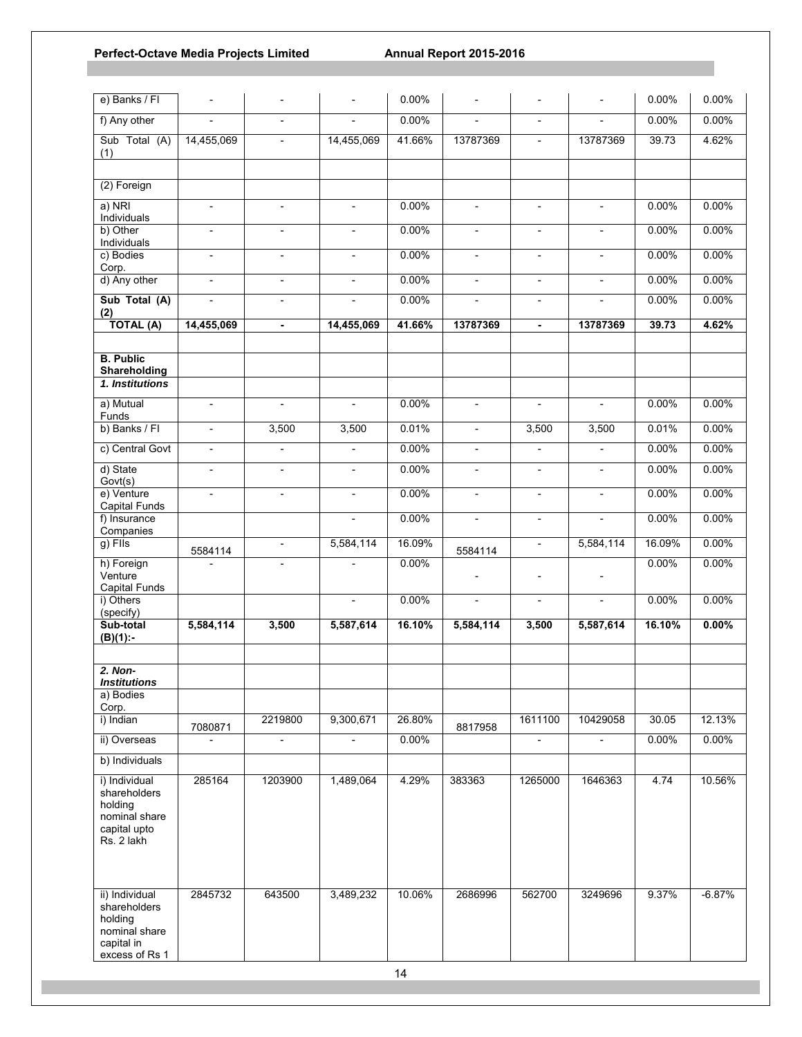| e) Banks / FI | - | - | - | 0.00% | - | - | - | 0.00% | 0.00% |
|---|---|---|---|---|---|---|---|---|---|
| f) Any other | - | - | - | 0.00% | - | - | - | 0.00% | 0.00% |
| Sub Total (A) (1) | 14,455,069 | - | 14,455,069 | 41.66% | 13787369 | - | 13787369 | 39.73 | 4.62% |
| | | | | | | | | | |
| (2) Foreign | | | | | | | | | |
| a) NRI Individuals | - | - | - | 0.00% | - | - | - | 0.00% | 0.00% |
| b) Other Individuals | - | - | - | 0.00% | - | - | - | 0.00% | 0.00% |
| c) Bodies Corp. | - | - | - | 0.00% | - | - | - | 0.00% | 0.00% |
| d) Any other | - | - | - | 0.00% | - | - | - | 0.00% | 0.00% |
| **Sub Total (A) (2)** | - | - | - | 0.00% | - | - | - | 0.00% | 0.00% |
| **TOTAL (A)** | **14,455,069** | **-** | **14,455,069** | **41.66%** | **13787369** | **-** | **13787369** | **39.73** | **4.62%** |
| | | | | | | | | | |
| **B. Public Shareholding** | | | | | | | | | |
| ***1. Institutions*** | | | | | | | | | |
| a) Mutual Funds | - | - | - | 0.00% | - | - | - | 0.00% | 0.00% |
| b) Banks / FI | - | 3,500 | 3,500 | 0.01% | - | 3,500 | 3,500 | 0.01% | 0.00% |
| c) Central Govt | - | - | - | 0.00% | - | - | - | 0.00% | 0.00% |
| d) State Govt(s) | - | - | - | 0.00% | - | - | - | 0.00% | 0.00% |
| e) Venture Capital Funds | - | - | - | 0.00% | - | - | - | 0.00% | 0.00% |
| f) Insurance Companies | | | - | 0.00% | - | - | - | 0.00% | 0.00% |
| g) FIIs | 5584114 | - | 5,584,114 | 16.09% | 5584114 | - | 5,584,114 | 16.09% | 0.00% |
| h) Foreign Venture Capital Funds | - | - | - | 0.00% | - | - | - | 0.00% | 0.00% |
| i) Others (specify) | | | - | 0.00% | - | - | - | 0.00% | 0.00% |
| **Sub-total (B)(1):-** | **5,584,114** | **3,500** | **5,587,614** | **16.10%** | **5,584,114** | **3,500** | **5,587,614** | **16.10%** | **0.00%** |
| | | | | | | | | | |
| ***2. Non-Institutions*** | | | | | | | | | |
| a) Bodies Corp. | | | | | | | | | |
| i) Indian | 7080871 | 2219800 | 9,300,671 | 26.80% | 8817958 | 1611100 | 10429058 | 30.05 | 12.13% |
| ii) Overseas | - | - | - | 0.00% | | - | - | 0.00% | 0.00% |
| b) Individuals | | | | | | | | | |
| i) Individual shareholders holding nominal share capital upto Rs. 2 lakh | 285164 | 1203900 | 1,489,064 | 4.29% | 383363 | 1265000 | 1646363 | 4.74 | 10.56% |
| ii) Individual shareholders holding nominal share capital in excess of Rs 1 | 2845732 | 643500 | 3,489,232 | 10.06% | 2686996 | 562700 | 3249696 | 9.37% | -6.87% |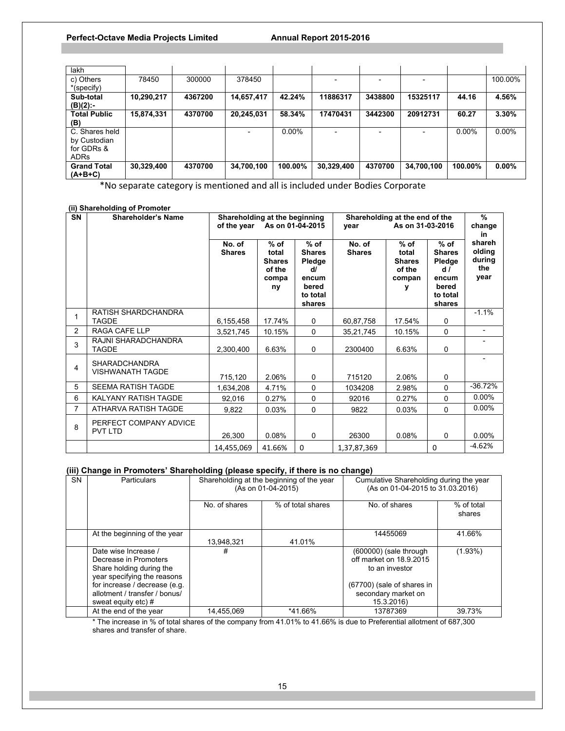| lakh | | | | | | | | | |
|---|---|---|---|---|---|---|---|---|---|
| c) Others *(specify) | 78450 | 300000 | 378450 | | - | - | - | | 100.00% |
| **Sub-total (B)(2):-** | **10,290,217** | **4367200** | **14,657,417** | **42.24%** | **11886317** | **3438800** | **15325117** | **44.16** | **4.56%** |
| **Total Public (B)** | **15,874,331** | **4370700** | **20,245,031** | **58.34%** | **17470431** | **3442300** | **20912731** | **60.27** | **3.30%** |
| C. Shares held by Custodian for GDRs & ADRs | | | - | 0.00% | - | - | - | 0.00% | 0.00% |
| **Grand Total (A+B+C)** | **30,329,400** | **4370700** | **34,700,100** | **100.00%** | **30,329,400** | **4370700** | **34,700,100** | **100.00%** | **0.00%** |

*No separate category is mentioned and all is included under Bodies Corporate

**(ii) Shareholding of Promoter**

| SN | Shareholder's Name | Shareholding at the beginning of the year As on 01-04-2015 | | | Shareholding at the end of the year As on 31-03-2016 | | | % change in shareholding during the year |
|---|---|---|---|---|---|---|---|---|
| | | No. of Shares | % of total Shares of the company | % of Shares Pledged/ encumbered to total shares | No. of Shares | % of total Shares of the company | % of Shares Pledged / encumbered to total shares | |
| 1 | RATISH SHARDCHANDRA TAGDE | 6,155,458 | 17.74% | 0 | 60,87,758 | 17.54% | 0 | -1.1% |
| 2 | RAGA CAFE LLP | 3,521,745 | 10.15% | 0 | 35,21,745 | 10.15% | 0 | - |
| 3 | RAJNI SHARADCHANDRA TAGDE | 2,300,400 | 6.63% | 0 | 2300400 | 6.63% | 0 | - |
| 4 | SHARADCHANDRA VISHWANATH TAGDE | 715,120 | 2.06% | 0 | 715120 | 2.06% | 0 | - |
| 5 | SEEMA RATISH TAGDE | 1,634,208 | 4.71% | 0 | 1034208 | 2.98% | 0 | -36.72% |
| 6 | KALYANY RATISH TAGDE | 92,016 | 0.27% | 0 | 92016 | 0.27% | 0 | 0.00% |
| 7 | ATHARVA RATISH TAGDE | 9,822 | 0.03% | 0 | 9822 | 0.03% | 0 | 0.00% |
| 8 | PERFECT COMPANY ADVICE PVT LTD | 26,300 | 0.08% | 0 | 26300 | 0.08% | 0 | 0.00% |
| | | 14,455,069 | 41.66% | 0 | 1,37,87,369 | | 0 | -4.62% |

**(iii) Change in Promoters' Shareholding (please specify, if there is no change)**

| SN | Particulars | Shareholding at the beginning of the year (As on 01-04-2015) | | Cumulative Shareholding during the year (As on 01-04-2015 to 31.03.2016) | |
|---|---|---|---|---|---|
| | | No. of shares | % of total shares | No. of shares | % of total shares |
| | At the beginning of the year | 13,948,321 | 41.01% | 14455069 | 41.66% |
| | Date wise Increase / Decrease in Promoters Share holding during the year specifying the reasons for increase / decrease (e.g. allotment / transfer / bonus/ sweat equity etc) # | # | | (600000) (sale through off market on 18.9.2015 to an investor<br><br>(67700) (sale of shares in secondary market on 15.3.2016) | (1.93%) |
| | At the end of the year | 14,455,069 | *41.66% | 13787369 | 39.73% |

* The increase in % of total shares of the company from 41.01% to 41.66% is due to Preferential allotment of 687,300 shares and transfer of share.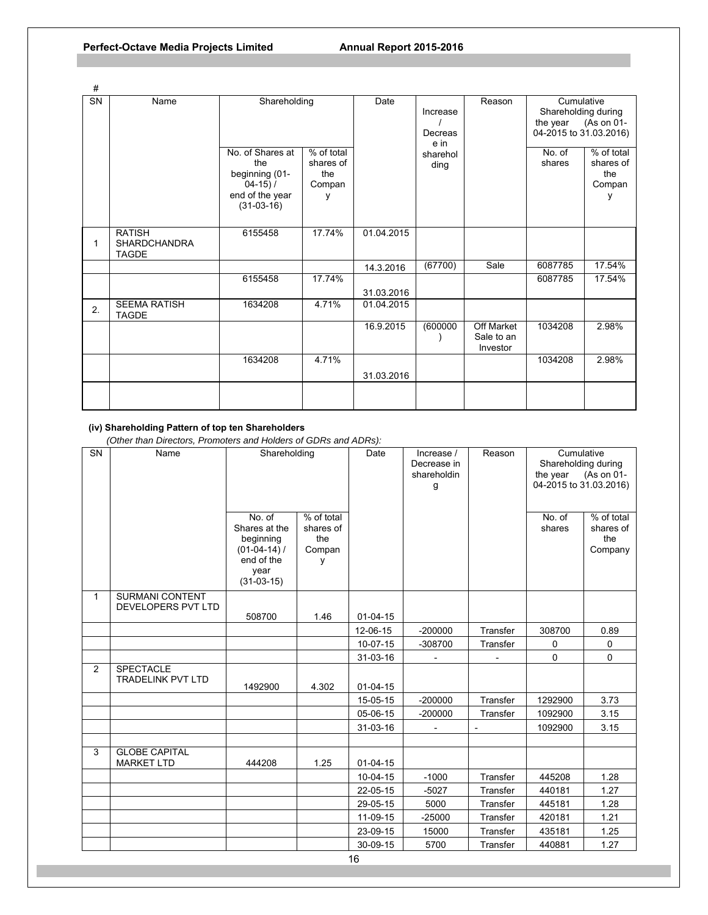#

| SN | Name | Shareholding | | Date | Increase / Decrease in shareholding | Reason | Cumulative Shareholding during the year (As on 01-04-2015 to 31.03.2016) | |
|---|---|---|---|---|---|---|---|---|
| | | No. of Shares at the beginning (01-04-15) / end of the year (31-03-16) | % of total shares of the Company | | | | No. of shares | % of total shares of the Company |
| 1 | RATISH SHARDCHANDRA TAGDE | 6155458 | 17.74% | 01.04.2015 | | | | |
| | | | | 14.3.2016 | (67700) | Sale | 6087785 | 17.54% |
| | | 6155458 | 17.74% | 31.03.2016 | | | 6087785 | 17.54% |
| 2. | SEEMA RATISH TAGDE | 1634208 | 4.71% | 01.04.2015 | | | | |
| | | | | 16.9.2015 | (600000) | Off Market Sale to an Investor | 1034208 | 2.98% |
| | | 1634208 | 4.71% | 31.03.2016 | | | 1034208 | 2.98% |
| | | | | | | | | |

**(iv) Shareholding Pattern of top ten Shareholders**

*(Other than Directors, Promoters and Holders of GDRs and ADRs):*

| SN | Name | Shareholding | | Date | Increase / Decrease in shareholding | Reason | Cumulative Shareholding during the year (As on 01-04-2015 to 31.03.2016) | |
|---|---|---|---|---|---|---|---|---|
| | | No. of Shares at the beginning (01-04-14) / end of the year (31-03-15) | % of total shares of the Company | | | | No. of shares | % of total shares of the Company |
| 1 | SURMANI CONTENT DEVELOPERS PVT LTD | 508700 | 1.46 | 01-04-15 | | | | |
| | | | | 12-06-15 | -200000 | Transfer | 308700 | 0.89 |
| | | | | 10-07-15 | -308700 | Transfer | 0 | 0 |
| | | | | 31-03-16 | - | - | 0 | 0 |
| 2 | SPECTACLE TRADELINK PVT LTD | 1492900 | 4.302 | 01-04-15 | | | | |
| | | | | 15-05-15 | -200000 | Transfer | 1292900 | 3.73 |
| | | | | 05-06-15 | -200000 | Transfer | 1092900 | 3.15 |
| | | | | 31-03-16 | - | - | 1092900 | 3.15 |
| | | | | | | | | |
| 3 | GLOBE CAPITAL MARKET LTD | 444208 | 1.25 | 01-04-15 | | | | |
| | | | | 10-04-15 | -1000 | Transfer | 445208 | 1.28 |
| | | | | 22-05-15 | -5027 | Transfer | 440181 | 1.27 |
| | | | | 29-05-15 | 5000 | Transfer | 445181 | 1.28 |
| | | | | 11-09-15 | -25000 | Transfer | 420181 | 1.21 |
| | | | | 23-09-15 | 15000 | Transfer | 435181 | 1.25 |
| | | | | 30-09-15 | 5700 | Transfer | 440881 | 1.27 |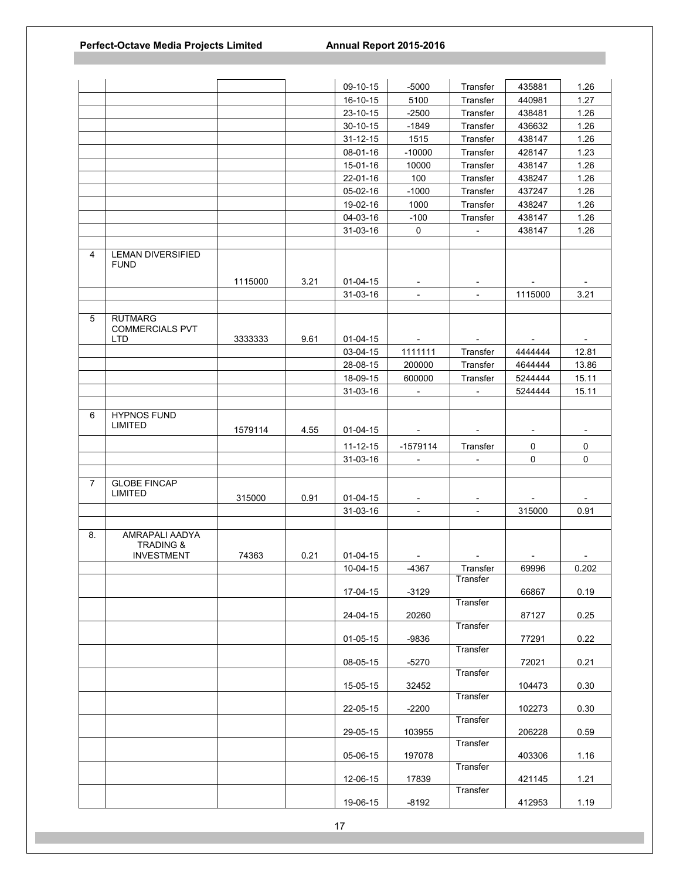| | | | | | | | | |
|---|---|---|---|---|---|---|---|---|
| | | | | 09-10-15 | -5000 | Transfer | 435881 | 1.26 |
| | | | | 16-10-15 | 5100 | Transfer | 440981 | 1.27 |
| | | | | 23-10-15 | -2500 | Transfer | 438481 | 1.26 |
| | | | | 30-10-15 | -1849 | Transfer | 436632 | 1.26 |
| | | | | 31-12-15 | 1515 | Transfer | 438147 | 1.26 |
| | | | | 08-01-16 | -10000 | Transfer | 428147 | 1.23 |
| | | | | 15-01-16 | 10000 | Transfer | 438147 | 1.26 |
| | | | | 22-01-16 | 100 | Transfer | 438247 | 1.26 |
| | | | | 05-02-16 | -1000 | Transfer | 437247 | 1.26 |
| | | | | 19-02-16 | 1000 | Transfer | 438247 | 1.26 |
| | | | | 04-03-16 | -100 | Transfer | 438147 | 1.26 |
| | | | | 31-03-16 | 0 | - | 438147 | 1.26 |
| | | | | | | | | |
| 4 | LEMAN DIVERSIFIED FUND | 1115000 | 3.21 | 01-04-15 | - | - | - | - |
| | | | | 31-03-16 | - | - | 1115000 | 3.21 |
| | | | | | | | | |
| 5 | RUTMARG COMMERCIALS PVT LTD | 3333333 | 9.61 | 01-04-15 | - | - | - | - |
| | | | | 03-04-15 | 1111111 | Transfer | 4444444 | 12.81 |
| | | | | 28-08-15 | 200000 | Transfer | 4644444 | 13.86 |
| | | | | 18-09-15 | 600000 | Transfer | 5244444 | 15.11 |
| | | | | 31-03-16 | - | - | 5244444 | 15.11 |
| | | | | | | | | |
| 6 | HYPNOS FUND LIMITED | 1579114 | 4.55 | 01-04-15 | - | - | - | - |
| | | | | 11-12-15 | -1579114 | Transfer | 0 | 0 |
| | | | | 31-03-16 | - | - | 0 | 0 |
| | | | | | | | | |
| 7 | GLOBE FINCAP LIMITED | 315000 | 0.91 | 01-04-15 | - | - | - | - |
| | | | | 31-03-16 | - | - | 315000 | 0.91 |
| | | | | | | | | |
| 8. | AMRAPALI AADYA TRADING & INVESTMENT | 74363 | 0.21 | 01-04-15 | - | - | - | - |
| | | | | 10-04-15 | -4367 | Transfer | 69996 | 0.202 |
| | | | | 17-04-15 | -3129 | Transfer | 66867 | 0.19 |
| | | | | 24-04-15 | 20260 | Transfer | 87127 | 0.25 |
| | | | | 01-05-15 | -9836 | Transfer | 77291 | 0.22 |
| | | | | 08-05-15 | -5270 | Transfer | 72021 | 0.21 |
| | | | | 15-05-15 | 32452 | Transfer | 104473 | 0.30 |
| | | | | 22-05-15 | -2200 | Transfer | 102273 | 0.30 |
| | | | | 29-05-15 | 103955 | Transfer | 206228 | 0.59 |
| | | | | 05-06-15 | 197078 | Transfer | 403306 | 1.16 |
| | | | | 12-06-15 | 17839 | Transfer | 421145 | 1.21 |
| | | | | 19-06-15 | -8192 | Transfer | 412953 | 1.19 |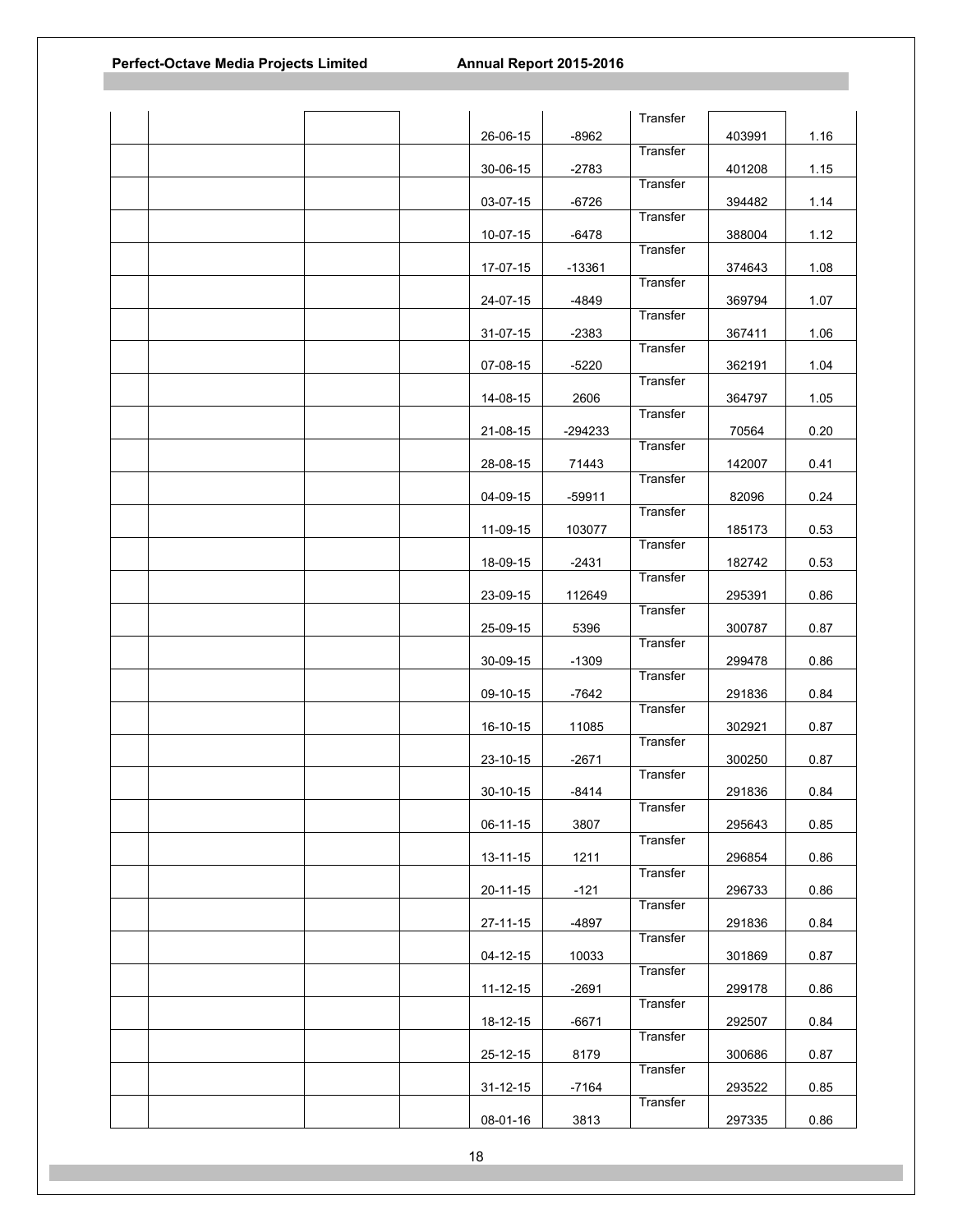| | | | | | | | | |
|---|---|---|---|---|---|---|---|---|
| | | | | 26-06-15 | -8962 | Transfer | 403991 | 1.16 |
| | | | | 30-06-15 | -2783 | Transfer | 401208 | 1.15 |
| | | | | 03-07-15 | -6726 | Transfer | 394482 | 1.14 |
| | | | | 10-07-15 | -6478 | Transfer | 388004 | 1.12 |
| | | | | 17-07-15 | -13361 | Transfer | 374643 | 1.08 |
| | | | | 24-07-15 | -4849 | Transfer | 369794 | 1.07 |
| | | | | 31-07-15 | -2383 | Transfer | 367411 | 1.06 |
| | | | | 07-08-15 | -5220 | Transfer | 362191 | 1.04 |
| | | | | 14-08-15 | 2606 | Transfer | 364797 | 1.05 |
| | | | | 21-08-15 | -294233 | Transfer | 70564 | 0.20 |
| | | | | 28-08-15 | 71443 | Transfer | 142007 | 0.41 |
| | | | | 04-09-15 | -59911 | Transfer | 82096 | 0.24 |
| | | | | 11-09-15 | 103077 | Transfer | 185173 | 0.53 |
| | | | | 18-09-15 | -2431 | Transfer | 182742 | 0.53 |
| | | | | 23-09-15 | 112649 | Transfer | 295391 | 0.86 |
| | | | | 25-09-15 | 5396 | Transfer | 300787 | 0.87 |
| | | | | 30-09-15 | -1309 | Transfer | 299478 | 0.86 |
| | | | | 09-10-15 | -7642 | Transfer | 291836 | 0.84 |
| | | | | 16-10-15 | 11085 | Transfer | 302921 | 0.87 |
| | | | | 23-10-15 | -2671 | Transfer | 300250 | 0.87 |
| | | | | 30-10-15 | -8414 | Transfer | 291836 | 0.84 |
| | | | | 06-11-15 | 3807 | Transfer | 295643 | 0.85 |
| | | | | 13-11-15 | 1211 | Transfer | 296854 | 0.86 |
| | | | | 20-11-15 | -121 | Transfer | 296733 | 0.86 |
| | | | | 27-11-15 | -4897 | Transfer | 291836 | 0.84 |
| | | | | 04-12-15 | 10033 | Transfer | 301869 | 0.87 |
| | | | | 11-12-15 | -2691 | Transfer | 299178 | 0.86 |
| | | | | 18-12-15 | -6671 | Transfer | 292507 | 0.84 |
| | | | | 25-12-15 | 8179 | Transfer | 300686 | 0.87 |
| | | | | 31-12-15 | -7164 | Transfer | 293522 | 0.85 |
| | | | | 08-01-16 | 3813 | Transfer | 297335 | 0.86 |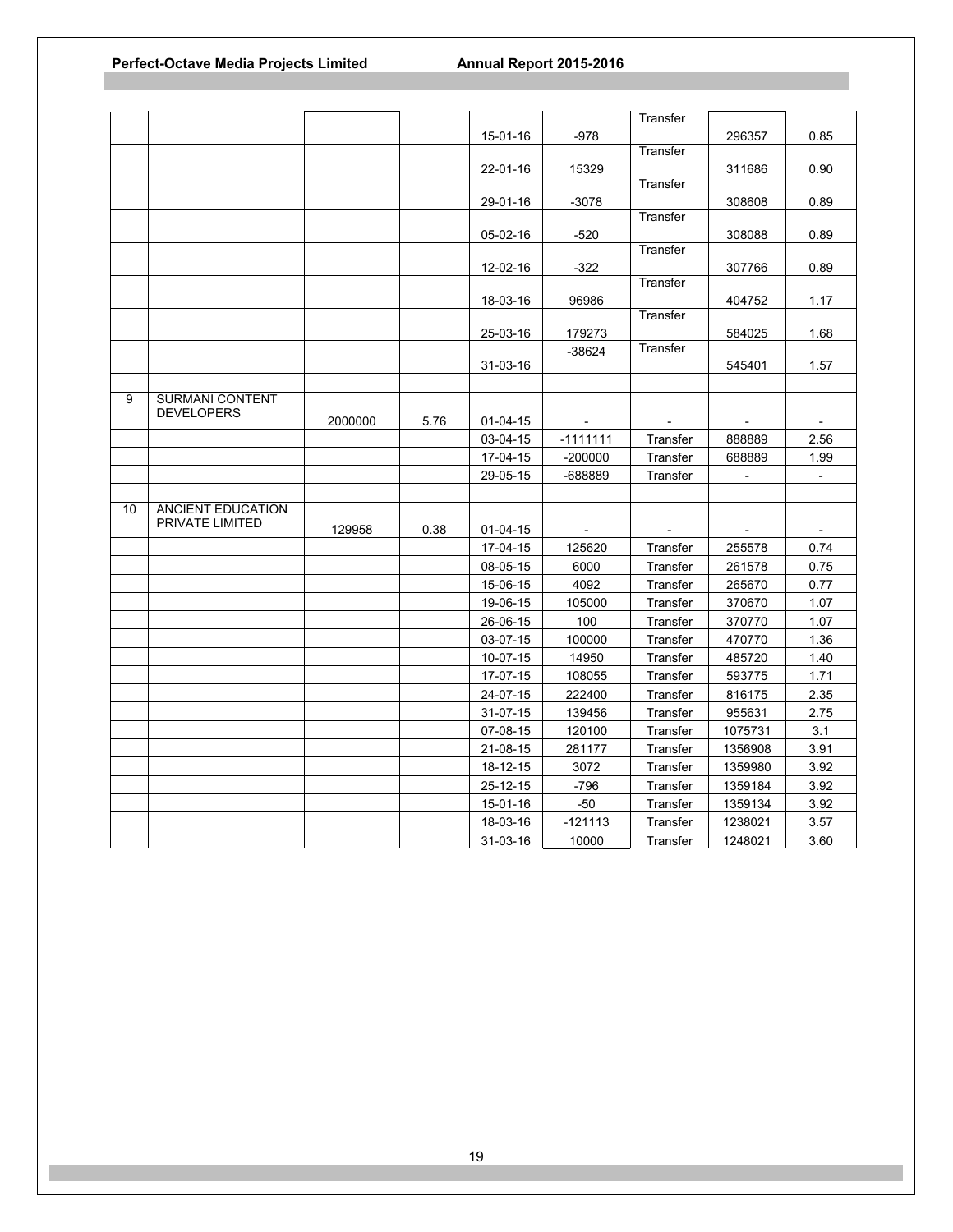| | | | | | | | | |
|---|---|---|---|---|---|---|---|---|
| | | | | 15-01-16 | -978 | Transfer | 296357 | 0.85 |
| | | | | 22-01-16 | 15329 | Transfer | 311686 | 0.90 |
| | | | | 29-01-16 | -3078 | Transfer | 308608 | 0.89 |
| | | | | 05-02-16 | -520 | Transfer | 308088 | 0.89 |
| | | | | 12-02-16 | -322 | Transfer | 307766 | 0.89 |
| | | | | 18-03-16 | 96986 | Transfer | 404752 | 1.17 |
| | | | | 25-03-16 | 179273 | Transfer | 584025 | 1.68 |
| | | | | 31-03-16 | -38624 | Transfer | 545401 | 1.57 |
| | | | | | | | | |
| 9 | SURMANI CONTENT DEVELOPERS | 2000000 | 5.76 | 01-04-15 | - | - | - | - |
| | | | | 03-04-15 | -1111111 | Transfer | 888889 | 2.56 |
| | | | | 17-04-15 | -200000 | Transfer | 688889 | 1.99 |
| | | | | 29-05-15 | -688889 | Transfer | - | - |
| | | | | | | | | |
| 10 | ANCIENT EDUCATION PRIVATE LIMITED | 129958 | 0.38 | 01-04-15 | - | - | - | - |
| | | | | 17-04-15 | 125620 | Transfer | 255578 | 0.74 |
| | | | | 08-05-15 | 6000 | Transfer | 261578 | 0.75 |
| | | | | 15-06-15 | 4092 | Transfer | 265670 | 0.77 |
| | | | | 19-06-15 | 105000 | Transfer | 370670 | 1.07 |
| | | | | 26-06-15 | 100 | Transfer | 370770 | 1.07 |
| | | | | 03-07-15 | 100000 | Transfer | 470770 | 1.36 |
| | | | | 10-07-15 | 14950 | Transfer | 485720 | 1.40 |
| | | | | 17-07-15 | 108055 | Transfer | 593775 | 1.71 |
| | | | | 24-07-15 | 222400 | Transfer | 816175 | 2.35 |
| | | | | 31-07-15 | 139456 | Transfer | 955631 | 2.75 |
| | | | | 07-08-15 | 120100 | Transfer | 1075731 | 3.1 |
| | | | | 21-08-15 | 281177 | Transfer | 1356908 | 3.91 |
| | | | | 18-12-15 | 3072 | Transfer | 1359980 | 3.92 |
| | | | | 25-12-15 | -796 | Transfer | 1359184 | 3.92 |
| | | | | 15-01-16 | -50 | Transfer | 1359134 | 3.92 |
| | | | | 18-03-16 | -121113 | Transfer | 1238021 | 3.57 |
| | | | | 31-03-16 | 10000 | Transfer | 1248021 | 3.60 |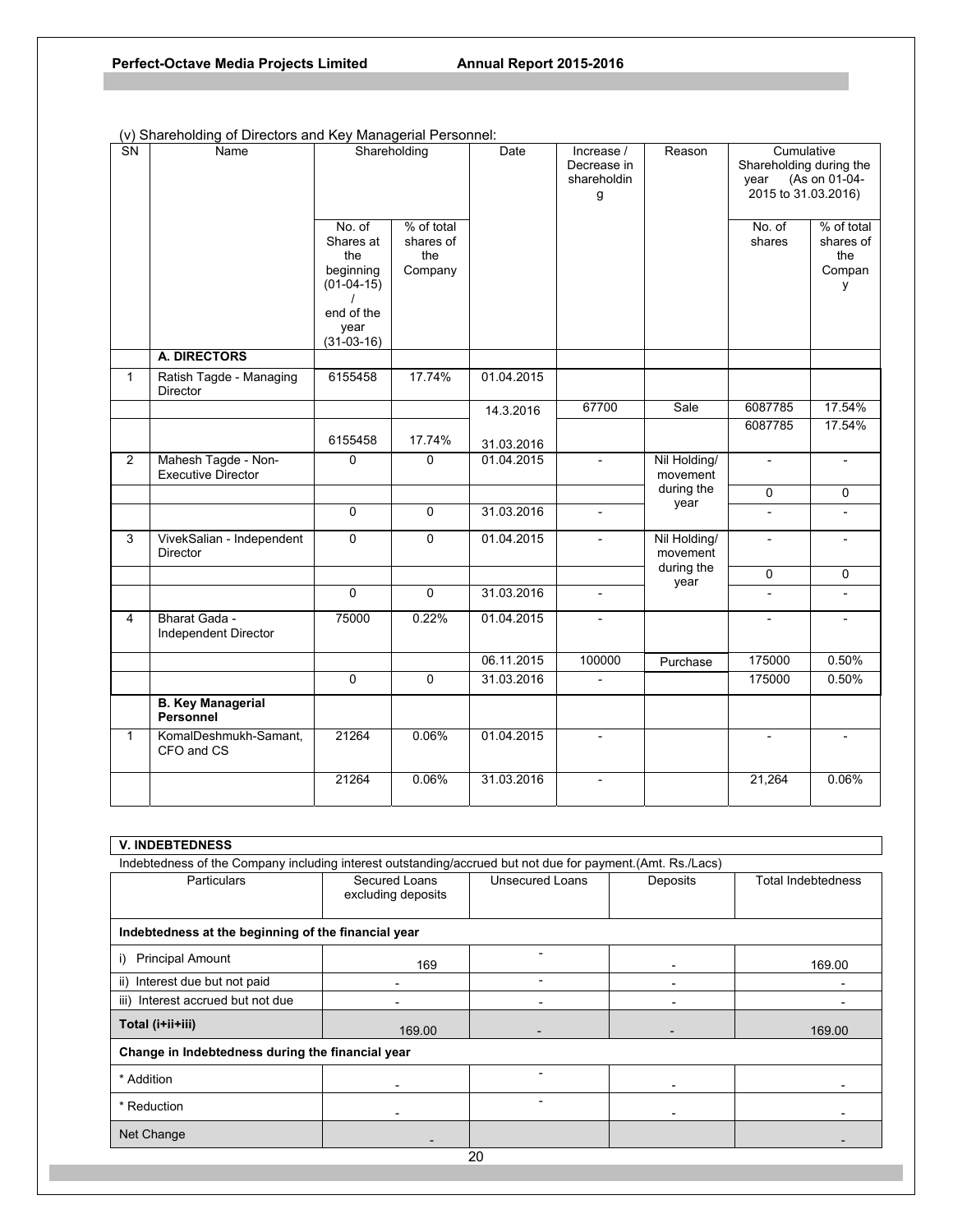(v) Shareholding of Directors and Key Managerial Personnel:

| SN | Name | Shareholding | | Date | Increase / Decrease in shareholding | Reason | Cumulative Shareholding during the year (As on 01-04-2015 to 31.03.2016) | |
|---|---|---|---|---|---|---|---|---|
| | | No. of Shares at the beginning (01-04-15) / end of the year (31-03-16) | % of total shares of the Company | | | | No. of shares | % of total shares of the Company |
| | **A. DIRECTORS** | | | | | | | |
| 1 | Ratish Tagde - Managing Director | 6155458 | 17.74% | 01.04.2015 | | | | |
| | | | | 14.3.2016 | 67700 | Sale | 6087785 | 17.54% |
| | | 6155458 | 17.74% | 31.03.2016 | | | 6087785 | 17.54% |
| 2 | Mahesh Tagde - Non-Executive Director | 0 | 0 | 01.04.2015 | - | Nil Holding/ movement during the year | - | - |
| | | | | | | | 0 | 0 |
| | | 0 | 0 | 31.03.2016 | - | | - | - |
| 3 | VivekSalian - Independent Director | 0 | 0 | 01.04.2015 | - | Nil Holding/ movement during the year | - | - |
| | | | | | | | 0 | 0 |
| | | 0 | 0 | 31.03.2016 | - | | - | - |
| 4 | Bharat Gada - Independent Director | 75000 | 0.22% | 01.04.2015 | - | | - | - |
| | | | | 06.11.2015 | 100000 | Purchase | 175000 | 0.50% |
| | | 0 | 0 | 31.03.2016 | - | | 175000 | 0.50% |
| | **B. Key Managerial Personnel** | | | | | | | |
| 1 | KomalDeshmukh-Samant, CFO and CS | 21264 | 0.06% | 01.04.2015 | - | | - | - |
| | | 21264 | 0.06% | 31.03.2016 | - | | 21,264 | 0.06% |

## V. INDEBTEDNESS

Indebtedness of the Company including interest outstanding/accrued but not due for payment.(Amt. Rs./Lacs)

| Particulars | Secured Loans excluding deposits | Unsecured Loans | Deposits | Total Indebtedness |
|---|---|---|---|---|
| **Indebtedness at the beginning of the financial year** | | | | |
| i) Principal Amount | 169 | - | - | 169.00 |
| ii) Interest due but not paid | - | - | - | - |
| iii) Interest accrued but not due | - | - | - | - |
| **Total (i+ii+iii)** | 169.00 | - | - | 169.00 |
| **Change in Indebtedness during the financial year** | | | | |
| * Addition | - | - | - | - |
| * Reduction | - | - | - | - |
| Net Change | - | | | - |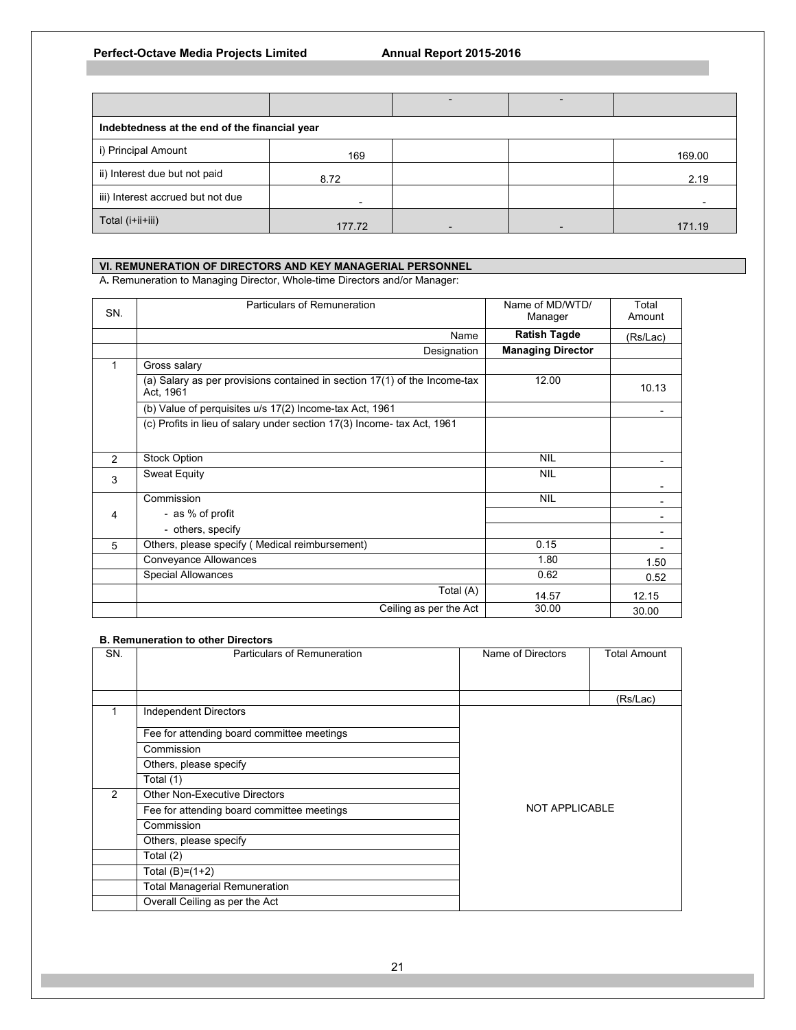| | | - | - | |
|---|---|---|---|---|
| **Indebtedness at the end of the financial year** | | | | |
| i) Principal Amount | 169 | | | 169.00 |
| ii) Interest due but not paid | 8.72 | | | 2.19 |
| iii) Interest accrued but not due | - | | | - |
| Total (i+ii+iii) | 177.72 | - | - | 171.19 |

## VI. REMUNERATION OF DIRECTORS AND KEY MANAGERIAL PERSONNEL

A**.** Remuneration to Managing Director, Whole-time Directors and/or Manager:

| SN. | Particulars of Remuneration | Name of MD/WTD/ Manager | Total Amount |
|---|---|---|---|
| | Name | **Ratish Tagde** | (Rs/Lac) |
| | Designation | **Managing Director** | |
| 1 | Gross salary | | |
| | (a) Salary as per provisions contained in section 17(1) of the Income-tax Act, 1961 | 12.00 | 10.13 |
| | (b) Value of perquisites u/s 17(2) Income-tax Act, 1961 | | - |
| | (c) Profits in lieu of salary under section 17(3) Income- tax Act, 1961 | | |
| 2 | Stock Option | NIL | - |
| 3 | Sweat Equity | NIL | - |
| 4 | Commission | NIL | - |
| | - as % of profit | | - |
| | - others, specify | | - |
| 5 | Others, please specify ( Medical reimbursement) | 0.15 | - |
| | Conveyance Allowances | 1.80 | 1.50 |
| | Special Allowances | 0.62 | 0.52 |
| | Total (A) | 14.57 | 12.15 |
| | Ceiling as per the Act | 30.00 | 30.00 |

**B. Remuneration to other Directors**

| SN. | Particulars of Remuneration | Name of Directors | Total Amount |
|---|---|---|---|
| | | | (Rs/Lac) |
| 1 | Independent Directors | NOT APPLICABLE | |
| | Fee for attending board committee meetings | | |
| | Commission | | |
| | Others, please specify | | |
| | Total (1) | | |
| 2 | Other Non-Executive Directors | | |
| | Fee for attending board committee meetings | | |
| | Commission | | |
| | Others, please specify | | |
| | Total (2) | | |
| | Total (B)=(1+2) | | |
| | Total Managerial Remuneration | | |
| | Overall Ceiling as per the Act | | |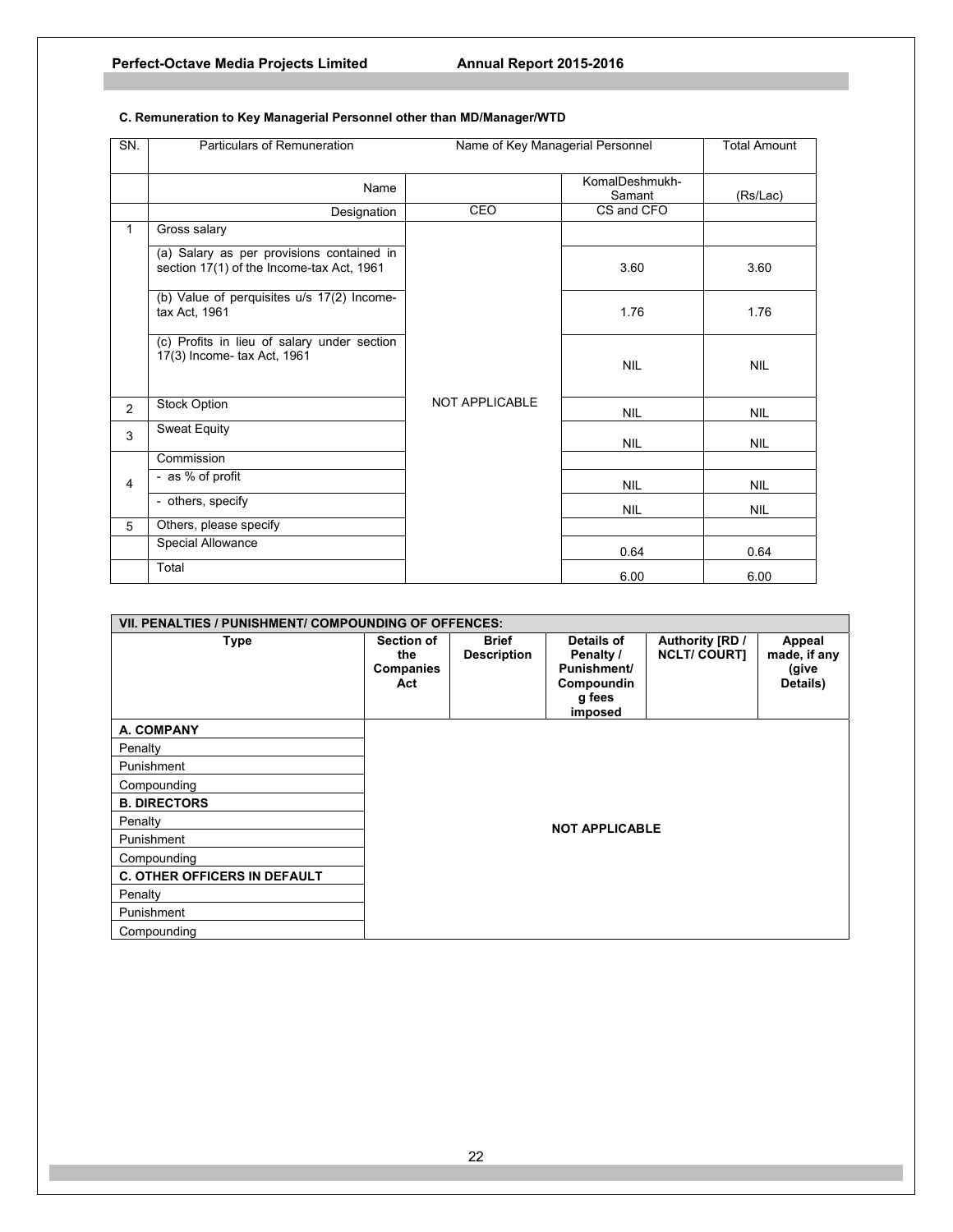### C. Remuneration to Key Managerial Personnel other than MD/Manager/WTD

| SN. | Particulars of Remuneration | Name of Key Managerial Personnel | | Total Amount |
|---|---|---|---|---|
| | Name | | KomalDeshmukh-Samant | (Rs/Lac) |
| | Designation | CEO | CS and CFO | |
| 1 | Gross salary | NOT APPLICABLE | | |
| | (a) Salary as per provisions contained in section 17(1) of the Income-tax Act, 1961 | | 3.60 | 3.60 |
| | (b) Value of perquisites u/s 17(2) Income-tax Act, 1961 | | 1.76 | 1.76 |
| | (c) Profits in lieu of salary under section 17(3) Income- tax Act, 1961 | | NIL | NIL |
| 2 | Stock Option | | NIL | NIL |
| 3 | Sweat Equity | | NIL | NIL |
| 4 | Commission | | | |
| | - as % of profit | | NIL | NIL |
| | - others, specify | | NIL | NIL |
| 5 | Others, please specify | | | |
| | Special Allowance | | 0.64 | 0.64 |
| | Total | | 6.00 | 6.00 |

| VII. PENALTIES / PUNISHMENT/ COMPOUNDING OF OFFENCES: | | | | | |
|---|---|---|---|---|---|
| **Type** | **Section of the Companies Act** | **Brief Description** | **Details of Penalty / Punishment/ Compounding fees imposed** | **Authority [RD / NCLT/ COURT]** | **Appeal made, if any (give Details)** |
| **A. COMPANY** | **NOT APPLICABLE** | | | | |
| Penalty | | | | | |
| Punishment | | | | | |
| Compounding | | | | | |
| **B. DIRECTORS** | | | | | |
| Penalty | | | | | |
| Punishment | | | | | |
| Compounding | | | | | |
| **C. OTHER OFFICERS IN DEFAULT** | | | | | |
| Penalty | | | | | |
| Punishment | | | | | |
| Compounding | | | | | |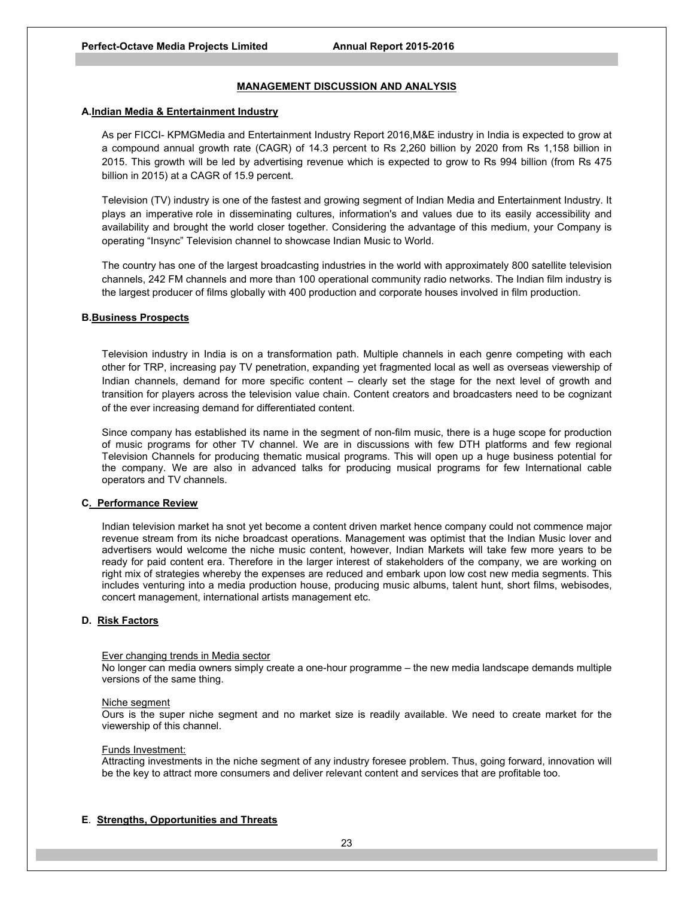## MANAGEMENT DISCUSSION AND ANALYSIS

### A. Indian Media & Entertainment Industry

As per FICCI- KPMGMedia and Entertainment Industry Report 2016,M&E industry in India is expected to grow at a compound annual growth rate (CAGR) of 14.3 percent to Rs 2,260 billion by 2020 from Rs 1,158 billion in 2015. This growth will be led by advertising revenue which is expected to grow to Rs 994 billion (from Rs 475 billion in 2015) at a CAGR of 15.9 percent.

Television (TV) industry is one of the fastest and growing segment of Indian Media and Entertainment Industry. It plays an imperative role in disseminating cultures, information's and values due to its easily accessibility and availability and brought the world closer together. Considering the advantage of this medium, your Company is operating "Insync" Television channel to showcase Indian Music to World.

The country has one of the largest broadcasting industries in the world with approximately 800 satellite television channels, 242 FM channels and more than 100 operational community radio networks. The Indian film industry is the largest producer of films globally with 400 production and corporate houses involved in film production.

### B. Business Prospects

Television industry in India is on a transformation path. Multiple channels in each genre competing with each other for TRP, increasing pay TV penetration, expanding yet fragmented local as well as overseas viewership of Indian channels, demand for more specific content – clearly set the stage for the next level of growth and transition for players across the television value chain. Content creators and broadcasters need to be cognizant of the ever increasing demand for differentiated content.

Since company has established its name in the segment of non-film music, there is a huge scope for production of music programs for other TV channel. We are in discussions with few DTH platforms and few regional Television Channels for producing thematic musical programs. This will open up a huge business potential for the company. We are also in advanced talks for producing musical programs for few International cable operators and TV channels.

### C. Performance Review

Indian television market ha snot yet become a content driven market hence company could not commence major revenue stream from its niche broadcast operations. Management was optimist that the Indian Music lover and advertisers would welcome the niche music content, however, Indian Markets will take few more years to be ready for paid content era. Therefore in the larger interest of stakeholders of the company, we are working on right mix of strategies whereby the expenses are reduced and embark upon low cost new media segments. This includes venturing into a media production house, producing music albums, talent hunt, short films, webisodes, concert management, international artists management etc.

### D. Risk Factors

Ever changing trends in Media sector
No longer can media owners simply create a one-hour programme – the new media landscape demands multiple versions of the same thing.

Niche segment
Ours is the super niche segment and no market size is readily available. We need to create market for the viewership of this channel.

Funds Investment:
Attracting investments in the niche segment of any industry foresee problem. Thus, going forward, innovation will be the key to attract more consumers and deliver relevant content and services that are profitable too.

### E. Strengths, Opportunities and Threats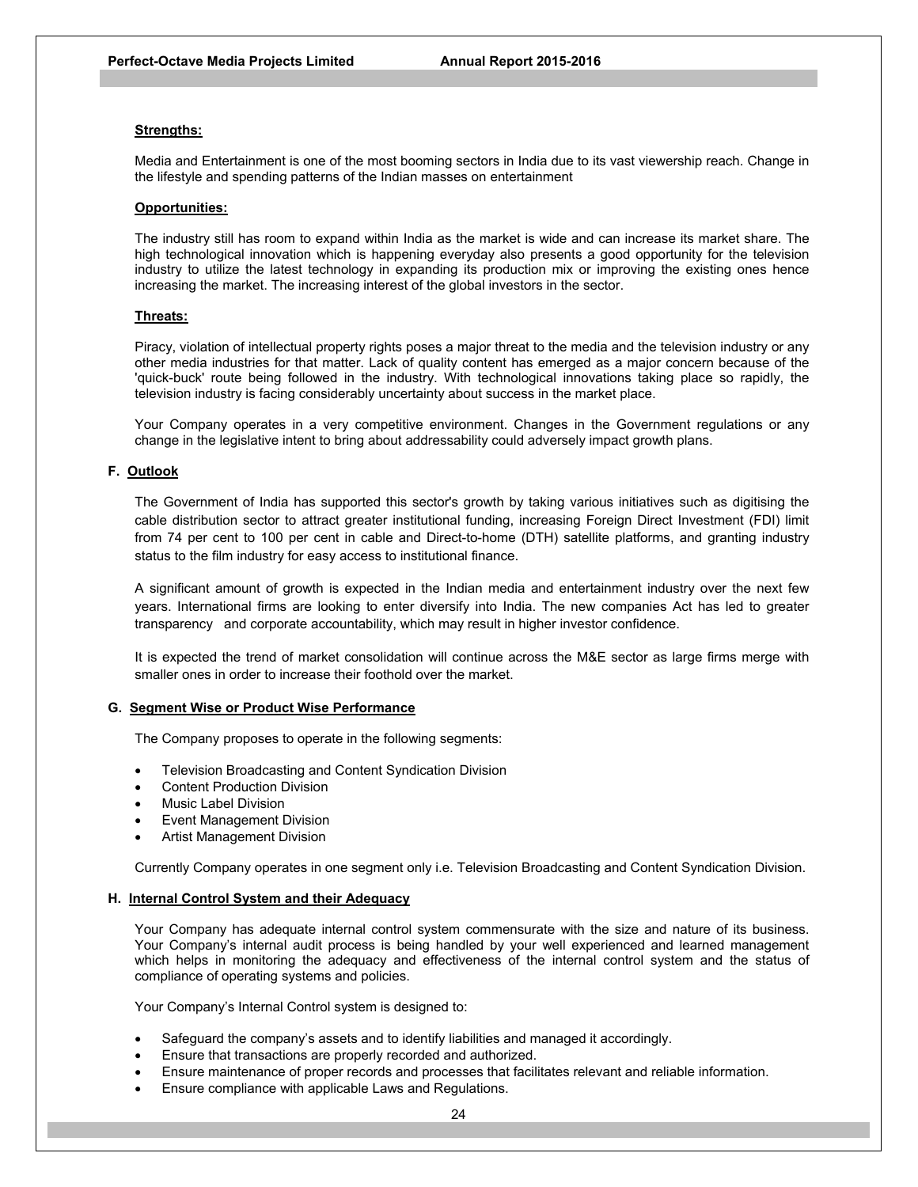**Strengths:**

Media and Entertainment is one of the most booming sectors in India due to its vast viewership reach. Change in the lifestyle and spending patterns of the Indian masses on entertainment

**Opportunities:**

The industry still has room to expand within India as the market is wide and can increase its market share. The high technological innovation which is happening everyday also presents a good opportunity for the television industry to utilize the latest technology in expanding its production mix or improving the existing ones hence increasing the market. The increasing interest of the global investors in the sector.

**Threats:**

Piracy, violation of intellectual property rights poses a major threat to the media and the television industry or any other media industries for that matter. Lack of quality content has emerged as a major concern because of the 'quick-buck' route being followed in the industry. With technological innovations taking place so rapidly, the television industry is facing considerably uncertainty about success in the market place.

Your Company operates in a very competitive environment. Changes in the Government regulations or any change in the legislative intent to bring about addressability could adversely impact growth plans.

## F. Outlook

The Government of India has supported this sector's growth by taking various initiatives such as digitising the cable distribution sector to attract greater institutional funding, increasing Foreign Direct Investment (FDI) limit from 74 per cent to 100 per cent in cable and Direct-to-home (DTH) satellite platforms, and granting industry status to the film industry for easy access to institutional finance.

A significant amount of growth is expected in the Indian media and entertainment industry over the next few years. International firms are looking to enter diversify into India. The new companies Act has led to greater transparency and corporate accountability, which may result in higher investor confidence.

It is expected the trend of market consolidation will continue across the M&E sector as large firms merge with smaller ones in order to increase their foothold over the market.

## G. Segment Wise or Product Wise Performance

The Company proposes to operate in the following segments:

- Television Broadcasting and Content Syndication Division
- Content Production Division
- Music Label Division
- Event Management Division
- Artist Management Division

Currently Company operates in one segment only i.e. Television Broadcasting and Content Syndication Division.

## H. Internal Control System and their Adequacy

Your Company has adequate internal control system commensurate with the size and nature of its business. Your Company's internal audit process is being handled by your well experienced and learned management which helps in monitoring the adequacy and effectiveness of the internal control system and the status of compliance of operating systems and policies.

Your Company's Internal Control system is designed to:

- Safeguard the company's assets and to identify liabilities and managed it accordingly.
- Ensure that transactions are properly recorded and authorized.
- Ensure maintenance of proper records and processes that facilitates relevant and reliable information.
- Ensure compliance with applicable Laws and Regulations.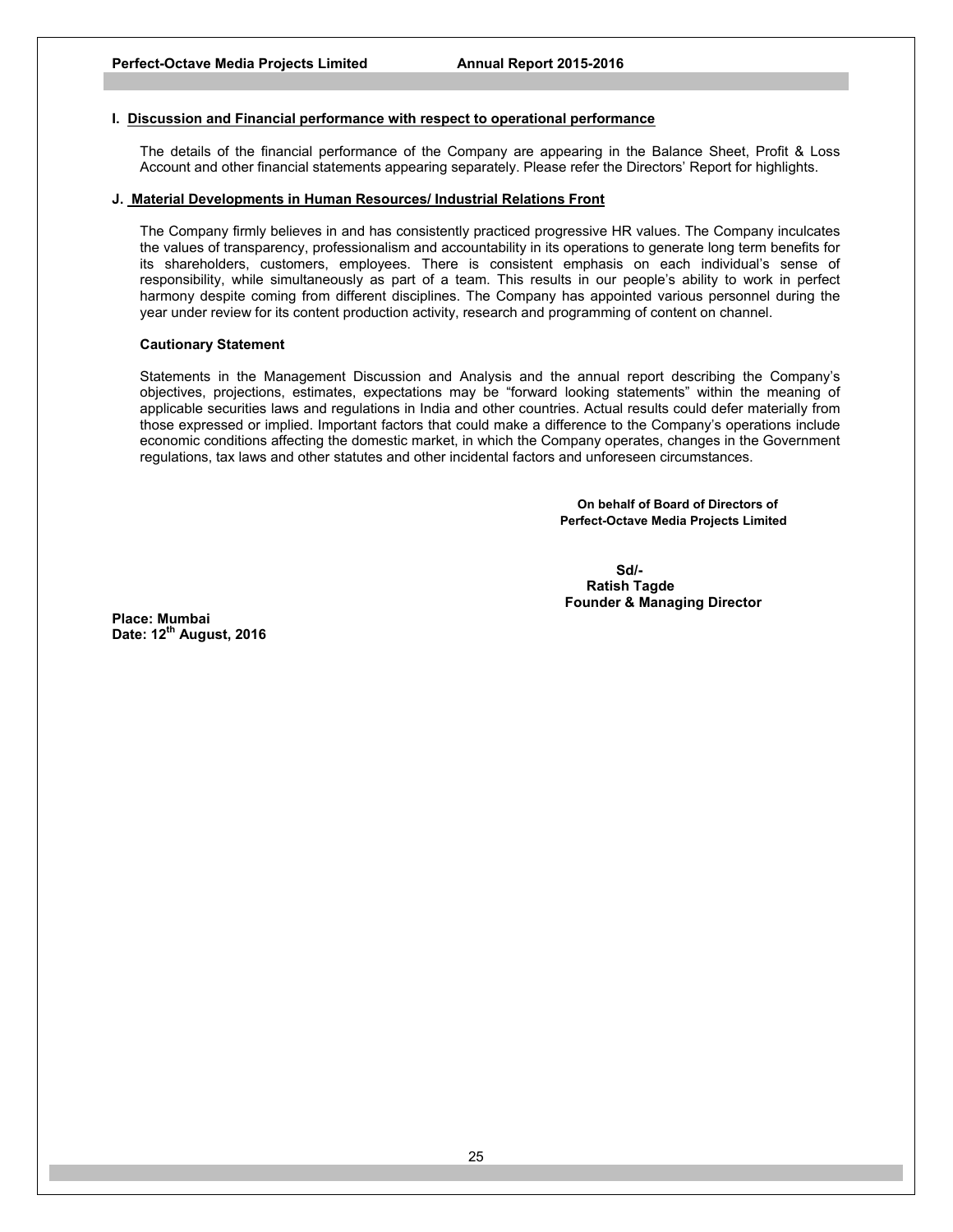### I. Discussion and Financial performance with respect to operational performance

The details of the financial performance of the Company are appearing in the Balance Sheet, Profit & Loss Account and other financial statements appearing separately. Please refer the Directors' Report for highlights.

### J. Material Developments in Human Resources/ Industrial Relations Front

The Company firmly believes in and has consistently practiced progressive HR values. The Company inculcates the values of transparency, professionalism and accountability in its operations to generate long term benefits for its shareholders, customers, employees. There is consistent emphasis on each individual's sense of responsibility, while simultaneously as part of a team. This results in our people's ability to work in perfect harmony despite coming from different disciplines. The Company has appointed various personnel during the year under review for its content production activity, research and programming of content on channel.

**Cautionary Statement**

Statements in the Management Discussion and Analysis and the annual report describing the Company's objectives, projections, estimates, expectations may be "forward looking statements" within the meaning of applicable securities laws and regulations in India and other countries. Actual results could defer materially from those expressed or implied. Important factors that could make a difference to the Company's operations include economic conditions affecting the domestic market, in which the Company operates, changes in the Government regulations, tax laws and other statutes and other incidental factors and unforeseen circumstances.

**On behalf of Board of Directors of**
**Perfect-Octave Media Projects Limited**

**Sd/-**
**Ratish Tagde**
**Founder & Managing Director**

**Place: Mumbai**
**Date: 12th August, 2016**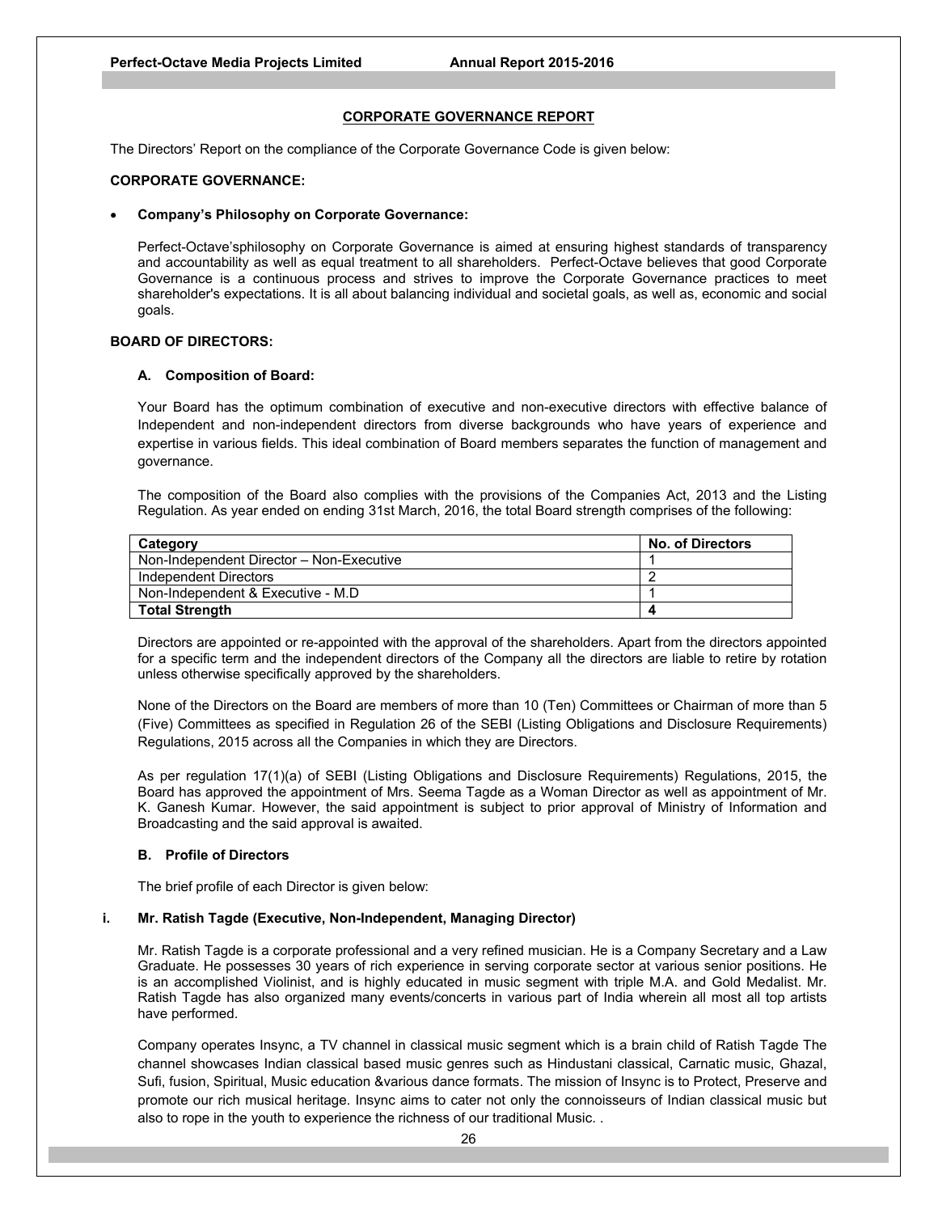## CORPORATE GOVERNANCE REPORT

The Directors' Report on the compliance of the Corporate Governance Code is given below:

**CORPORATE GOVERNANCE:**

- **Company's Philosophy on Corporate Governance:**

  Perfect-Octave'sphilosophy on Corporate Governance is aimed at ensuring highest standards of transparency and accountability as well as equal treatment to all shareholders. Perfect-Octave believes that good Corporate Governance is a continuous process and strives to improve the Corporate Governance practices to meet shareholder's expectations. It is all about balancing individual and societal goals, as well as, economic and social goals.

**BOARD OF DIRECTORS:**

**A. Composition of Board:**

Your Board has the optimum combination of executive and non-executive directors with effective balance of Independent and non-independent directors from diverse backgrounds who have years of experience and expertise in various fields. This ideal combination of Board members separates the function of management and governance.

The composition of the Board also complies with the provisions of the Companies Act, 2013 and the Listing Regulation. As year ended on ending 31st March, 2016, the total Board strength comprises of the following:

| Category | No. of Directors |
|---|---|
| Non-Independent Director – Non-Executive | 1 |
| Independent Directors | 2 |
| Non-Independent & Executive - M.D | 1 |
| **Total Strength** | **4** |

Directors are appointed or re-appointed with the approval of the shareholders. Apart from the directors appointed for a specific term and the independent directors of the Company all the directors are liable to retire by rotation unless otherwise specifically approved by the shareholders.

None of the Directors on the Board are members of more than 10 (Ten) Committees or Chairman of more than 5 (Five) Committees as specified in Regulation 26 of the SEBI (Listing Obligations and Disclosure Requirements) Regulations, 2015 across all the Companies in which they are Directors.

As per regulation 17(1)(a) of SEBI (Listing Obligations and Disclosure Requirements) Regulations, 2015, the Board has approved the appointment of Mrs. Seema Tagde as a Woman Director as well as appointment of Mr. K. Ganesh Kumar. However, the said appointment is subject to prior approval of Ministry of Information and Broadcasting and the said approval is awaited.

**B. Profile of Directors**

The brief profile of each Director is given below:

**i. Mr. Ratish Tagde (Executive, Non-Independent, Managing Director)**

Mr. Ratish Tagde is a corporate professional and a very refined musician. He is a Company Secretary and a Law Graduate. He possesses 30 years of rich experience in serving corporate sector at various senior positions. He is an accomplished Violinist, and is highly educated in music segment with triple M.A. and Gold Medalist. Mr. Ratish Tagde has also organized many events/concerts in various part of India wherein all most all top artists have performed.

Company operates Insync, a TV channel in classical music segment which is a brain child of Ratish Tagde The channel showcases Indian classical based music genres such as Hindustani classical, Carnatic music, Ghazal, Sufi, fusion, Spiritual, Music education &various dance formats. The mission of Insync is to Protect, Preserve and promote our rich musical heritage. Insync aims to cater not only the connoisseurs of Indian classical music but also to rope in the youth to experience the richness of our traditional Music. .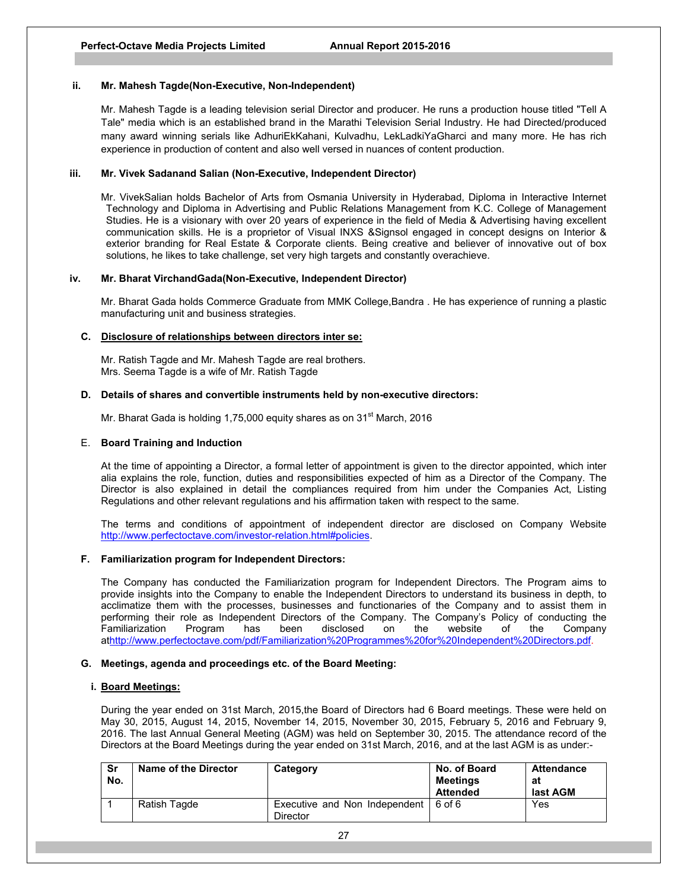### ii. Mr. Mahesh Tagde(Non-Executive, Non-Independent)

Mr. Mahesh Tagde is a leading television serial Director and producer. He runs a production house titled "Tell A Tale" media which is an established brand in the Marathi Television Serial Industry. He had Directed/produced many award winning serials like AdhuriEkKahani, Kulvadhu, LekLadkiYaGharci and many more. He has rich experience in production of content and also well versed in nuances of content production.

### iii. Mr. Vivek Sadanand Salian (Non-Executive, Independent Director)

Mr. VivekSalian holds Bachelor of Arts from Osmania University in Hyderabad, Diploma in Interactive Internet Technology and Diploma in Advertising and Public Relations Management from K.C. College of Management Studies. He is a visionary with over 20 years of experience in the field of Media & Advertising having excellent communication skills. He is a proprietor of Visual INXS &Signsol engaged in concept designs on Interior & exterior branding for Real Estate & Corporate clients. Being creative and believer of innovative out of box solutions, he likes to take challenge, set very high targets and constantly overachieve.

### iv. Mr. Bharat VirchandGada(Non-Executive, Independent Director)

Mr. Bharat Gada holds Commerce Graduate from MMK College,Bandra . He has experience of running a plastic manufacturing unit and business strategies.

### C. Disclosure of relationships between directors inter se:

Mr. Ratish Tagde and Mr. Mahesh Tagde are real brothers.
Mrs. Seema Tagde is a wife of Mr. Ratish Tagde

### D. Details of shares and convertible instruments held by non-executive directors:

Mr. Bharat Gada is holding 1,75,000 equity shares as on 31st March, 2016

### E. Board Training and Induction

At the time of appointing a Director, a formal letter of appointment is given to the director appointed, which inter alia explains the role, function, duties and responsibilities expected of him as a Director of the Company. The Director is also explained in detail the compliances required from him under the Companies Act, Listing Regulations and other relevant regulations and his affirmation taken with respect to the same.

The terms and conditions of appointment of independent director are disclosed on Company Website http://www.perfectoctave.com/investor-relation.html#policies.

### F. Familiarization program for Independent Directors:

The Company has conducted the Familiarization program for Independent Directors. The Program aims to provide insights into the Company to enable the Independent Directors to understand its business in depth, to acclimatize them with the processes, businesses and functionaries of the Company and to assist them in performing their role as Independent Directors of the Company. The Company's Policy of conducting the Familiarization Program has been disclosed on the website of the Company athttp://www.perfectoctave.com/pdf/Familiarization%20Programmes%20for%20Independent%20Directors.pdf.

### G. Meetings, agenda and proceedings etc. of the Board Meeting:

#### i. Board Meetings:

During the year ended on 31st March, 2015,the Board of Directors had 6 Board meetings. These were held on May 30, 2015, August 14, 2015, November 14, 2015, November 30, 2015, February 5, 2016 and February 9, 2016. The last Annual General Meeting (AGM) was held on September 30, 2015. The attendance record of the Directors at the Board Meetings during the year ended on 31st March, 2016, and at the last AGM is as under:-

| Sr No. | Name of the Director | Category | No. of Board Meetings Attended | Attendance at last AGM |
|---|---|---|---|---|
| 1 | Ratish Tagde | Executive and Non Independent Director | 6 of 6 | Yes |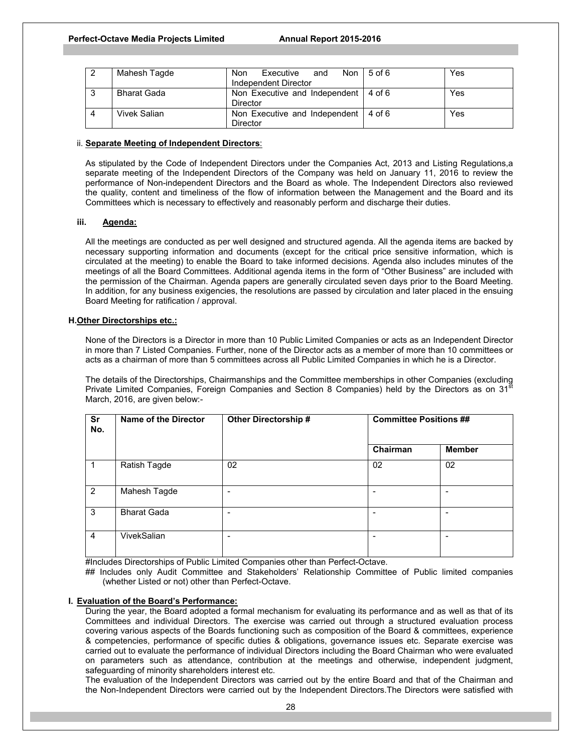| 2 | Mahesh Tagde | Non Executive and Non Independent Director | 5 of 6 | Yes |
|---|---|---|---|---|
| 3 | Bharat Gada | Non Executive and Independent Director | 4 of 6 | Yes |
| 4 | Vivek Salian | Non Executive and Independent Director | 4 of 6 | Yes |

ii. **Separate Meeting of Independent Directors**:

As stipulated by the Code of Independent Directors under the Companies Act, 2013 and Listing Regulations,a separate meeting of the Independent Directors of the Company was held on January 11, 2016 to review the performance of Non-independent Directors and the Board as whole. The Independent Directors also reviewed the quality, content and timeliness of the flow of information between the Management and the Board and its Committees which is necessary to effectively and reasonably perform and discharge their duties.

**iii. Agenda:**

All the meetings are conducted as per well designed and structured agenda. All the agenda items are backed by necessary supporting information and documents (except for the critical price sensitive information, which is circulated at the meeting) to enable the Board to take informed decisions. Agenda also includes minutes of the meetings of all the Board Committees. Additional agenda items in the form of "Other Business" are included with the permission of the Chairman. Agenda papers are generally circulated seven days prior to the Board Meeting. In addition, for any business exigencies, the resolutions are passed by circulation and later placed in the ensuing Board Meeting for ratification / approval.

**H. Other Directorships etc.:**

None of the Directors is a Director in more than 10 Public Limited Companies or acts as an Independent Director in more than 7 Listed Companies. Further, none of the Director acts as a member of more than 10 committees or acts as a chairman of more than 5 committees across all Public Limited Companies in which he is a Director.

The details of the Directorships, Chairmanships and the Committee memberships in other Companies (excluding Private Limited Companies, Foreign Companies and Section 8 Companies) held by the Directors as on 31st March, 2016, are given below:-

| Sr No. | Name of the Director | Other Directorship # | Committee Positions ## | |
|---|---|---|---|---|
| | | | Chairman | Member |
| 1 | Ratish Tagde | 02 | 02 | 02 |
| 2 | Mahesh Tagde | - | - | - |
| 3 | Bharat Gada | - | - | - |
| 4 | VivekSalian | - | - | - |

#Includes Directorships of Public Limited Companies other than Perfect-Octave.

## Includes only Audit Committee and Stakeholders' Relationship Committee of Public limited companies (whether Listed or not) other than Perfect-Octave.

**I. Evaluation of the Board's Performance:**

During the year, the Board adopted a formal mechanism for evaluating its performance and as well as that of its Committees and individual Directors. The exercise was carried out through a structured evaluation process covering various aspects of the Boards functioning such as composition of the Board & committees, experience & competencies, performance of specific duties & obligations, governance issues etc. Separate exercise was carried out to evaluate the performance of individual Directors including the Board Chairman who were evaluated on parameters such as attendance, contribution at the meetings and otherwise, independent judgment, safeguarding of minority shareholders interest etc.

The evaluation of the Independent Directors was carried out by the entire Board and that of the Chairman and the Non-Independent Directors were carried out by the Independent Directors.The Directors were satisfied with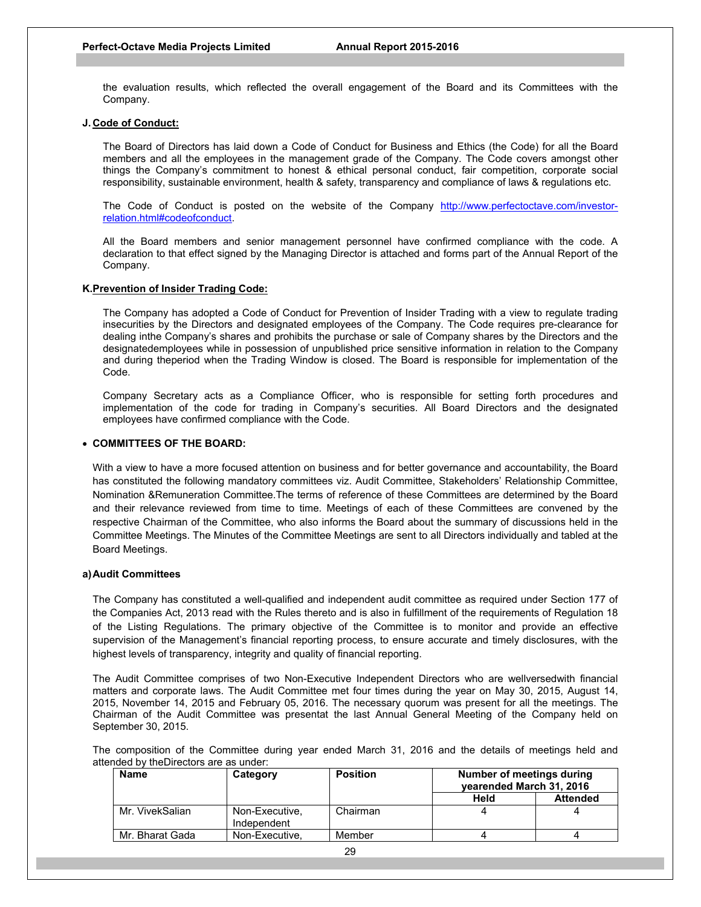the evaluation results, which reflected the overall engagement of the Board and its Committees with the Company.

**J. Code of Conduct:**

The Board of Directors has laid down a Code of Conduct for Business and Ethics (the Code) for all the Board members and all the employees in the management grade of the Company. The Code covers amongst other things the Company's commitment to honest & ethical personal conduct, fair competition, corporate social responsibility, sustainable environment, health & safety, transparency and compliance of laws & regulations etc.

The Code of Conduct is posted on the website of the Company http://www.perfectoctave.com/investor-relation.html#codeofconduct.

All the Board members and senior management personnel have confirmed compliance with the code. A declaration to that effect signed by the Managing Director is attached and forms part of the Annual Report of the Company.

**K. Prevention of Insider Trading Code:**

The Company has adopted a Code of Conduct for Prevention of Insider Trading with a view to regulate trading insecurities by the Directors and designated employees of the Company. The Code requires pre-clearance for dealing inthe Company's shares and prohibits the purchase or sale of Company shares by the Directors and the designatedemployees while in possession of unpublished price sensitive information in relation to the Company and during theperiod when the Trading Window is closed. The Board is responsible for implementation of the Code.

Company Secretary acts as a Compliance Officer, who is responsible for setting forth procedures and implementation of the code for trading in Company's securities. All Board Directors and the designated employees have confirmed compliance with the Code.

- **COMMITTEES OF THE BOARD:**

With a view to have a more focused attention on business and for better governance and accountability, the Board has constituted the following mandatory committees viz. Audit Committee, Stakeholders' Relationship Committee, Nomination &Remuneration Committee.The terms of reference of these Committees are determined by the Board and their relevance reviewed from time to time. Meetings of each of these Committees are convened by the respective Chairman of the Committee, who also informs the Board about the summary of discussions held in the Committee Meetings. The Minutes of the Committee Meetings are sent to all Directors individually and tabled at the Board Meetings.

**a) Audit Committees**

The Company has constituted a well-qualified and independent audit committee as required under Section 177 of the Companies Act, 2013 read with the Rules thereto and is also in fulfillment of the requirements of Regulation 18 of the Listing Regulations. The primary objective of the Committee is to monitor and provide an effective supervision of the Management's financial reporting process, to ensure accurate and timely disclosures, with the highest levels of transparency, integrity and quality of financial reporting.

The Audit Committee comprises of two Non-Executive Independent Directors who are wellversedwith financial matters and corporate laws. The Audit Committee met four times during the year on May 30, 2015, August 14, 2015, November 14, 2015 and February 05, 2016. The necessary quorum was present for all the meetings. The Chairman of the Audit Committee was presentat the last Annual General Meeting of the Company held on September 30, 2015.

The composition of the Committee during year ended March 31, 2016 and the details of meetings held and attended by theDirectors are as under:

| Name | Category | Position | Number of meetings during yearended March 31, 2016 | |
|---|---|---|---|---|
| | | | Held | Attended |
| Mr. VivekSalian | Non-Executive, Independent | Chairman | 4 | 4 |
| Mr. Bharat Gada | Non-Executive, | Member | 4 | 4 |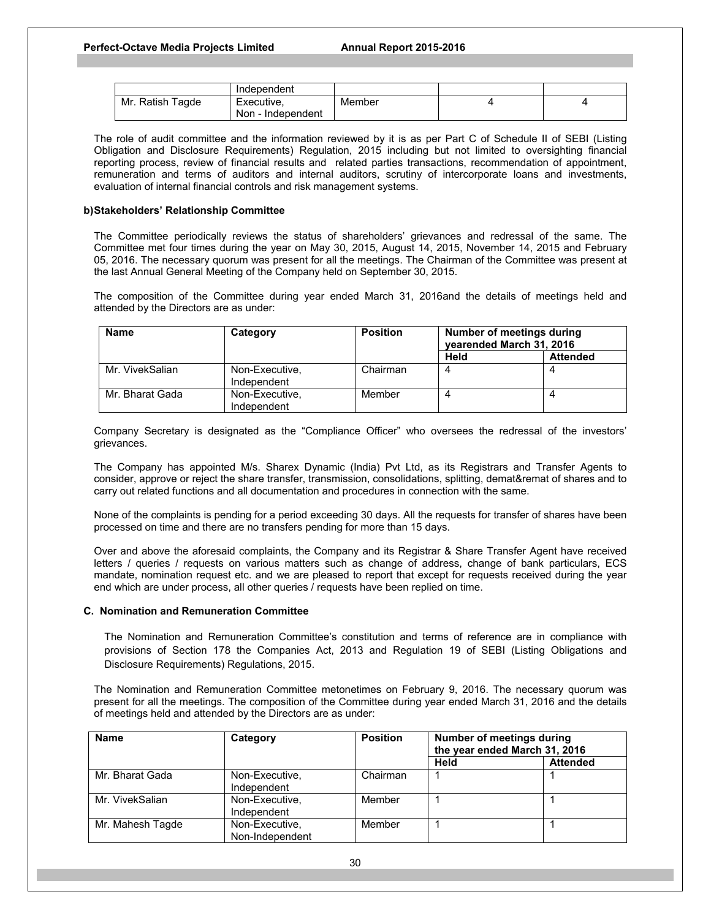| | Independent | | | |
|---|---|---|---|---|
| Mr. Ratish Tagde | Executive, Non - Independent | Member | 4 | 4 |

The role of audit committee and the information reviewed by it is as per Part C of Schedule II of SEBI (Listing Obligation and Disclosure Requirements) Regulation, 2015 including but not limited to oversighting financial reporting process, review of financial results and related parties transactions, recommendation of appointment, remuneration and terms of auditors and internal auditors, scrutiny of intercorporate loans and investments, evaluation of internal financial controls and risk management systems.

**b)Stakeholders' Relationship Committee**

The Committee periodically reviews the status of shareholders' grievances and redressal of the same. The Committee met four times during the year on May 30, 2015, August 14, 2015, November 14, 2015 and February 05, 2016. The necessary quorum was present for all the meetings. The Chairman of the Committee was present at the last Annual General Meeting of the Company held on September 30, 2015.

The composition of the Committee during year ended March 31, 2016and the details of meetings held and attended by the Directors are as under:

| Name | Category | Position | Number of meetings during yearended March 31, 2016 | |
|---|---|---|---|---|
| | | | Held | Attended |
| Mr. VivekSalian | Non-Executive, Independent | Chairman | 4 | 4 |
| Mr. Bharat Gada | Non-Executive, Independent | Member | 4 | 4 |

Company Secretary is designated as the "Compliance Officer" who oversees the redressal of the investors' grievances.

The Company has appointed M/s. Sharex Dynamic (India) Pvt Ltd, as its Registrars and Transfer Agents to consider, approve or reject the share transfer, transmission, consolidations, splitting, demat&remat of shares and to carry out related functions and all documentation and procedures in connection with the same.

None of the complaints is pending for a period exceeding 30 days. All the requests for transfer of shares have been processed on time and there are no transfers pending for more than 15 days.

Over and above the aforesaid complaints, the Company and its Registrar & Share Transfer Agent have received letters / queries / requests on various matters such as change of address, change of bank particulars, ECS mandate, nomination request etc. and we are pleased to report that except for requests received during the year end which are under process, all other queries / requests have been replied on time.

**C. Nomination and Remuneration Committee**

The Nomination and Remuneration Committee's constitution and terms of reference are in compliance with provisions of Section 178 the Companies Act, 2013 and Regulation 19 of SEBI (Listing Obligations and Disclosure Requirements) Regulations, 2015.

The Nomination and Remuneration Committee metonetimes on February 9, 2016. The necessary quorum was present for all the meetings. The composition of the Committee during year ended March 31, 2016 and the details of meetings held and attended by the Directors are as under:

| Name | Category | Position | Number of meetings during the year ended March 31, 2016 | |
|---|---|---|---|---|
| | | | Held | Attended |
| Mr. Bharat Gada | Non-Executive, Independent | Chairman | 1 | 1 |
| Mr. VivekSalian | Non-Executive, Independent | Member | 1 | 1 |
| Mr. Mahesh Tagde | Non-Executive, Non-Independent | Member | 1 | 1 |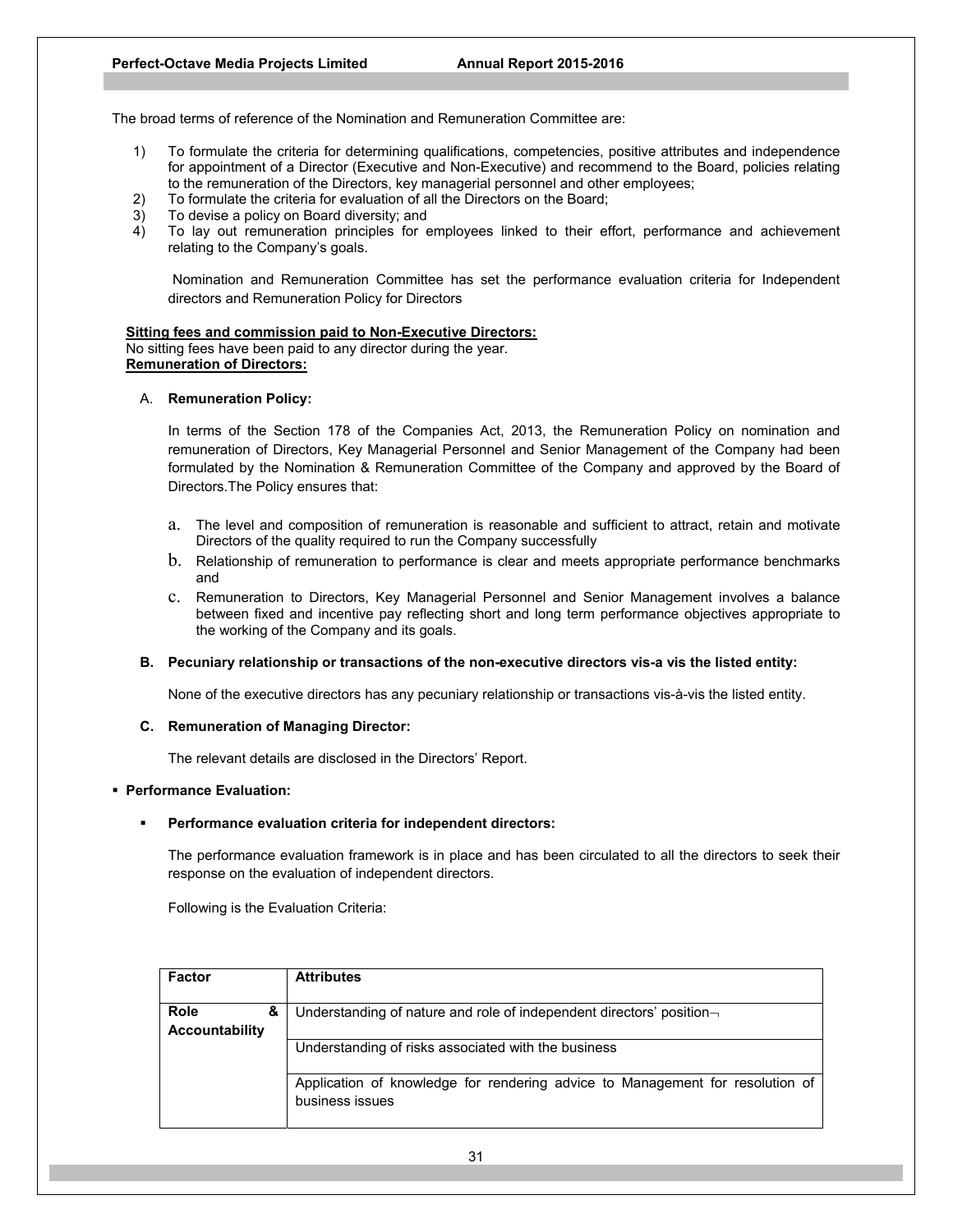The broad terms of reference of the Nomination and Remuneration Committee are:

1) To formulate the criteria for determining qualifications, competencies, positive attributes and independence for appointment of a Director (Executive and Non-Executive) and recommend to the Board, policies relating to the remuneration of the Directors, key managerial personnel and other employees;
2) To formulate the criteria for evaluation of all the Directors on the Board;
3) To devise a policy on Board diversity; and
4) To lay out remuneration principles for employees linked to their effort, performance and achievement relating to the Company's goals.

Nomination and Remuneration Committee has set the performance evaluation criteria for Independent directors and Remuneration Policy for Directors

**Sitting fees and commission paid to Non-Executive Directors:**

No sitting fees have been paid to any director during the year.

**Remuneration of Directors:**

A. **Remuneration Policy:**

In terms of the Section 178 of the Companies Act, 2013, the Remuneration Policy on nomination and remuneration of Directors, Key Managerial Personnel and Senior Management of the Company had been formulated by the Nomination & Remuneration Committee of the Company and approved by the Board of Directors.The Policy ensures that:

a. The level and composition of remuneration is reasonable and sufficient to attract, retain and motivate Directors of the quality required to run the Company successfully
b. Relationship of remuneration to performance is clear and meets appropriate performance benchmarks and
c. Remuneration to Directors, Key Managerial Personnel and Senior Management involves a balance between fixed and incentive pay reflecting short and long term performance objectives appropriate to the working of the Company and its goals.

**B. Pecuniary relationship or transactions of the non-executive directors vis-a vis the listed entity:**

None of the executive directors has any pecuniary relationship or transactions vis-à-vis the listed entity.

**C. Remuneration of Managing Director:**

The relevant details are disclosed in the Directors' Report.

- **Performance Evaluation:**

  - **Performance evaluation criteria for independent directors:**

The performance evaluation framework is in place and has been circulated to all the directors to seek their response on the evaluation of independent directors.

Following is the Evaluation Criteria:

| Factor | Attributes |
|---|---|
| Role & Accountability | Understanding of nature and role of independent directors' position¬ |
| | Understanding of risks associated with the business |
| | Application of knowledge for rendering advice to Management for resolution of business issues |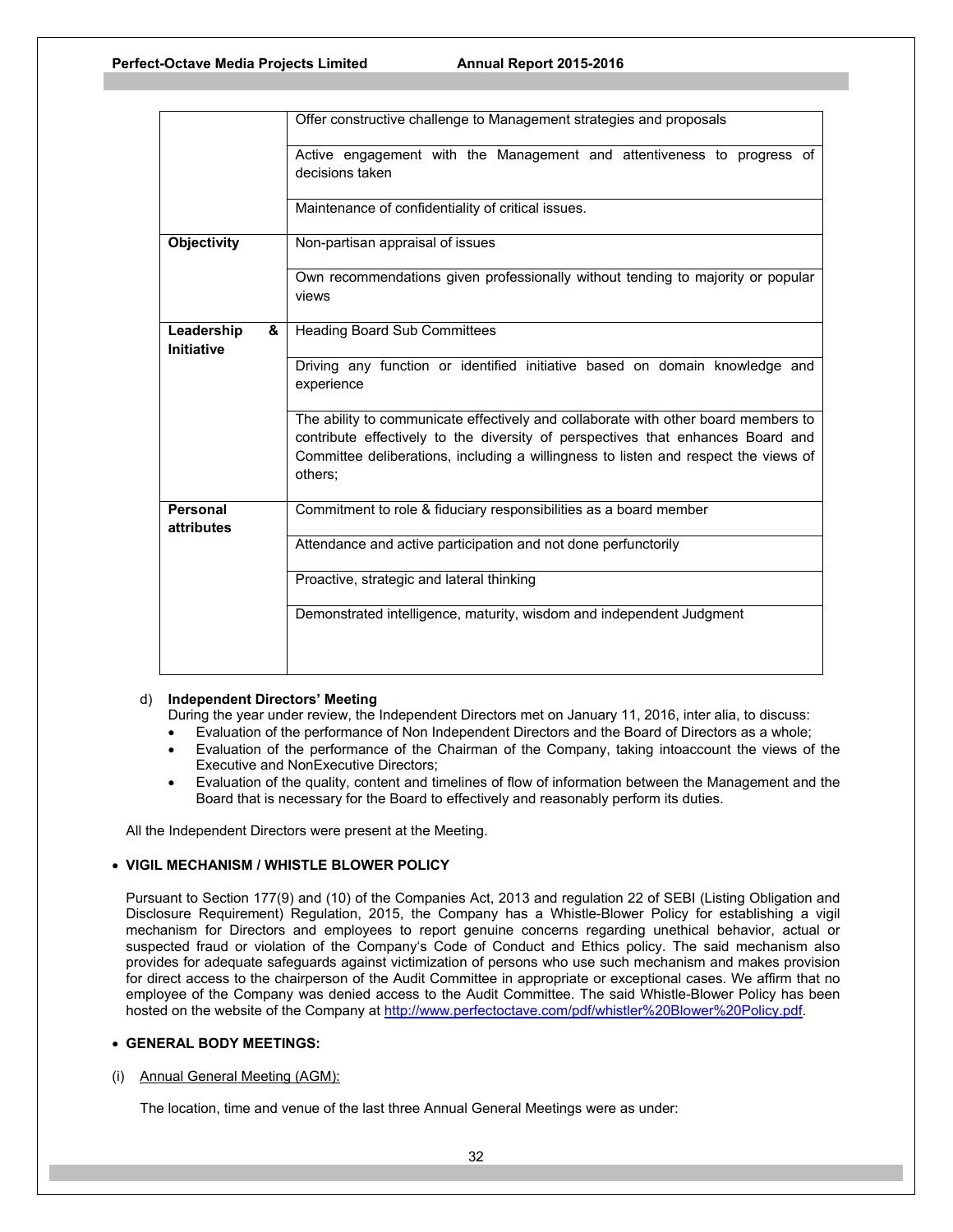| | |
|---|---|
| | Offer constructive challenge to Management strategies and proposals |
| | Active engagement with the Management and attentiveness to progress of decisions taken |
| | Maintenance of confidentiality of critical issues. |
| **Objectivity** | Non-partisan appraisal of issues |
| | Own recommendations given professionally without tending to majority or popular views |
| **Leadership & Initiative** | Heading Board Sub Committees |
| | Driving any function or identified initiative based on domain knowledge and experience |
| | The ability to communicate effectively and collaborate with other board members to contribute effectively to the diversity of perspectives that enhances Board and Committee deliberations, including a willingness to listen and respect the views of others; |
| **Personal attributes** | Commitment to role & fiduciary responsibilities as a board member |
| | Attendance and active participation and not done perfunctorily |
| | Proactive, strategic and lateral thinking |
| | Demonstrated intelligence, maturity, wisdom and independent Judgment |

d) **Independent Directors' Meeting**

During the year under review, the Independent Directors met on January 11, 2016, inter alia, to discuss:

- Evaluation of the performance of Non Independent Directors and the Board of Directors as a whole;
- Evaluation of the performance of the Chairman of the Company, taking intoaccount the views of the Executive and NonExecutive Directors;
- Evaluation of the quality, content and timelines of flow of information between the Management and the Board that is necessary for the Board to effectively and reasonably perform its duties.

All the Independent Directors were present at the Meeting.

- **VIGIL MECHANISM / WHISTLE BLOWER POLICY**

Pursuant to Section 177(9) and (10) of the Companies Act, 2013 and regulation 22 of SEBI (Listing Obligation and Disclosure Requirement) Regulation, 2015, the Company has a Whistle-Blower Policy for establishing a vigil mechanism for Directors and employees to report genuine concerns regarding unethical behavior, actual or suspected fraud or violation of the Company's Code of Conduct and Ethics policy. The said mechanism also provides for adequate safeguards against victimization of persons who use such mechanism and makes provision for direct access to the chairperson of the Audit Committee in appropriate or exceptional cases. We affirm that no employee of the Company was denied access to the Audit Committee. The said Whistle-Blower Policy has been hosted on the website of the Company at http://www.perfectoctave.com/pdf/whistler%20Blower%20Policy.pdf.

- **GENERAL BODY MEETINGS:**

(i) Annual General Meeting (AGM):

The location, time and venue of the last three Annual General Meetings were as under: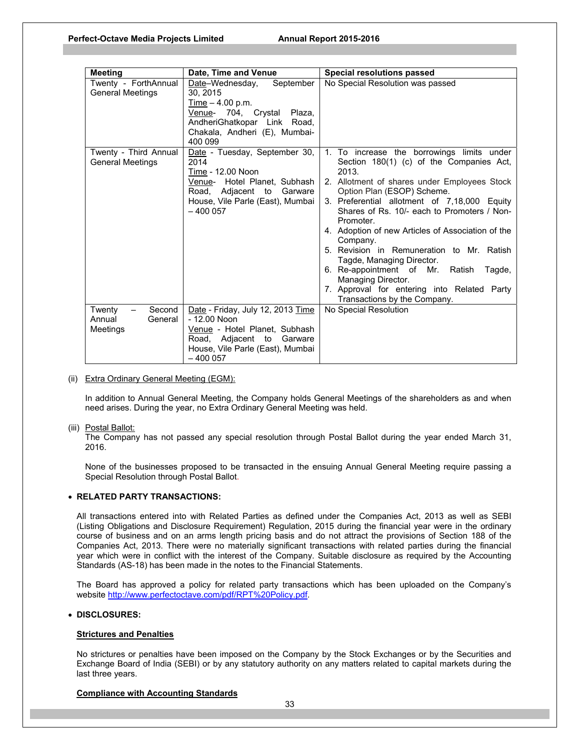| Meeting | Date, Time and Venue | Special resolutions passed |
|---|---|---|
| Twenty - ForthAnnual General Meetings | Date–Wednesday, September 30, 2015<br>Time – 4.00 p.m.<br>Venue- 704, Crystal Plaza, AndheriGhatkopar Link Road, Chakala, Andheri (E), Mumbai-400 099 | No Special Resolution was passed |
| Twenty - Third Annual General Meetings | Date - Tuesday, September 30, 2014<br>Time - 12.00 Noon<br>Venue- Hotel Planet, Subhash Road, Adjacent to Garware House, Vile Parle (East), Mumbai – 400 057 | 1. To increase the borrowings limits under Section 180(1) (c) of the Companies Act, 2013.<br>2. Allotment of shares under Employees Stock Option Plan (ESOP) Scheme.<br>3. Preferential allotment of 7,18,000 Equity Shares of Rs. 10/- each to Promoters / Non-Promoter.<br>4. Adoption of new Articles of Association of the Company.<br>5. Revision in Remuneration to Mr. Ratish Tagde, Managing Director.<br>6. Re-appointment of Mr. Ratish Tagde, Managing Director.<br>7. Approval for entering into Related Party Transactions by the Company. |
| Twenty – Second Annual General Meetings | Date - Friday, July 12, 2013 Time - 12.00 Noon<br>Venue - Hotel Planet, Subhash Road, Adjacent to Garware House, Vile Parle (East), Mumbai – 400 057 | No Special Resolution |

(ii) Extra Ordinary General Meeting (EGM):

In addition to Annual General Meeting, the Company holds General Meetings of the shareholders as and when need arises. During the year, no Extra Ordinary General Meeting was held.

(iii) Postal Ballot:
The Company has not passed any special resolution through Postal Ballot during the year ended March 31, 2016.

None of the businesses proposed to be transacted in the ensuing Annual General Meeting require passing a Special Resolution through Postal Ballot.

- **RELATED PARTY TRANSACTIONS:**

All transactions entered into with Related Parties as defined under the Companies Act, 2013 as well as SEBI (Listing Obligations and Disclosure Requirement) Regulation, 2015 during the financial year were in the ordinary course of business and on an arms length pricing basis and do not attract the provisions of Section 188 of the Companies Act, 2013. There were no materially significant transactions with related parties during the financial year which were in conflict with the interest of the Company. Suitable disclosure as required by the Accounting Standards (AS-18) has been made in the notes to the Financial Statements.

The Board has approved a policy for related party transactions which has been uploaded on the Company's website http://www.perfectoctave.com/pdf/RPT%20Policy.pdf.

- **DISCLOSURES:**

**Strictures and Penalties**

No strictures or penalties have been imposed on the Company by the Stock Exchanges or by the Securities and Exchange Board of India (SEBI) or by any statutory authority on any matters related to capital markets during the last three years.

**Compliance with Accounting Standards**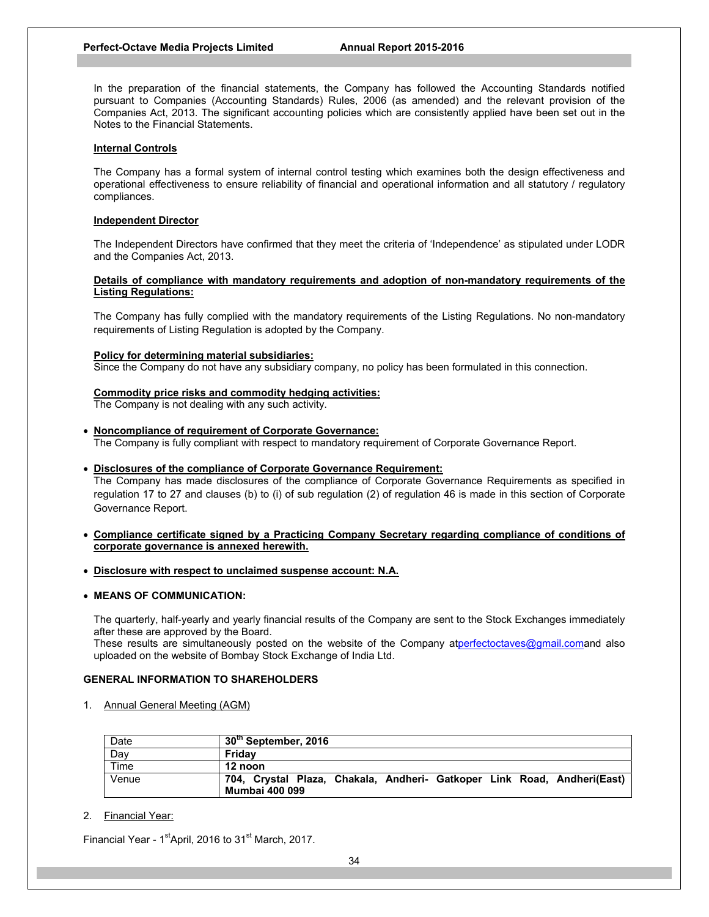In the preparation of the financial statements, the Company has followed the Accounting Standards notified pursuant to Companies (Accounting Standards) Rules, 2006 (as amended) and the relevant provision of the Companies Act, 2013. The significant accounting policies which are consistently applied have been set out in the Notes to the Financial Statements.

**Internal Controls**

The Company has a formal system of internal control testing which examines both the design effectiveness and operational effectiveness to ensure reliability of financial and operational information and all statutory / regulatory compliances.

**Independent Director**

The Independent Directors have confirmed that they meet the criteria of 'Independence' as stipulated under LODR and the Companies Act, 2013.

**Details of compliance with mandatory requirements and adoption of non-mandatory requirements of the Listing Regulations:**

The Company has fully complied with the mandatory requirements of the Listing Regulations. No non-mandatory requirements of Listing Regulation is adopted by the Company.

**Policy for determining material subsidiaries:**
Since the Company do not have any subsidiary company, no policy has been formulated in this connection.

**Commodity price risks and commodity hedging activities:**
The Company is not dealing with any such activity.

- **Noncompliance of requirement of Corporate Governance:**
  The Company is fully compliant with respect to mandatory requirement of Corporate Governance Report.

- **Disclosures of the compliance of Corporate Governance Requirement:**
  The Company has made disclosures of the compliance of Corporate Governance Requirements as specified in regulation 17 to 27 and clauses (b) to (i) of sub regulation (2) of regulation 46 is made in this section of Corporate Governance Report.

- **Compliance certificate signed by a Practicing Company Secretary regarding compliance of conditions of corporate governance is annexed herewith.**

- **Disclosure with respect to unclaimed suspense account: N.A.**

- **MEANS OF COMMUNICATION:**

  The quarterly, half-yearly and yearly financial results of the Company are sent to the Stock Exchanges immediately after these are approved by the Board.
  These results are simultaneously posted on the website of the Company atperfectoctaves@gmail.comand also uploaded on the website of Bombay Stock Exchange of India Ltd.

**GENERAL INFORMATION TO SHAREHOLDERS**

1. Annual General Meeting (AGM)

| | |
|---|---|
| Date | **30th September, 2016** |
| Day | **Friday** |
| Time | **12 noon** |
| Venue | **704, Crystal Plaza, Chakala, Andheri- Gatkoper Link Road, Andheri(East) Mumbai 400 099** |

2. Financial Year:

Financial Year - 1st April, 2016 to 31st March, 2017.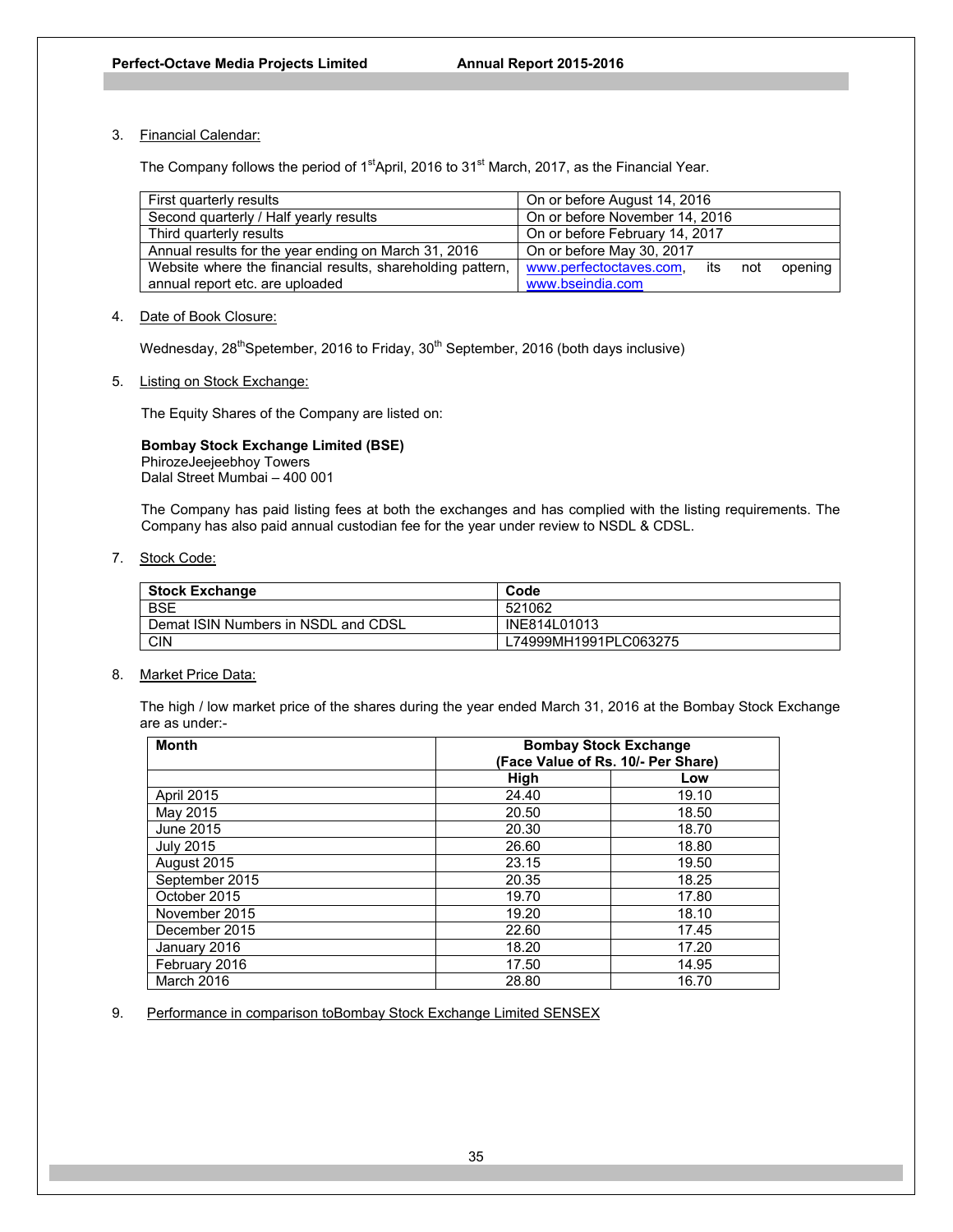3. Financial Calendar:

The Company follows the period of 1st April, 2016 to 31st March, 2017, as the Financial Year.

| First quarterly results | On or before August 14, 2016 |
|---|---|
| Second quarterly / Half yearly results | On or before November 14, 2016 |
| Third quarterly results | On or before February 14, 2017 |
| Annual results for the year ending on March 31, 2016 | On or before May 30, 2017 |
| Website where the financial results, shareholding pattern, annual report etc. are uploaded | www.perfectoctaves.com, its not opening www.bseindia.com |

4. Date of Book Closure:

Wednesday, 28th Spetember, 2016 to Friday, 30th September, 2016 (both days inclusive)

5. Listing on Stock Exchange:

The Equity Shares of the Company are listed on:

**Bombay Stock Exchange Limited (BSE)**
PhirozeJeejeebhoy Towers
Dalal Street Mumbai – 400 001

The Company has paid listing fees at both the exchanges and has complied with the listing requirements. The Company has also paid annual custodian fee for the year under review to NSDL & CDSL.

7. Stock Code:

| Stock Exchange | Code |
|---|---|
| BSE | 521062 |
| Demat ISIN Numbers in NSDL and CDSL | INE814L01013 |
| CIN | L74999MH1991PLC063275 |

8. Market Price Data:

The high / low market price of the shares during the year ended March 31, 2016 at the Bombay Stock Exchange are as under:-

| Month | Bombay Stock Exchange (Face Value of Rs. 10/- Per Share) | |
|---|---|---|
| | High | Low |
| April 2015 | 24.40 | 19.10 |
| May 2015 | 20.50 | 18.50 |
| June 2015 | 20.30 | 18.70 |
| July 2015 | 26.60 | 18.80 |
| August 2015 | 23.15 | 19.50 |
| September 2015 | 20.35 | 18.25 |
| October 2015 | 19.70 | 17.80 |
| November 2015 | 19.20 | 18.10 |
| December 2015 | 22.60 | 17.45 |
| January 2016 | 18.20 | 17.20 |
| February 2016 | 17.50 | 14.95 |
| March 2016 | 28.80 | 16.70 |

9. Performance in comparison toBombay Stock Exchange Limited SENSEX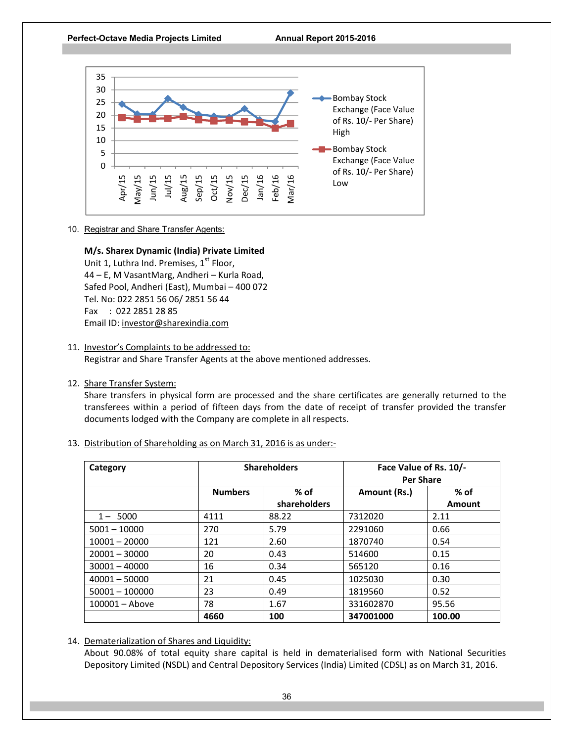10. Registrar and Share Transfer Agents:

    **M/s. Sharex Dynamic (India) Private Limited**
    Unit 1, Luthra Ind. Premises, 1st Floor,
    44 – E, M VasantMarg, Andheri – Kurla Road,
    Safed Pool, Andheri (East), Mumbai – 400 072
    Tel. No: 022 2851 56 06/ 2851 56 44
    Fax : 022 2851 28 85
    Email ID: investor@sharexindia.com

11. Investor's Complaints to be addressed to:
    Registrar and Share Transfer Agents at the above mentioned addresses.

12. Share Transfer System:
    Share transfers in physical form are processed and the share certificates are generally returned to the transferees within a period of fifteen days from the date of receipt of transfer provided the transfer documents lodged with the Company are complete in all respects.

13. Distribution of Shareholding as on March 31, 2016 is as under:-

| Category | Shareholders | | Face Value of Rs. 10/- Per Share | |
|---|---|---|---|---|
| | Numbers | % of shareholders | Amount (Rs.) | % of Amount |
| 1 – 5000 | 4111 | 88.22 | 7312020 | 2.11 |
| 5001 – 10000 | 270 | 5.79 | 2291060 | 0.66 |
| 10001 – 20000 | 121 | 2.60 | 1870740 | 0.54 |
| 20001 – 30000 | 20 | 0.43 | 514600 | 0.15 |
| 30001 – 40000 | 16 | 0.34 | 565120 | 0.16 |
| 40001 – 50000 | 21 | 0.45 | 1025030 | 0.30 |
| 50001 – 100000 | 23 | 0.49 | 1819560 | 0.52 |
| 100001 – Above | 78 | 1.67 | 331602870 | 95.56 |
| | **4660** | **100** | **347001000** | **100.00** |

14. Dematerialization of Shares and Liquidity:
    About 90.08% of total equity share capital is held in dematerialised form with National Securities Depository Limited (NSDL) and Central Depository Services (India) Limited (CDSL) as on March 31, 2016.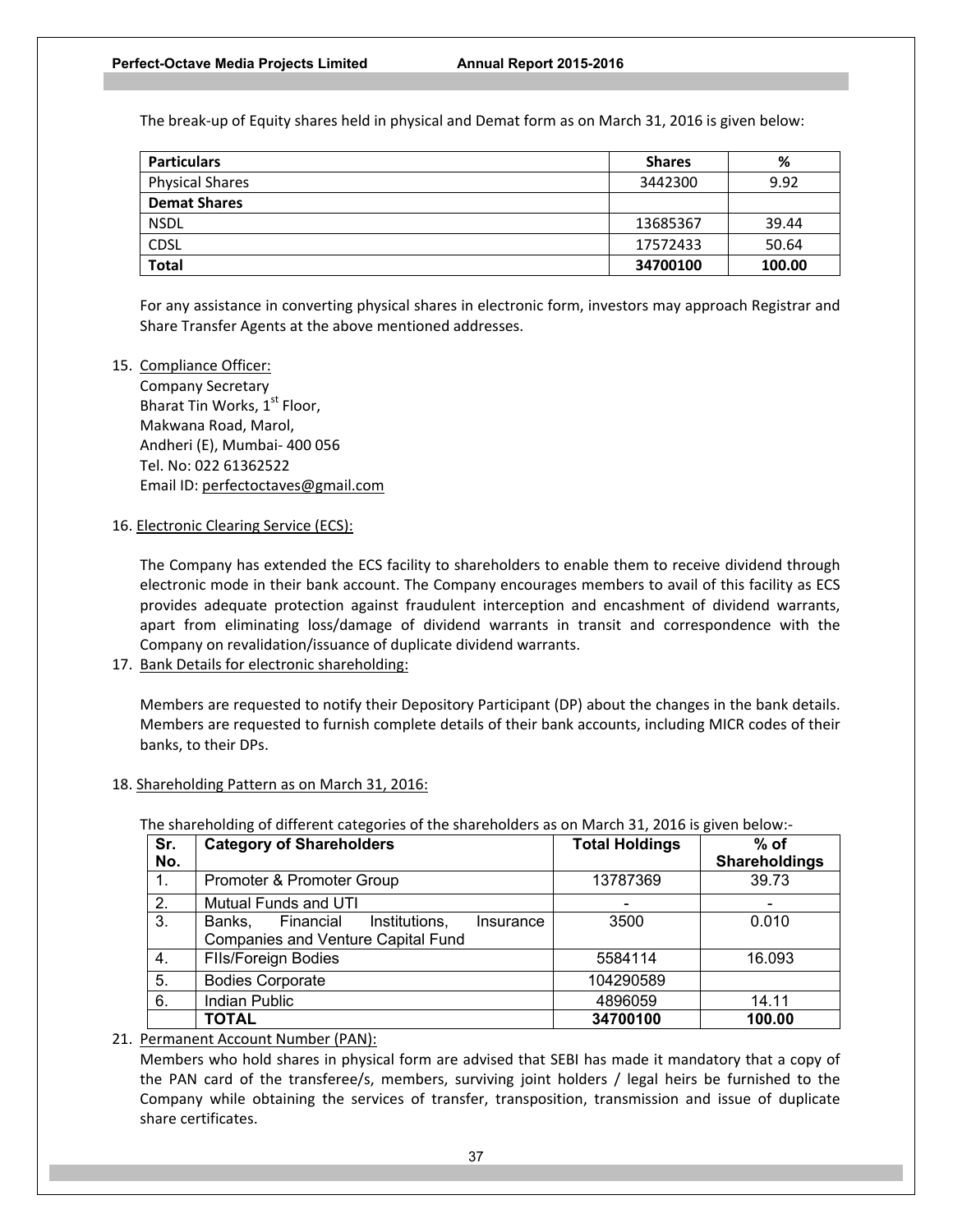The break-up of Equity shares held in physical and Demat form as on March 31, 2016 is given below:

| Particulars | Shares | % |
|---|---|---|
| Physical Shares | 3442300 | 9.92 |
| **Demat Shares** | | |
| NSDL | 13685367 | 39.44 |
| CDSL | 17572433 | 50.64 |
| **Total** | **34700100** | **100.00** |

For any assistance in converting physical shares in electronic form, investors may approach Registrar and Share Transfer Agents at the above mentioned addresses.

15. Compliance Officer:
    Company Secretary
    Bharat Tin Works, 1st Floor,
    Makwana Road, Marol,
    Andheri (E), Mumbai- 400 056
    Tel. No: 022 61362522
    Email ID: perfectoctaves@gmail.com

16. Electronic Clearing Service (ECS):

    The Company has extended the ECS facility to shareholders to enable them to receive dividend through electronic mode in their bank account. The Company encourages members to avail of this facility as ECS provides adequate protection against fraudulent interception and encashment of dividend warrants, apart from eliminating loss/damage of dividend warrants in transit and correspondence with the Company on revalidation/issuance of duplicate dividend warrants.

17. Bank Details for electronic shareholding:

    Members are requested to notify their Depository Participant (DP) about the changes in the bank details. Members are requested to furnish complete details of their bank accounts, including MICR codes of their banks, to their DPs.

18. Shareholding Pattern as on March 31, 2016:

    The shareholding of different categories of the shareholders as on March 31, 2016 is given below:-

| Sr. No. | Category of Shareholders | Total Holdings | % of Shareholdings |
|---|---|---|---|
| 1. | Promoter & Promoter Group | 13787369 | 39.73 |
| 2. | Mutual Funds and UTI | - | - |
| 3. | Banks, Financial Institutions, Insurance Companies and Venture Capital Fund | 3500 | 0.010 |
| 4. | FIIs/Foreign Bodies | 5584114 | 16.093 |
| 5. | Bodies Corporate | 104290589 | |
| 6. | Indian Public | 4896059 | 14.11 |
| | **TOTAL** | **34700100** | **100.00** |

21. Permanent Account Number (PAN):
    Members who hold shares in physical form are advised that SEBI has made it mandatory that a copy of the PAN card of the transferee/s, members, surviving joint holders / legal heirs be furnished to the Company while obtaining the services of transfer, transposition, transmission and issue of duplicate share certificates.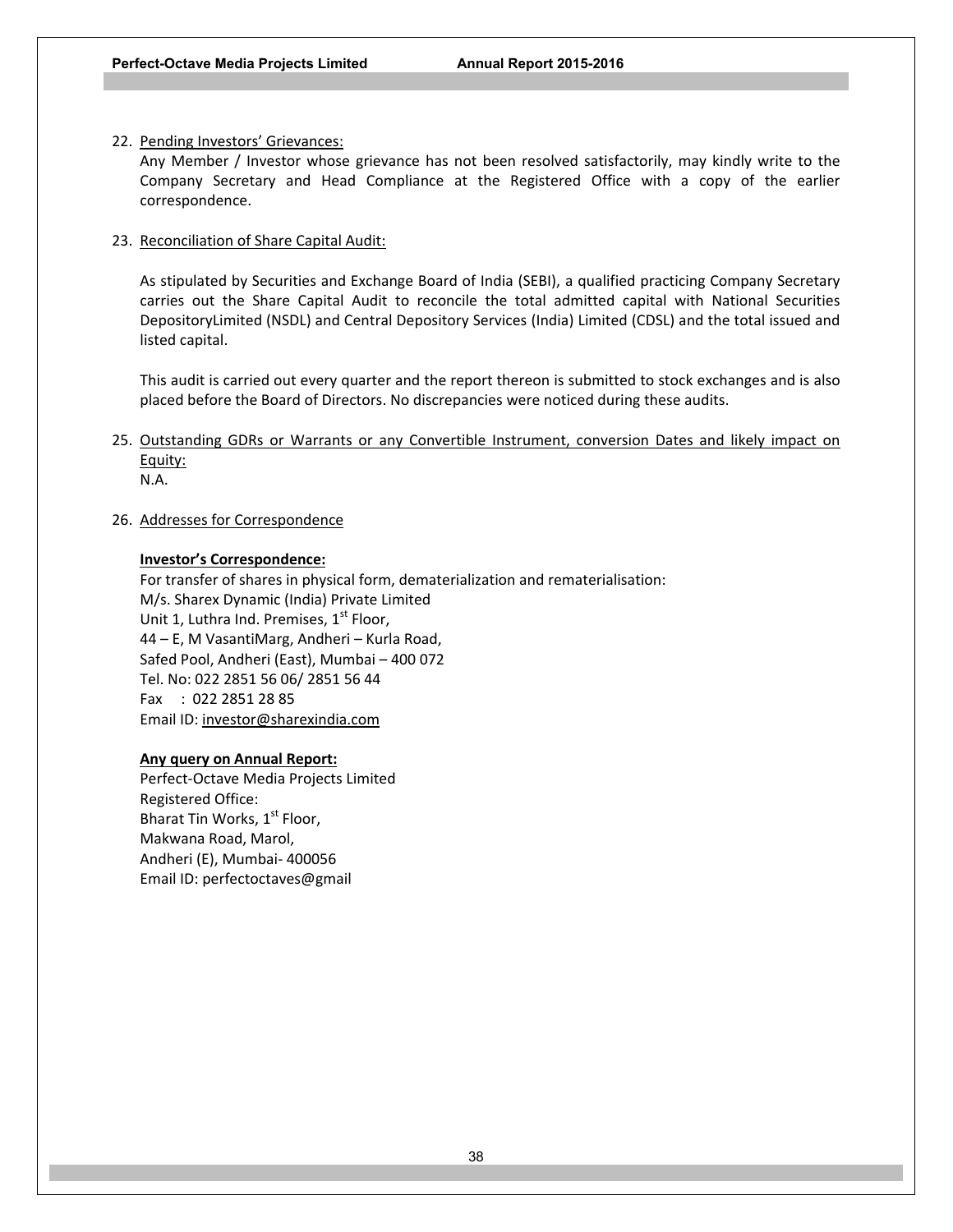22. Pending Investors' Grievances:

    Any Member / Investor whose grievance has not been resolved satisfactorily, may kindly write to the Company Secretary and Head Compliance at the Registered Office with a copy of the earlier correspondence.

23. Reconciliation of Share Capital Audit:

    As stipulated by Securities and Exchange Board of India (SEBI), a qualified practicing Company Secretary carries out the Share Capital Audit to reconcile the total admitted capital with National Securities DepositoryLimited (NSDL) and Central Depository Services (India) Limited (CDSL) and the total issued and listed capital.

    This audit is carried out every quarter and the report thereon is submitted to stock exchanges and is also placed before the Board of Directors. No discrepancies were noticed during these audits.

25. Outstanding GDRs or Warrants or any Convertible Instrument, conversion Dates and likely impact on Equity:

    N.A.

26. Addresses for Correspondence

    **Investor's Correspondence:**

    For transfer of shares in physical form, dematerialization and rematerialisation:
    M/s. Sharex Dynamic (India) Private Limited
    Unit 1, Luthra Ind. Premises, 1st Floor,
    44 – E, M VasantiMarg, Andheri – Kurla Road,
    Safed Pool, Andheri (East), Mumbai – 400 072
    Tel. No: 022 2851 56 06/ 2851 56 44
    Fax : 022 2851 28 85
    Email ID: investor@sharexindia.com

    **Any query on Annual Report:**

    Perfect-Octave Media Projects Limited
    Registered Office:
    Bharat Tin Works, 1st Floor,
    Makwana Road, Marol,
    Andheri (E), Mumbai- 400056
    Email ID: perfectoctaves@gmail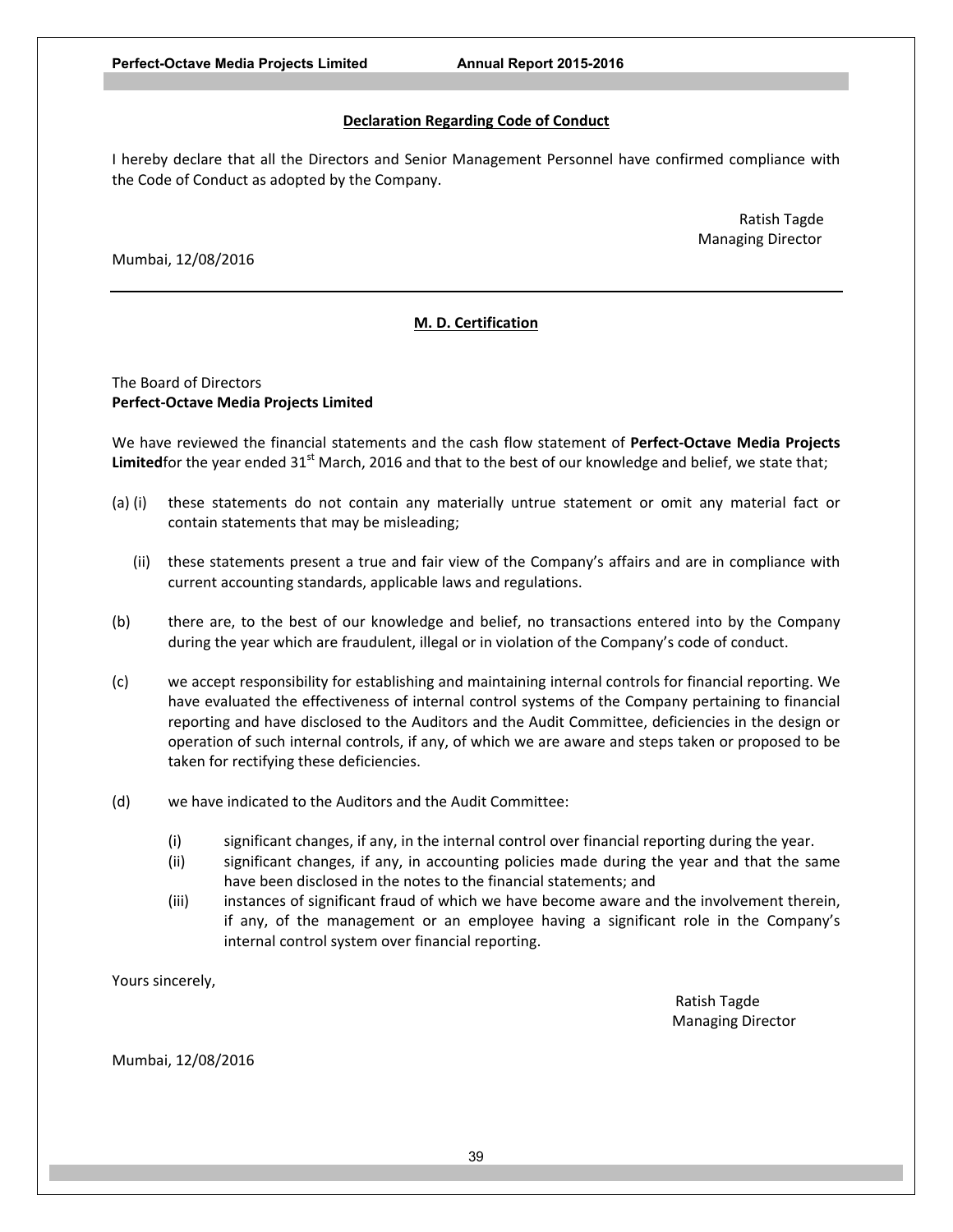## Declaration Regarding Code of Conduct

I hereby declare that all the Directors and Senior Management Personnel have confirmed compliance with the Code of Conduct as adopted by the Company.

Ratish Tagde
Managing Director

Mumbai, 12/08/2016

---

## M. D. Certification

The Board of Directors
**Perfect-Octave Media Projects Limited**

We have reviewed the financial statements and the cash flow statement of **Perfect-Octave Media Projects Limited**for the year ended 31st March, 2016 and that to the best of our knowledge and belief, we state that;

(a) (i) these statements do not contain any materially untrue statement or omit any material fact or contain statements that may be misleading;

(ii) these statements present a true and fair view of the Company's affairs and are in compliance with current accounting standards, applicable laws and regulations.

(b) there are, to the best of our knowledge and belief, no transactions entered into by the Company during the year which are fraudulent, illegal or in violation of the Company's code of conduct.

(c) we accept responsibility for establishing and maintaining internal controls for financial reporting. We have evaluated the effectiveness of internal control systems of the Company pertaining to financial reporting and have disclosed to the Auditors and the Audit Committee, deficiencies in the design or operation of such internal controls, if any, of which we are aware and steps taken or proposed to be taken for rectifying these deficiencies.

(d) we have indicated to the Auditors and the Audit Committee:

(i) significant changes, if any, in the internal control over financial reporting during the year.

(ii) significant changes, if any, in accounting policies made during the year and that the same have been disclosed in the notes to the financial statements; and

(iii) instances of significant fraud of which we have become aware and the involvement therein, if any, of the management or an employee having a significant role in the Company's internal control system over financial reporting.

Yours sincerely,

Ratish Tagde
Managing Director

Mumbai, 12/08/2016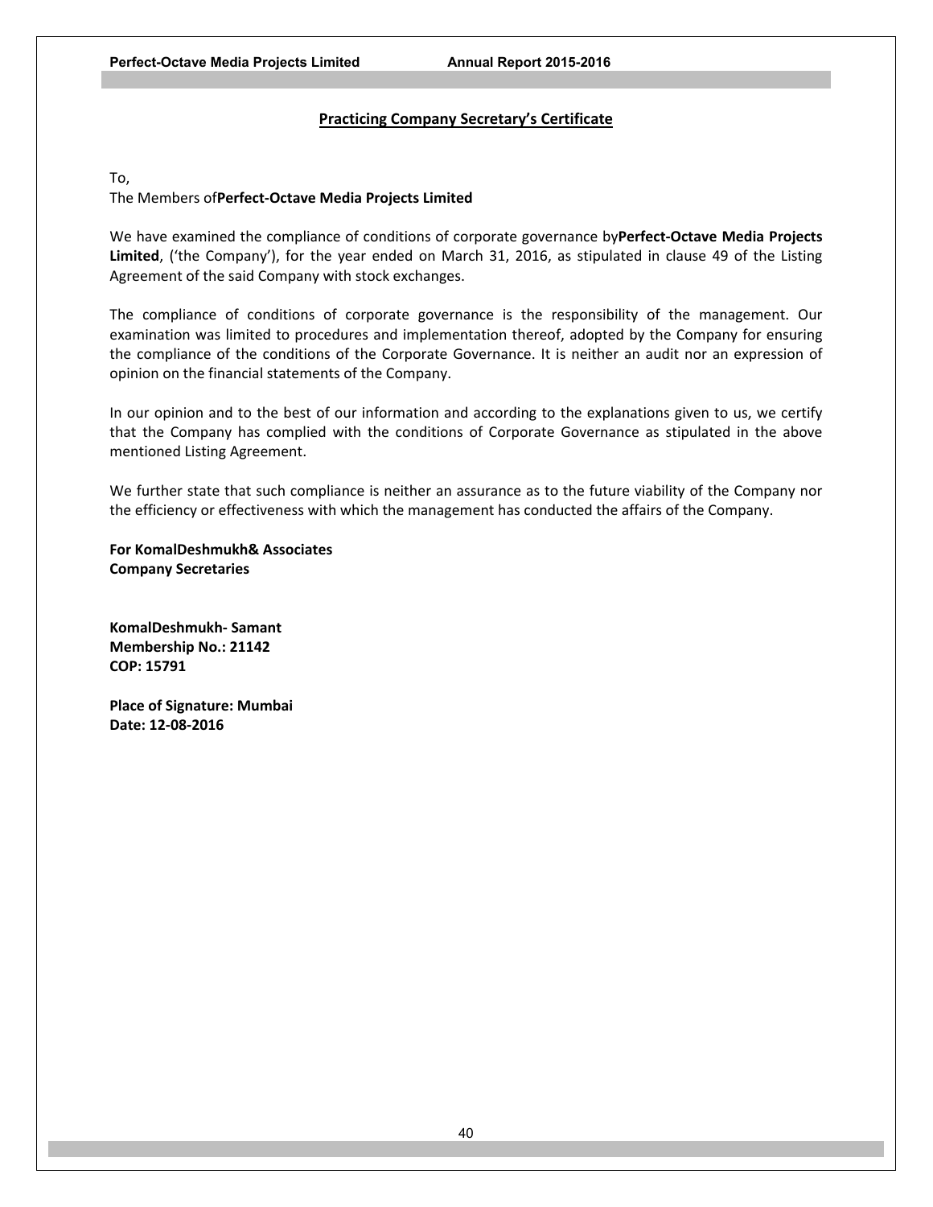## Practicing Company Secretary's Certificate

To,

The Members of**Perfect-Octave Media Projects Limited**

We have examined the compliance of conditions of corporate governance by**Perfect-Octave Media Projects Limited**, ('the Company'), for the year ended on March 31, 2016, as stipulated in clause 49 of the Listing Agreement of the said Company with stock exchanges.

The compliance of conditions of corporate governance is the responsibility of the management. Our examination was limited to procedures and implementation thereof, adopted by the Company for ensuring the compliance of the conditions of the Corporate Governance. It is neither an audit nor an expression of opinion on the financial statements of the Company.

In our opinion and to the best of our information and according to the explanations given to us, we certify that the Company has complied with the conditions of Corporate Governance as stipulated in the above mentioned Listing Agreement.

We further state that such compliance is neither an assurance as to the future viability of the Company nor the efficiency or effectiveness with which the management has conducted the affairs of the Company.

**For KomalDeshmukh& Associates**
**Company Secretaries**

**KomalDeshmukh- Samant**
**Membership No.: 21142**
**COP: 15791**

**Place of Signature: Mumbai**
**Date: 12-08-2016**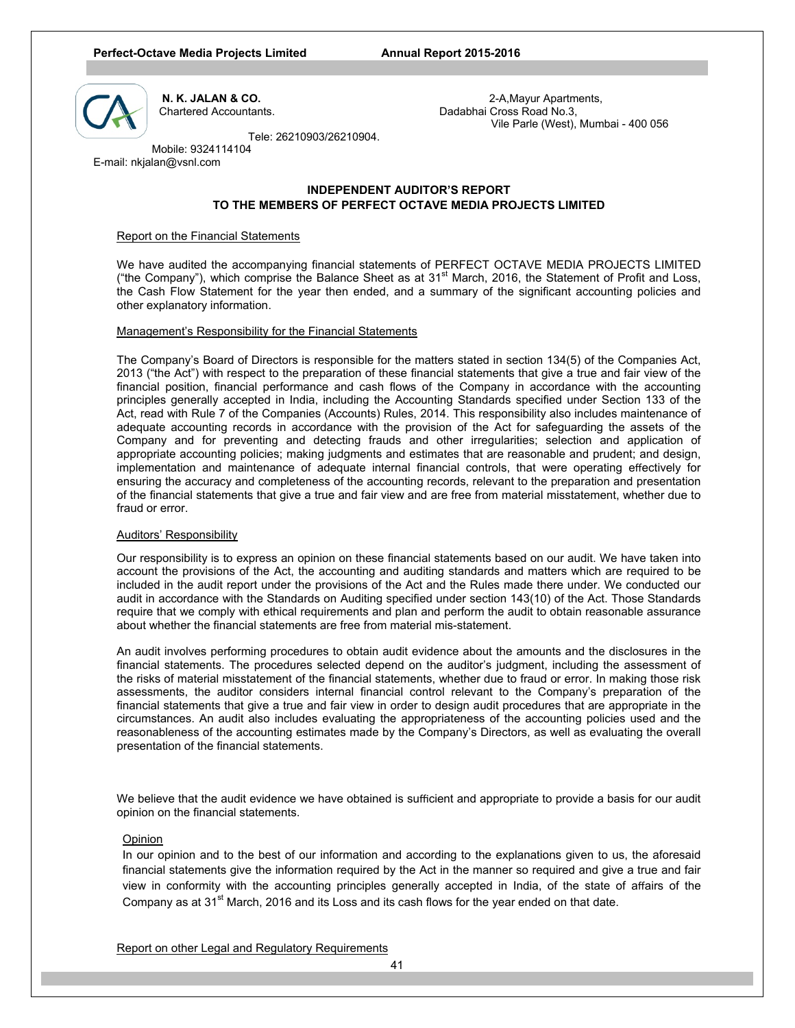**N. K. JALAN & CO.**
Chartered Accountants.

2-A,Mayur Apartments,
Dadabhai Cross Road No.3,
Vile Parle (West), Mumbai - 400 056

Tele: 26210903/26210904.
Mobile: 9324114104
E-mail: nkjalan@vsnl.com

## INDEPENDENT AUDITOR'S REPORT
## TO THE MEMBERS OF PERFECT OCTAVE MEDIA PROJECTS LIMITED

Report on the Financial Statements

We have audited the accompanying financial statements of PERFECT OCTAVE MEDIA PROJECTS LIMITED ("the Company"), which comprise the Balance Sheet as at 31st March, 2016, the Statement of Profit and Loss, the Cash Flow Statement for the year then ended, and a summary of the significant accounting policies and other explanatory information.

Management's Responsibility for the Financial Statements

The Company's Board of Directors is responsible for the matters stated in section 134(5) of the Companies Act, 2013 ("the Act") with respect to the preparation of these financial statements that give a true and fair view of the financial position, financial performance and cash flows of the Company in accordance with the accounting principles generally accepted in India, including the Accounting Standards specified under Section 133 of the Act, read with Rule 7 of the Companies (Accounts) Rules, 2014. This responsibility also includes maintenance of adequate accounting records in accordance with the provision of the Act for safeguarding the assets of the Company and for preventing and detecting frauds and other irregularities; selection and application of appropriate accounting policies; making judgments and estimates that are reasonable and prudent; and design, implementation and maintenance of adequate internal financial controls, that were operating effectively for ensuring the accuracy and completeness of the accounting records, relevant to the preparation and presentation of the financial statements that give a true and fair view and are free from material misstatement, whether due to fraud or error.

Auditors' Responsibility

Our responsibility is to express an opinion on these financial statements based on our audit. We have taken into account the provisions of the Act, the accounting and auditing standards and matters which are required to be included in the audit report under the provisions of the Act and the Rules made there under. We conducted our audit in accordance with the Standards on Auditing specified under section 143(10) of the Act. Those Standards require that we comply with ethical requirements and plan and perform the audit to obtain reasonable assurance about whether the financial statements are free from material mis-statement.

An audit involves performing procedures to obtain audit evidence about the amounts and the disclosures in the financial statements. The procedures selected depend on the auditor's judgment, including the assessment of the risks of material misstatement of the financial statements, whether due to fraud or error. In making those risk assessments, the auditor considers internal financial control relevant to the Company's preparation of the financial statements that give a true and fair view in order to design audit procedures that are appropriate in the circumstances. An audit also includes evaluating the appropriateness of the accounting policies used and the reasonableness of the accounting estimates made by the Company's Directors, as well as evaluating the overall presentation of the financial statements.

We believe that the audit evidence we have obtained is sufficient and appropriate to provide a basis for our audit opinion on the financial statements.

Opinion

In our opinion and to the best of our information and according to the explanations given to us, the aforesaid financial statements give the information required by the Act in the manner so required and give a true and fair view in conformity with the accounting principles generally accepted in India, of the state of affairs of the Company as at 31st March, 2016 and its Loss and its cash flows for the year ended on that date.

Report on other Legal and Regulatory Requirements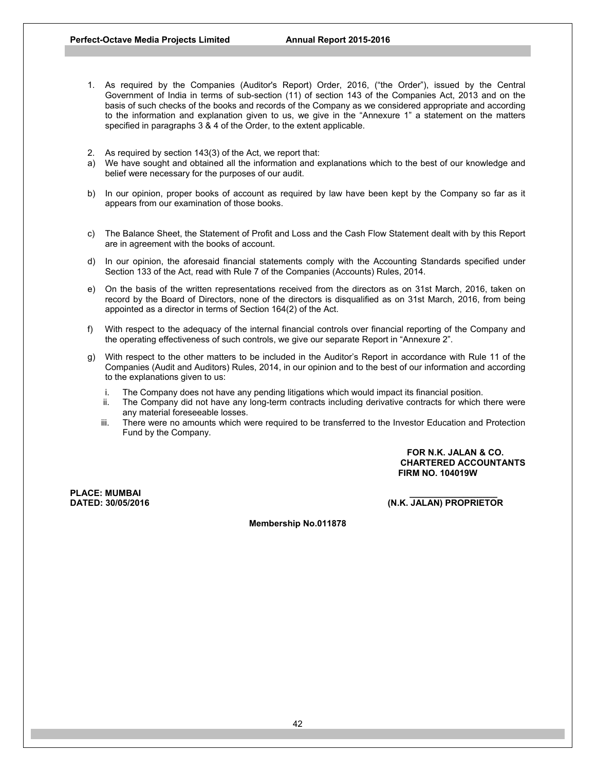1. As required by the Companies (Auditor's Report) Order, 2016, ("the Order"), issued by the Central Government of India in terms of sub-section (11) of section 143 of the Companies Act, 2013 and on the basis of such checks of the books and records of the Company as we considered appropriate and according to the information and explanation given to us, we give in the "Annexure 1" a statement on the matters specified in paragraphs 3 & 4 of the Order, to the extent applicable.

2. As required by section 143(3) of the Act, we report that:

a) We have sought and obtained all the information and explanations which to the best of our knowledge and belief were necessary for the purposes of our audit.

b) In our opinion, proper books of account as required by law have been kept by the Company so far as it appears from our examination of those books.

c) The Balance Sheet, the Statement of Profit and Loss and the Cash Flow Statement dealt with by this Report are in agreement with the books of account.

d) In our opinion, the aforesaid financial statements comply with the Accounting Standards specified under Section 133 of the Act, read with Rule 7 of the Companies (Accounts) Rules, 2014.

e) On the basis of the written representations received from the directors as on 31st March, 2016, taken on record by the Board of Directors, none of the directors is disqualified as on 31st March, 2016, from being appointed as a director in terms of Section 164(2) of the Act.

f) With respect to the adequacy of the internal financial controls over financial reporting of the Company and the operating effectiveness of such controls, we give our separate Report in "Annexure 2".

g) With respect to the other matters to be included in the Auditor's Report in accordance with Rule 11 of the Companies (Audit and Auditors) Rules, 2014, in our opinion and to the best of our information and according to the explanations given to us:

    i. The Company does not have any pending litigations which would impact its financial position.
    ii. The Company did not have any long-term contracts including derivative contracts for which there were any material foreseeable losses.
    iii. There were no amounts which were required to be transferred to the Investor Education and Protection Fund by the Company.

**FOR N.K. JALAN & CO.**
**CHARTERED ACCOUNTANTS**
**FIRM NO. 104019W**

**PLACE: MUMBAI**
**DATED: 30/05/2016**

**(N.K. JALAN) PROPRIETOR**

**Membership No.011878**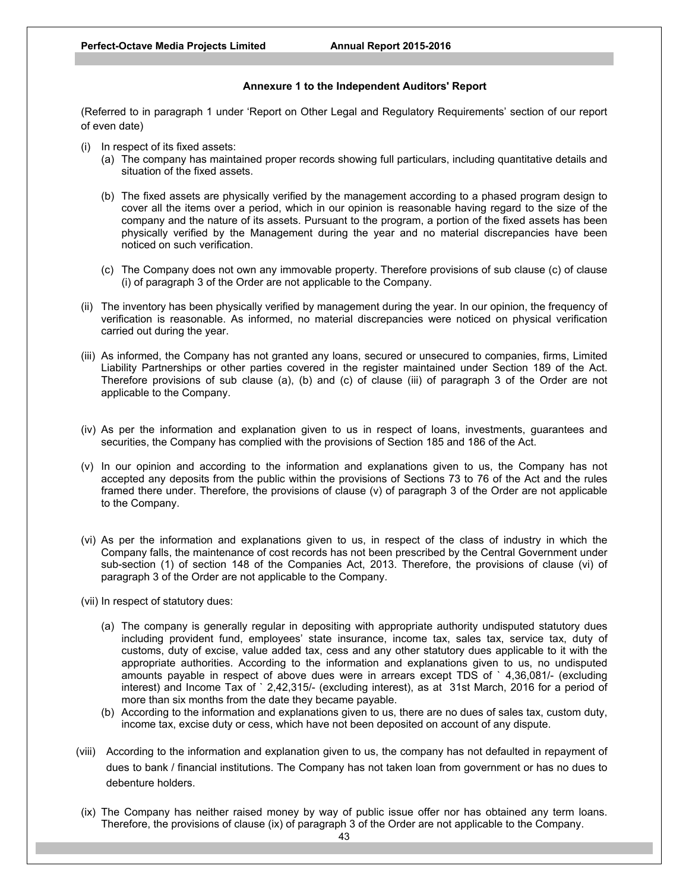## Annexure 1 to the Independent Auditors' Report

(Referred to in paragraph 1 under 'Report on Other Legal and Regulatory Requirements' section of our report of even date)

(i) In respect of its fixed assets:

   (a) The company has maintained proper records showing full particulars, including quantitative details and situation of the fixed assets.

   (b) The fixed assets are physically verified by the management according to a phased program design to cover all the items over a period, which in our opinion is reasonable having regard to the size of the company and the nature of its assets. Pursuant to the program, a portion of the fixed assets has been physically verified by the Management during the year and no material discrepancies have been noticed on such verification.

   (c) The Company does not own any immovable property. Therefore provisions of sub clause (c) of clause (i) of paragraph 3 of the Order are not applicable to the Company.

(ii) The inventory has been physically verified by management during the year. In our opinion, the frequency of verification is reasonable. As informed, no material discrepancies were noticed on physical verification carried out during the year.

(iii) As informed, the Company has not granted any loans, secured or unsecured to companies, firms, Limited Liability Partnerships or other parties covered in the register maintained under Section 189 of the Act. Therefore provisions of sub clause (a), (b) and (c) of clause (iii) of paragraph 3 of the Order are not applicable to the Company.

(iv) As per the information and explanation given to us in respect of loans, investments, guarantees and securities, the Company has complied with the provisions of Section 185 and 186 of the Act.

(v) In our opinion and according to the information and explanations given to us, the Company has not accepted any deposits from the public within the provisions of Sections 73 to 76 of the Act and the rules framed there under. Therefore, the provisions of clause (v) of paragraph 3 of the Order are not applicable to the Company.

(vi) As per the information and explanations given to us, in respect of the class of industry in which the Company falls, the maintenance of cost records has not been prescribed by the Central Government under sub-section (1) of section 148 of the Companies Act, 2013. Therefore, the provisions of clause (vi) of paragraph 3 of the Order are not applicable to the Company.

(vii) In respect of statutory dues:

   (a) The company is generally regular in depositing with appropriate authority undisputed statutory dues including provident fund, employees' state insurance, income tax, sales tax, service tax, duty of customs, duty of excise, value added tax, cess and any other statutory dues applicable to it with the appropriate authorities. According to the information and explanations given to us, no undisputed amounts payable in respect of above dues were in arrears except TDS of ` 4,36,081/- (excluding interest) and Income Tax of ` 2,42,315/- (excluding interest), as at 31st March, 2016 for a period of more than six months from the date they became payable.

   (b) According to the information and explanations given to us, there are no dues of sales tax, custom duty, income tax, excise duty or cess, which have not been deposited on account of any dispute.

(viii) According to the information and explanation given to us, the company has not defaulted in repayment of dues to bank / financial institutions. The Company has not taken loan from government or has no dues to debenture holders.

(ix) The Company has neither raised money by way of public issue offer nor has obtained any term loans. Therefore, the provisions of clause (ix) of paragraph 3 of the Order are not applicable to the Company.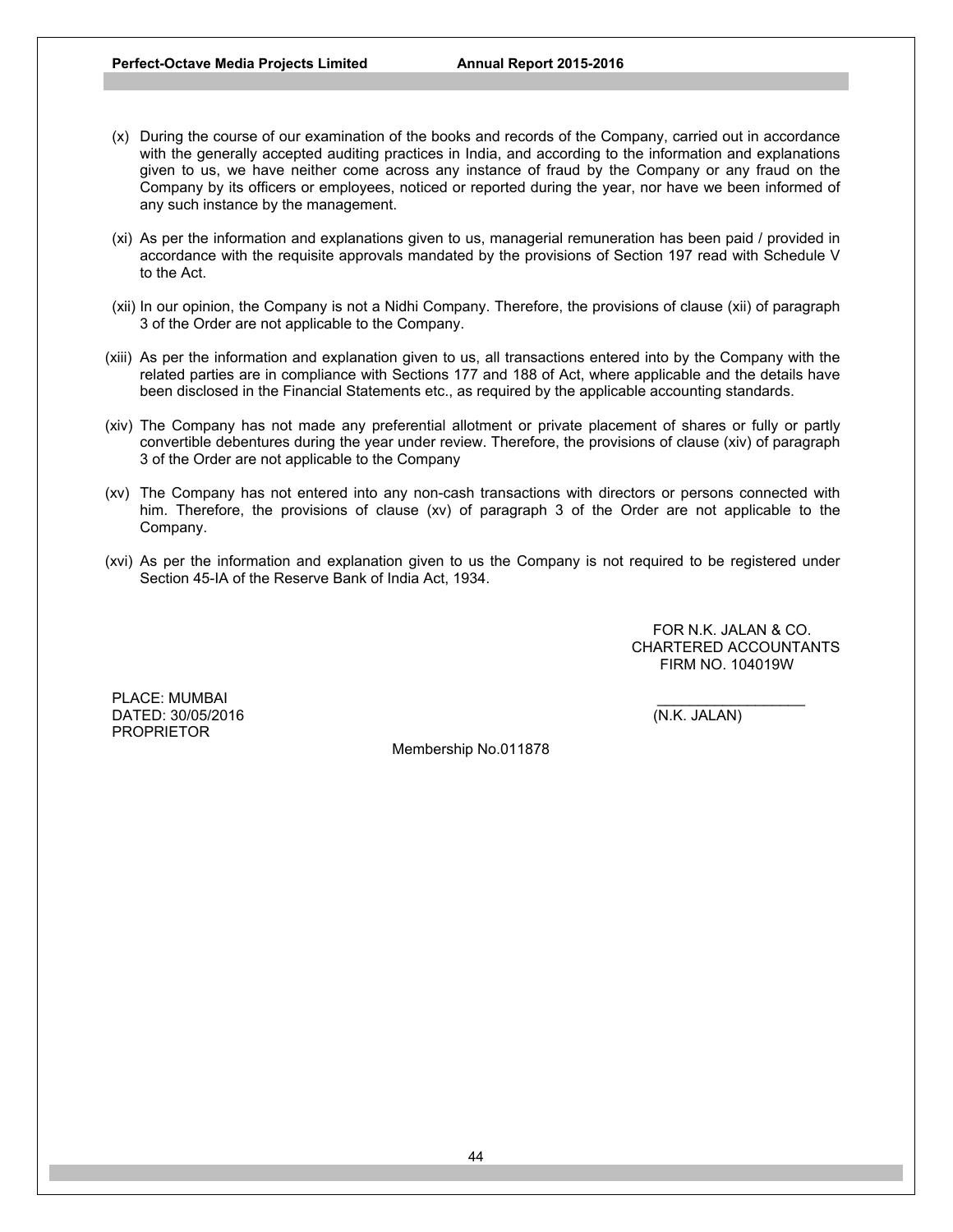(x) During the course of our examination of the books and records of the Company, carried out in accordance with the generally accepted auditing practices in India, and according to the information and explanations given to us, we have neither come across any instance of fraud by the Company or any fraud on the Company by its officers or employees, noticed or reported during the year, nor have we been informed of any such instance by the management.

(xi) As per the information and explanations given to us, managerial remuneration has been paid / provided in accordance with the requisite approvals mandated by the provisions of Section 197 read with Schedule V to the Act.

(xii) In our opinion, the Company is not a Nidhi Company. Therefore, the provisions of clause (xii) of paragraph 3 of the Order are not applicable to the Company.

(xiii) As per the information and explanation given to us, all transactions entered into by the Company with the related parties are in compliance with Sections 177 and 188 of Act, where applicable and the details have been disclosed in the Financial Statements etc., as required by the applicable accounting standards.

(xiv) The Company has not made any preferential allotment or private placement of shares or fully or partly convertible debentures during the year under review. Therefore, the provisions of clause (xiv) of paragraph 3 of the Order are not applicable to the Company

(xv) The Company has not entered into any non-cash transactions with directors or persons connected with him. Therefore, the provisions of clause (xv) of paragraph 3 of the Order are not applicable to the Company.

(xvi) As per the information and explanation given to us the Company is not required to be registered under Section 45-IA of the Reserve Bank of India Act, 1934.

FOR N.K. JALAN & CO.
CHARTERED ACCOUNTANTS
FIRM NO. 104019W

PLACE: MUMBAI
DATED: 30/05/2016

(N.K. JALAN)
PROPRIETOR
Membership No.011878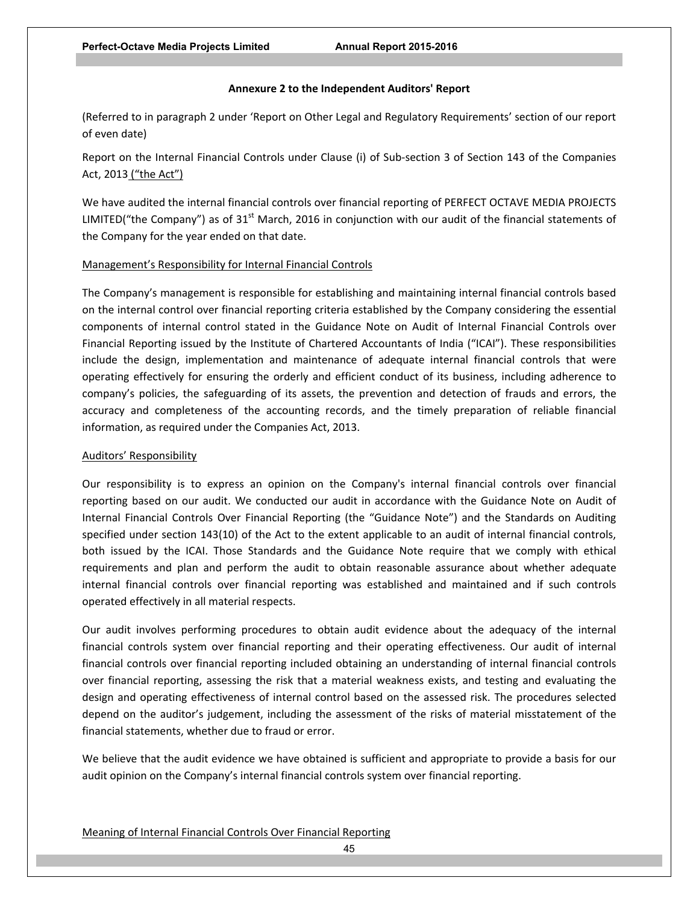## Annexure 2 to the Independent Auditors' Report

(Referred to in paragraph 2 under 'Report on Other Legal and Regulatory Requirements' section of our report of even date)

Report on the Internal Financial Controls under Clause (i) of Sub-section 3 of Section 143 of the Companies Act, 2013 ("the Act")

We have audited the internal financial controls over financial reporting of PERFECT OCTAVE MEDIA PROJECTS LIMITED("the Company") as of 31st March, 2016 in conjunction with our audit of the financial statements of the Company for the year ended on that date.

Management's Responsibility for Internal Financial Controls

The Company's management is responsible for establishing and maintaining internal financial controls based on the internal control over financial reporting criteria established by the Company considering the essential components of internal control stated in the Guidance Note on Audit of Internal Financial Controls over Financial Reporting issued by the Institute of Chartered Accountants of India ("ICAI"). These responsibilities include the design, implementation and maintenance of adequate internal financial controls that were operating effectively for ensuring the orderly and efficient conduct of its business, including adherence to company's policies, the safeguarding of its assets, the prevention and detection of frauds and errors, the accuracy and completeness of the accounting records, and the timely preparation of reliable financial information, as required under the Companies Act, 2013.

Auditors' Responsibility

Our responsibility is to express an opinion on the Company's internal financial controls over financial reporting based on our audit. We conducted our audit in accordance with the Guidance Note on Audit of Internal Financial Controls Over Financial Reporting (the "Guidance Note") and the Standards on Auditing specified under section 143(10) of the Act to the extent applicable to an audit of internal financial controls, both issued by the ICAI. Those Standards and the Guidance Note require that we comply with ethical requirements and plan and perform the audit to obtain reasonable assurance about whether adequate internal financial controls over financial reporting was established and maintained and if such controls operated effectively in all material respects.

Our audit involves performing procedures to obtain audit evidence about the adequacy of the internal financial controls system over financial reporting and their operating effectiveness. Our audit of internal financial controls over financial reporting included obtaining an understanding of internal financial controls over financial reporting, assessing the risk that a material weakness exists, and testing and evaluating the design and operating effectiveness of internal control based on the assessed risk. The procedures selected depend on the auditor's judgement, including the assessment of the risks of material misstatement of the financial statements, whether due to fraud or error.

We believe that the audit evidence we have obtained is sufficient and appropriate to provide a basis for our audit opinion on the Company's internal financial controls system over financial reporting.

Meaning of Internal Financial Controls Over Financial Reporting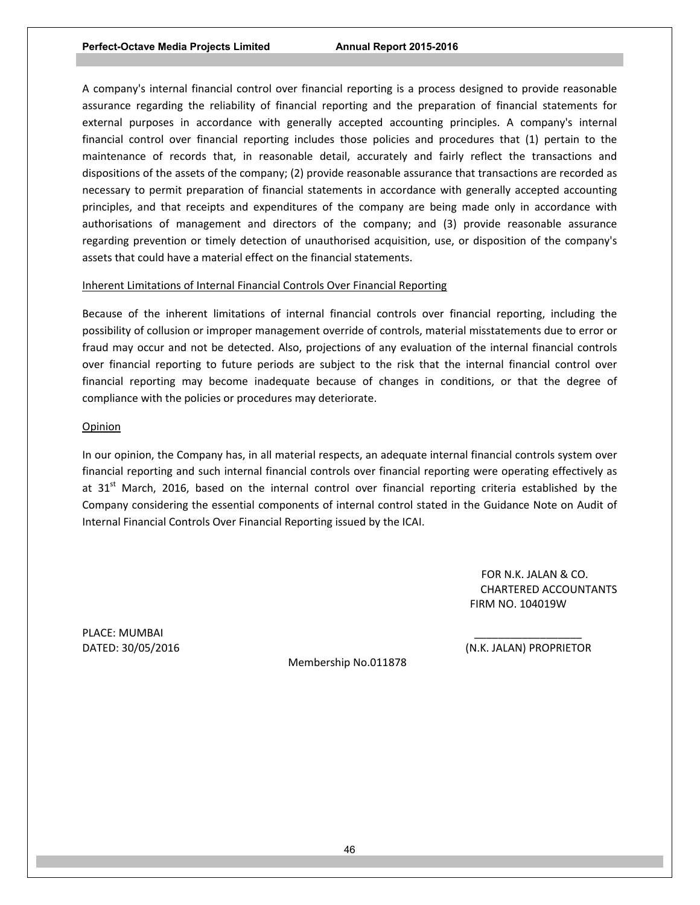A company's internal financial control over financial reporting is a process designed to provide reasonable assurance regarding the reliability of financial reporting and the preparation of financial statements for external purposes in accordance with generally accepted accounting principles. A company's internal financial control over financial reporting includes those policies and procedures that (1) pertain to the maintenance of records that, in reasonable detail, accurately and fairly reflect the transactions and dispositions of the assets of the company; (2) provide reasonable assurance that transactions are recorded as necessary to permit preparation of financial statements in accordance with generally accepted accounting principles, and that receipts and expenditures of the company are being made only in accordance with authorisations of management and directors of the company; and (3) provide reasonable assurance regarding prevention or timely detection of unauthorised acquisition, use, or disposition of the company's assets that could have a material effect on the financial statements.

Inherent Limitations of Internal Financial Controls Over Financial Reporting

Because of the inherent limitations of internal financial controls over financial reporting, including the possibility of collusion or improper management override of controls, material misstatements due to error or fraud may occur and not be detected. Also, projections of any evaluation of the internal financial controls over financial reporting to future periods are subject to the risk that the internal financial control over financial reporting may become inadequate because of changes in conditions, or that the degree of compliance with the policies or procedures may deteriorate.

Opinion

In our opinion, the Company has, in all material respects, an adequate internal financial controls system over financial reporting and such internal financial controls over financial reporting were operating effectively as at 31st March, 2016, based on the internal control over financial reporting criteria established by the Company considering the essential components of internal control stated in the Guidance Note on Audit of Internal Financial Controls Over Financial Reporting issued by the ICAI.

FOR N.K. JALAN & CO.
CHARTERED ACCOUNTANTS
FIRM NO. 104019W

PLACE: MUMBAI
DATED: 30/05/2016

(N.K. JALAN) PROPRIETOR
Membership No.011878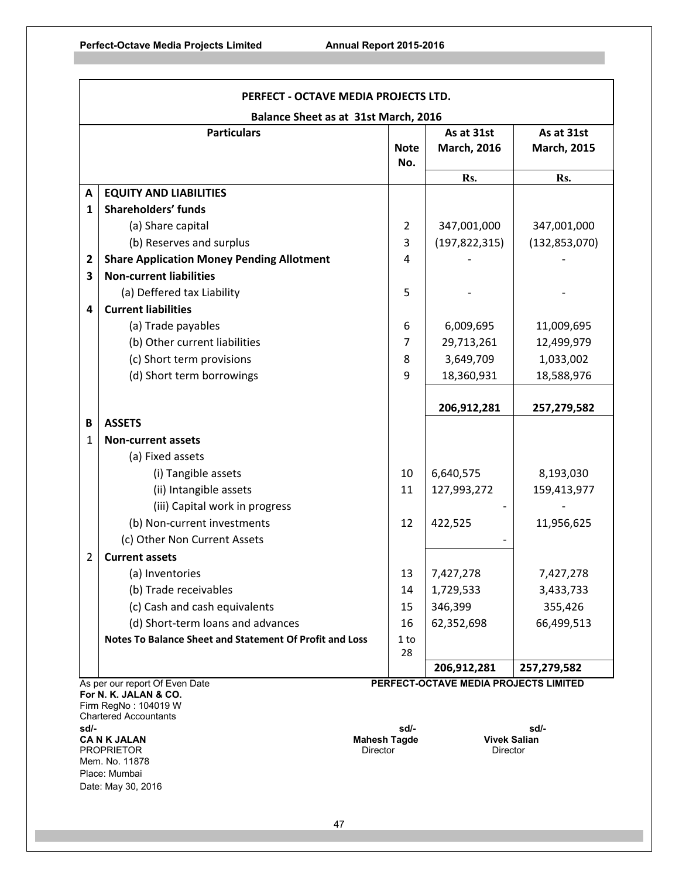## PERFECT - OCTAVE MEDIA PROJECTS LTD.

### Balance Sheet as at 31st March, 2016

| | Particulars | Note No. | As at 31st March, 2016 | As at 31st March, 2015 |
|---|---|---|---|---|
| | | | Rs. | Rs. |
| **A** | **EQUITY AND LIABILITIES** | | | |
| **1** | **Shareholders' funds** | | | |
| | (a) Share capital | 2 | 347,001,000 | 347,001,000 |
| | (b) Reserves and surplus | 3 | (197,822,315) | (132,853,070) |
| **2** | **Share Application Money Pending Allotment** | 4 | - | - |
| **3** | **Non-current liabilities** | | | |
| | (a) Deffered tax Liability | 5 | - | - |
| **4** | **Current liabilities** | | | |
| | (a) Trade payables | 6 | 6,009,695 | 11,009,695 |
| | (b) Other current liabilities | 7 | 29,713,261 | 12,499,979 |
| | (c) Short term provisions | 8 | 3,649,709 | 1,033,002 |
| | (d) Short term borrowings | 9 | 18,360,931 | 18,588,976 |
| | | | **206,912,281** | **257,279,582** |
| **B** | **ASSETS** | | | |
| 1 | **Non-current assets** | | | |
| | (a) Fixed assets | | | |
| | (i) Tangible assets | 10 | 6,640,575 | 8,193,030 |
| | (ii) Intangible assets | 11 | 127,993,272 | 159,413,977 |
| | (iii) Capital work in progress | | - | - |
| | (b) Non-current investments | 12 | 422,525 | 11,956,625 |
| | (c) Other Non Current Assets | | - | |
| 2 | **Current assets** | | | |
| | (a) Inventories | 13 | 7,427,278 | 7,427,278 |
| | (b) Trade receivables | 14 | 1,729,533 | 3,433,733 |
| | (c) Cash and cash equivalents | 15 | 346,399 | 355,426 |
| | (d) Short-term loans and advances | 16 | 62,352,698 | 66,499,513 |
| | **Notes To Balance Sheet and Statement Of Profit and Loss** | 1 to 28 | | |
| | | | **206,912,281** | **257,279,582** |

As per our report Of Even Date
**For N. K. JALAN & CO.**
Firm RegNo : 104019 W
Chartered Accountants
**sd/-**
**CA N K JALAN**
PROPRIETOR
Mem. No. 11878
Place: Mumbai
Date: May 30, 2016

**PERFECT-OCTAVE MEDIA PROJECTS LIMITED**

**sd/-**
**Mahesh Tagde**
Director

**sd/-**
**Vivek Salian**
Director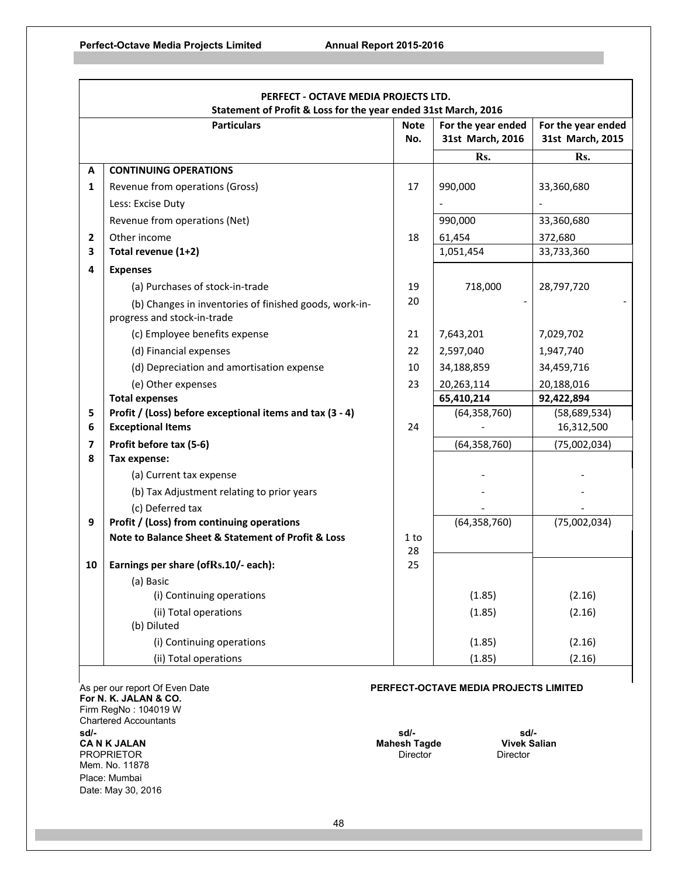**PERFECT - OCTAVE MEDIA PROJECTS LTD.**

**Statement of Profit & Loss for the year ended 31st March, 2016**

| | Particulars | Note No. | For the year ended 31st March, 2016 | For the year ended 31st March, 2015 |
|---|---|---|---|---|
| | | | Rs. | Rs. |
| **A** | **CONTINUING OPERATIONS** | | | |
| **1** | Revenue from operations (Gross) | 17 | 990,000 | 33,360,680 |
| | Less: Excise Duty | | - | - |
| | Revenue from operations (Net) | | 990,000 | 33,360,680 |
| **2** | Other income | 18 | 61,454 | 372,680 |
| **3** | **Total revenue (1+2)** | | 1,051,454 | 33,733,360 |
| **4** | **Expenses** | | | |
| | (a) Purchases of stock-in-trade | 19 | 718,000 | 28,797,720 |
| | (b) Changes in inventories of finished goods, work-in-progress and stock-in-trade | 20 | - | - |
| | (c) Employee benefits expense | 21 | 7,643,201 | 7,029,702 |
| | (d) Financial expenses | 22 | 2,597,040 | 1,947,740 |
| | (d) Depreciation and amortisation expense | 10 | 34,188,859 | 34,459,716 |
| | (e) Other expenses | 23 | 20,263,114 | 20,188,016 |
| | **Total expenses** | | **65,410,214** | **92,422,894** |
| **5** | **Profit / (Loss) before exceptional items and tax (3 - 4)** | | (64,358,760) | (58,689,534) |
| **6** | **Exceptional Items** | 24 | - | 16,312,500 |
| **7** | **Profit before tax (5-6)** | | (64,358,760) | (75,002,034) |
| **8** | **Tax expense:** | | | |
| | (a) Current tax expense | | - | - |
| | (b) Tax Adjustment relating to prior years | | - | - |
| | (c) Deferred tax | | - | - |
| **9** | **Profit / (Loss) from continuing operations** | | (64,358,760) | (75,002,034) |
| | **Note to Balance Sheet & Statement of Profit & Loss** | 1 to 28 | | |
| **10** | **Earnings per share (ofRs.10/- each):** | 25 | | |
| | (a) Basic | | | |
| | (i) Continuing operations | | (1.85) | (2.16) |
| | (ii) Total operations | | (1.85) | (2.16) |
| | (b) Diluted | | | |
| | (i) Continuing operations | | (1.85) | (2.16) |
| | (ii) Total operations | | (1.85) | (2.16) |

As per our report Of Even Date
**For N. K. JALAN & CO.**
Firm RegNo : 104019 W
Chartered Accountants
**sd/-**
**CA N K JALAN**
PROPRIETOR
Mem. No. 11878
Place: Mumbai
Date: May 30, 2016

**PERFECT-OCTAVE MEDIA PROJECTS LIMITED**

| sd/- | sd/- |
|---|---|
| **Mahesh Tagde** | **Vivek Salian** |
| Director | Director |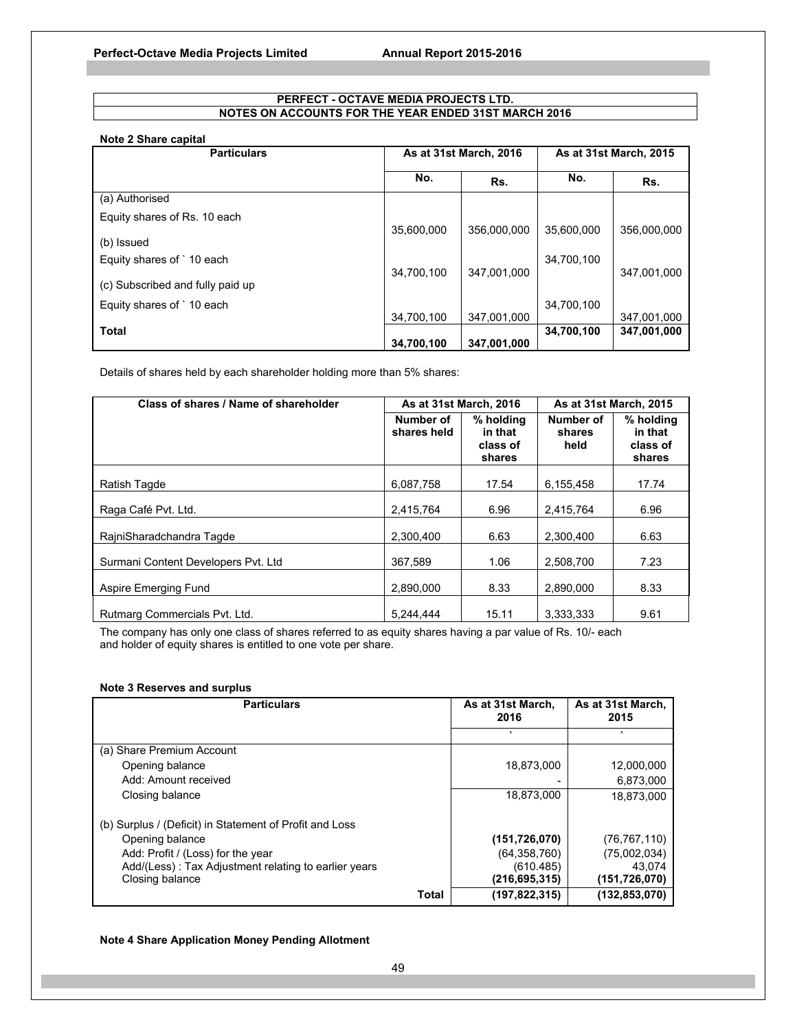## PERFECT - OCTAVE MEDIA PROJECTS LTD.
## NOTES ON ACCOUNTS FOR THE YEAR ENDED 31ST MARCH 2016

**Note 2 Share capital**

| Particulars | As at 31st March, 2016 | | As at 31st March, 2015 | |
|---|---|---|---|---|
| | No. | Rs. | No. | Rs. |
| (a) Authorised | | | | |
| Equity shares of Rs. 10 each | 35,600,000 | 356,000,000 | 35,600,000 | 356,000,000 |
| (b) Issued | | | | |
| Equity shares of ` 10 each | 34,700,100 | 347,001,000 | 34,700,100 | 347,001,000 |
| (c) Subscribed and fully paid up | | | | |
| Equity shares of ` 10 each | 34,700,100 | 347,001,000 | 34,700,100 | 347,001,000 |
| **Total** | **34,700,100** | **347,001,000** | **34,700,100** | **347,001,000** |

Details of shares held by each shareholder holding more than 5% shares:

| Class of shares / Name of shareholder | As at 31st March, 2016 | | As at 31st March, 2015 | |
|---|---|---|---|---|
| | Number of shares held | % holding in that class of shares | Number of shares held | % holding in that class of shares |
| Ratish Tagde | 6,087,758 | 17.54 | 6,155,458 | 17.74 |
| Raga Café Pvt. Ltd. | 2,415,764 | 6.96 | 2,415,764 | 6.96 |
| RajniSharadchandra Tagde | 2,300,400 | 6.63 | 2,300,400 | 6.63 |
| Surmani Content Developers Pvt. Ltd | 367,589 | 1.06 | 2,508,700 | 7.23 |
| Aspire Emerging Fund | 2,890,000 | 8.33 | 2,890,000 | 8.33 |
| Rutmarg Commercials Pvt. Ltd. | 5,244,444 | 15.11 | 3,333,333 | 9.61 |

The company has only one class of shares referred to as equity shares having a par value of Rs. 10/- each and holder of equity shares is entitled to one vote per share.

**Note 3 Reserves and surplus**

| Particulars | As at 31st March, 2016 | As at 31st March, 2015 |
|---|---|---|
| | ` | ` |
| (a) Share Premium Account | | |
| Opening balance | 18,873,000 | 12,000,000 |
| Add: Amount received | - | 6,873,000 |
| Closing balance | 18,873,000 | 18,873,000 |
| (b) Surplus / (Deficit) in Statement of Profit and Loss | | |
| Opening balance | **(151,726,070)** | (76,767,110) |
| Add: Profit / (Loss) for the year | (64,358,760) | (75,002,034) |
| Add/(Less) : Tax Adjustment relating to earlier years | (610.485) | 43,074 |
| Closing balance | **(216,695,315)** | **(151,726,070)** |
| **Total** | **(197,822,315)** | **(132,853,070)** |

**Note 4 Share Application Money Pending Allotment**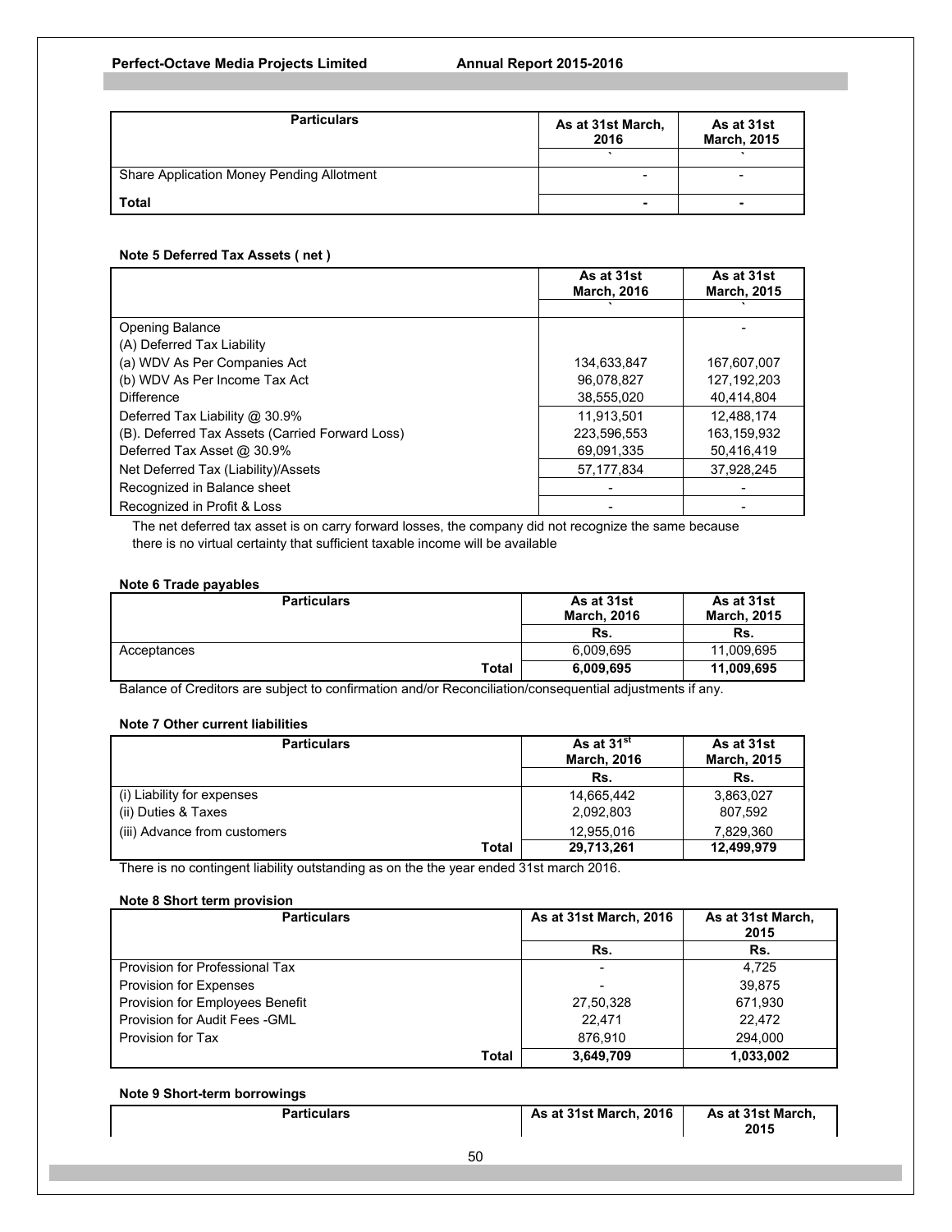| Particulars | As at 31st March, 2016 | As at 31st March, 2015 |
|---|---|---|
| | ` | ` |
| Share Application Money Pending Allotment | - | - |
| **Total** | **-** | **-** |

**Note 5 Deferred Tax Assets ( net )**

| | As at 31st March, 2016 | As at 31st March, 2015 |
|---|---|---|
| | ` | ` |
| Opening Balance | | - |
| (A) Deferred Tax Liability | | |
| (a) WDV As Per Companies Act | 134,633,847 | 167,607,007 |
| (b) WDV As Per Income Tax Act | 96,078,827 | 127,192,203 |
| Difference | 38,555,020 | 40,414,804 |
| Deferred Tax Liability @ 30.9% | 11,913,501 | 12,488,174 |
| (B). Deferred Tax Assets (Carried Forward Loss) | 223,596,553 | 163,159,932 |
| Deferred Tax Asset @ 30.9% | 69,091,335 | 50,416,419 |
| Net Deferred Tax (Liability)/Assets | 57,177,834 | 37,928,245 |
| Recognized in Balance sheet | - | - |
| Recognized in Profit & Loss | - | - |

The net deferred tax asset is on carry forward losses, the company did not recognize the same because there is no virtual certainty that sufficient taxable income will be available

**Note 6 Trade payables**

| Particulars | As at 31st March, 2016 | As at 31st March, 2015 |
|---|---|---|
| | Rs. | Rs. |
| Acceptances | 6,009,695 | 11,009,695 |
| **Total** | **6,009,695** | **11,009,695** |

Balance of Creditors are subject to confirmation and/or Reconciliation/consequential adjustments if any.

**Note 7 Other current liabilities**

| Particulars | As at 31st March, 2016 | As at 31st March, 2015 |
|---|---|---|
| | Rs. | Rs. |
| (i) Liability for expenses | 14,665,442 | 3,863,027 |
| (ii) Duties & Taxes | 2,092,803 | 807,592 |
| (iii) Advance from customers | 12,955,016 | 7,829,360 |
| **Total** | **29,713,261** | **12,499,979** |

There is no contingent liability outstanding as on the the year ended 31st march 2016.

**Note 8 Short term provision**

| Particulars | As at 31st March, 2016 | As at 31st March, 2015 |
|---|---|---|
| | Rs. | Rs. |
| Provision for Professional Tax | - | 4,725 |
| Provision for Expenses | - | 39,875 |
| Provision for Employees Benefit | 27,50,328 | 671,930 |
| Provision for Audit Fees -GML | 22,471 | 22,472 |
| Provision for Tax | 876,910 | 294,000 |
| **Total** | **3,649,709** | **1,033,002** |

**Note 9 Short-term borrowings**

| Particulars | As at 31st March, 2016 | As at 31st March, 2015 |
|---|---|---|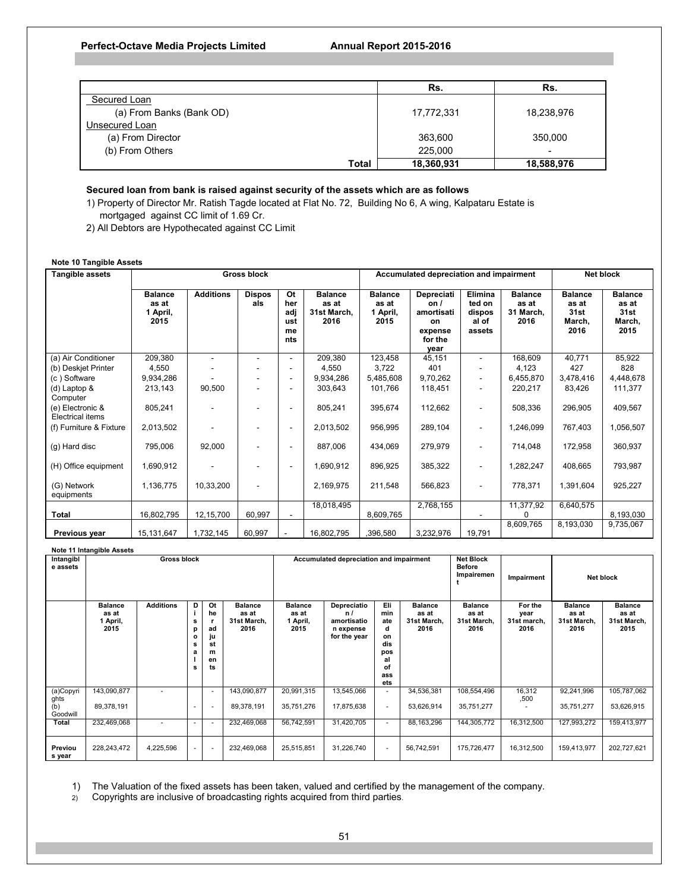| | Rs. | Rs. |
|---|---|---|
| Secured Loan | | |
| (a) From Banks (Bank OD) | 17,772,331 | 18,238,976 |
| Unsecured Loan | | |
| (a) From Director | 363,600 | 350,000 |
| (b) From Others | 225,000 | - |
| **Total** | **18,360,931** | **18,588,976** |

**Secured loan from bank is raised against security of the assets which are as follows**

1) Property of Director Mr. Ratish Tagde located at Flat No. 72, Building No 6, A wing, Kalpataru Estate is mortgaged against CC limit of 1.69 Cr.
2) All Debtors are Hypothecated against CC Limit

**Note 10 Tangible Assets**

| Tangible assets | Gross block | | | | | Accumulated depreciation and impairment | | | | Net block | |
|---|---|---|---|---|---|---|---|---|---|---|---|
| | Balance as at 1 April, 2015 | Additions | Disposals | Other adjustments | Balance as at 31st March, 2016 | Balance as at 1 April, 2015 | Depreciation / amortisation expense for the year | Eliminated on disposal of assets | Balance as at 31 March, 2016 | Balance as at 31st March, 2016 | Balance as at 31st March, 2015 |
| (a) Air Conditioner | 209,380 | - | - | - | 209,380 | 123,458 | 45,151 | - | 168,609 | 40,771 | 85,922 |
| (b) Deskjet Printer | 4,550 | - | - | - | 4,550 | 3,722 | 401 | - | 4,123 | 427 | 828 |
| (c ) Software | 9,934,286 | - | - | - | 9,934,286 | 5,485,608 | 9,70,262 | - | 6,455,870 | 3,478,416 | 4,448,678 |
| (d) Laptop & Computer | 213,143 | 90,500 | - | - | 303,643 | 101,766 | 118,451 | - | 220,217 | 83,426 | 111,377 |
| (e) Electronic & Electrical items | 805,241 | - | - | - | 805,241 | 395,674 | 112,662 | - | 508,336 | 296,905 | 409,567 |
| (f) Furniture & Fixture | 2,013,502 | - | - | - | 2,013,502 | 956,995 | 289,104 | - | 1,246,099 | 767,403 | 1,056,507 |
| (g) Hard disc | 795,006 | 92,000 | - | - | 887,006 | 434,069 | 279,979 | - | 714,048 | 172,958 | 360,937 |
| (H) Office equipment | 1,690,912 | - | - | - | 1,690,912 | 896,925 | 385,322 | - | 1,282,247 | 408,665 | 793,987 |
| (G) Network equipments | 1,136,775 | 10,33,200 | - | | 2,169,975 | 211,548 | 566,823 | - | 778,371 | 1,391,604 | 925,227 |
| Total | 16,802,795 | 12,15,700 | 60,997 | - | 18,018,495 | 8,609,765 | 2,768,155 | - | 11,377,920 | 6,640,575 | 8,193,030 |
| Previous year | 15,131,647 | 1,732,145 | 60,997 | - | 16,802,795 | ,396,580 | 3,232,976 | 19,791 | 8,609,765 | 8,193,030 | 9,735,067 |

**Note 11 Intangible Assets**

| Intangible assets | Gross block | | | | | Accumulated depreciation and impairment | | | | Net Block Before Impairement | Impairment | Net block | |
|---|---|---|---|---|---|---|---|---|---|---|---|---|---|
| | Balance as at 1 April, 2015 | Additions | Disposals | Other adjustments | Balance as at 31st March, 2016 | Balance as at 1 April, 2015 | Depreciation / amortisation expense for the year | Eliminated on disposal of assets | Balance as at 31st March, 2016 | Balance as at 31st March, 2016 | For the year 31st march, 2016 | Balance as at 31st March, 2016 | Balance as at 31st March, 2015 |
| (a)Copyrights | 143,090,877 | - | | - | 143,090,877 | 20,991,315 | 13,545,066 | - | 34,536,381 | 108,554,496 | 16,312,500 | 92,241,996 | 105,787,062 |
| (b) Goodwill | 89,378,191 | | - | - | 89,378,191 | 35,751,276 | 17,875,638 | - | 53,626,914 | 35,751,277 | - | 35,751,277 | 53,626,915 |
| Total | 232,469,068 | - | - | - | 232,469,068 | 56,742,591 | 31,420,705 | - | 88,163,296 | 144,305,772 | 16,312,500 | 127,993,272 | 159,413,977 |
| Previous year | 228,243,472 | 4,225,596 | - | - | 232,469,068 | 25,515,851 | 31,226,740 | - | 56,742,591 | 175,726,477 | 16,312,500 | 159,413,977 | 202,727,621 |

1) The Valuation of the fixed assets has been taken, valued and certified by the management of the company.
2) Copyrights are inclusive of broadcasting rights acquired from third parties.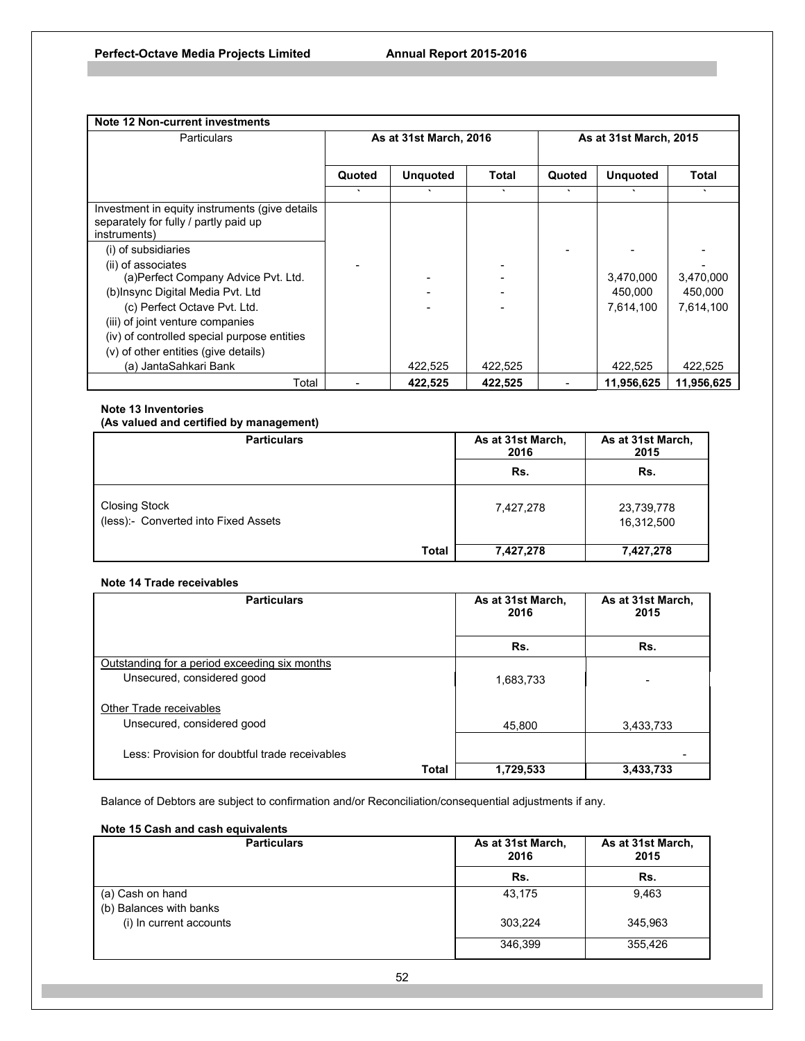**Note 12 Non-current investments**

| Particulars | As at 31st March, 2016 | | | As at 31st March, 2015 | | |
|---|---|---|---|---|---|---|
| | Quoted | Unquoted | Total | Quoted | Unquoted | Total |
| | ` | ` | ` | ` | ` | ` |
| Investment in equity instruments (give details separately for fully / partly paid up instruments) | | | | | | |
| (i) of subsidiaries | | | | - | - | - |
| (ii) of associates | - | | - | | | - |
| (a)Perfect Company Advice Pvt. Ltd. | | - | - | | 3,470,000 | 3,470,000 |
| (b)Insync Digital Media Pvt. Ltd | | - | - | | 450,000 | 450,000 |
| (c) Perfect Octave Pvt. Ltd. | | - | - | | 7,614,100 | 7,614,100 |
| (iii) of joint venture companies | | | | | | |
| (iv) of controlled special purpose entities | | | | | | |
| (v) of other entities (give details) | | | | | | |
| (a) JantaSahkari Bank | | 422,525 | 422,525 | | 422,525 | 422,525 |
| Total | - | **422,525** | **422,525** | - | **11,956,625** | **11,956,625** |

**Note 13 Inventories**
**(As valued and certified by management)**

| Particulars | As at 31st March, 2016 | As at 31st March, 2015 |
|---|---|---|
| | Rs. | Rs. |
| Closing Stock | 7,427,278 | 23,739,778 |
| (less):- Converted into Fixed Assets | | 16,312,500 |
| **Total** | **7,427,278** | **7,427,278** |

**Note 14 Trade receivables**

| Particulars | As at 31st March, 2016 | As at 31st March, 2015 |
|---|---|---|
| | Rs. | Rs. |
| Outstanding for a period exceeding six months | | |
| Unsecured, considered good | 1,683,733 | - |
| Other Trade receivables | | |
| Unsecured, considered good | 45,800 | 3,433,733 |
| Less: Provision for doubtful trade receivables | | - |
| **Total** | **1,729,533** | **3,433,733** |

Balance of Debtors are subject to confirmation and/or Reconciliation/consequential adjustments if any.

**Note 15 Cash and cash equivalents**

| Particulars | As at 31st March, 2016 | As at 31st March, 2015 |
|---|---|---|
| | Rs. | Rs. |
| (a) Cash on hand | 43,175 | 9,463 |
| (b) Balances with banks | | |
| (i) In current accounts | 303,224 | 345,963 |
| | 346,399 | 355,426 |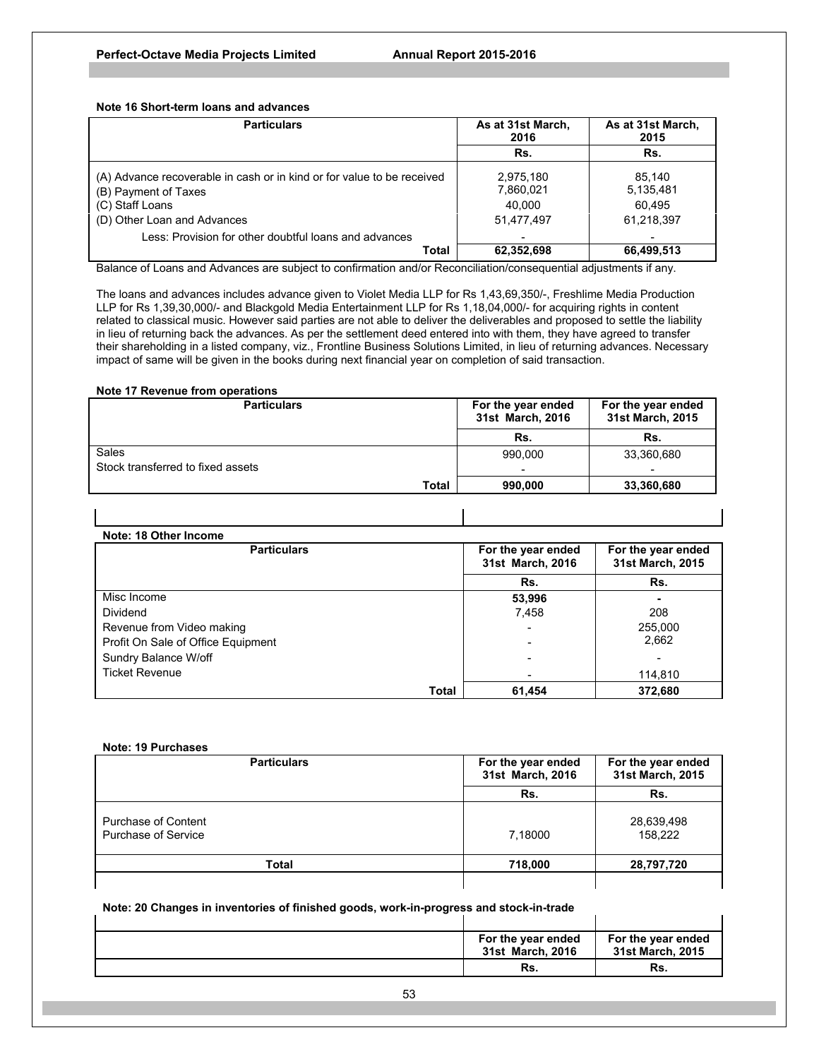**Note 16 Short-term loans and advances**

| Particulars | As at 31st March, 2016 | As at 31st March, 2015 |
|---|---|---|
| | Rs. | Rs. |
| (A) Advance recoverable in cash or in kind or for value to be received | 2,975,180 | 85,140 |
| (B) Payment of Taxes | 7,860,021 | 5,135,481 |
| (C) Staff Loans | 40,000 | 60,495 |
| (D) Other Loan and Advances | 51,477,497 | 61,218,397 |
| Less: Provision for other doubtful loans and advances | - | - |
| **Total** | **62,352,698** | **66,499,513** |

Balance of Loans and Advances are subject to confirmation and/or Reconciliation/consequential adjustments if any.

The loans and advances includes advance given to Violet Media LLP for Rs 1,43,69,350/-, Freshlime Media Production LLP for Rs 1,39,30,000/- and Blackgold Media Entertainment LLP for Rs 1,18,04,000/- for acquiring rights in content related to classical music. However said parties are not able to deliver the deliverables and proposed to settle the liability in lieu of returning back the advances. As per the settlement deed entered into with them, they have agreed to transfer their shareholding in a listed company, viz., Frontline Business Solutions Limited, in lieu of returning advances. Necessary impact of same will be given in the books during next financial year on completion of said transaction.

**Note 17 Revenue from operations**

| Particulars | For the year ended 31st March, 2016 | For the year ended 31st March, 2015 |
|---|---|---|
| | Rs. | Rs. |
| Sales | 990,000 | 33,360,680 |
| Stock transferred to fixed assets | - | - |
| **Total** | **990,000** | **33,360,680** |

**Note: 18 Other Income**

| Particulars | For the year ended 31st March, 2016 | For the year ended 31st March, 2015 |
|---|---|---|
| | Rs. | Rs. |
| Misc Income | **53,996** | **-** |
| Dividend | 7,458 | 208 |
| Revenue from Video making | - | 255,000 |
| Profit On Sale of Office Equipment | - | 2,662 |
| Sundry Balance W/off | - | - |
| Ticket Revenue | - | 114,810 |
| **Total** | **61,454** | **372,680** |

**Note: 19 Purchases**

| Particulars | For the year ended 31st March, 2016 | For the year ended 31st March, 2015 |
|---|---|---|
| | Rs. | Rs. |
| Purchase of Content | | 28,639,498 |
| Purchase of Service | 7,18000 | 158,222 |
| **Total** | **718,000** | **28,797,720** |

**Note: 20 Changes in inventories of finished goods, work-in-progress and stock-in-trade**

| | For the year ended 31st March, 2016 | For the year ended 31st March, 2015 |
|---|---|---|
| | Rs. | Rs. |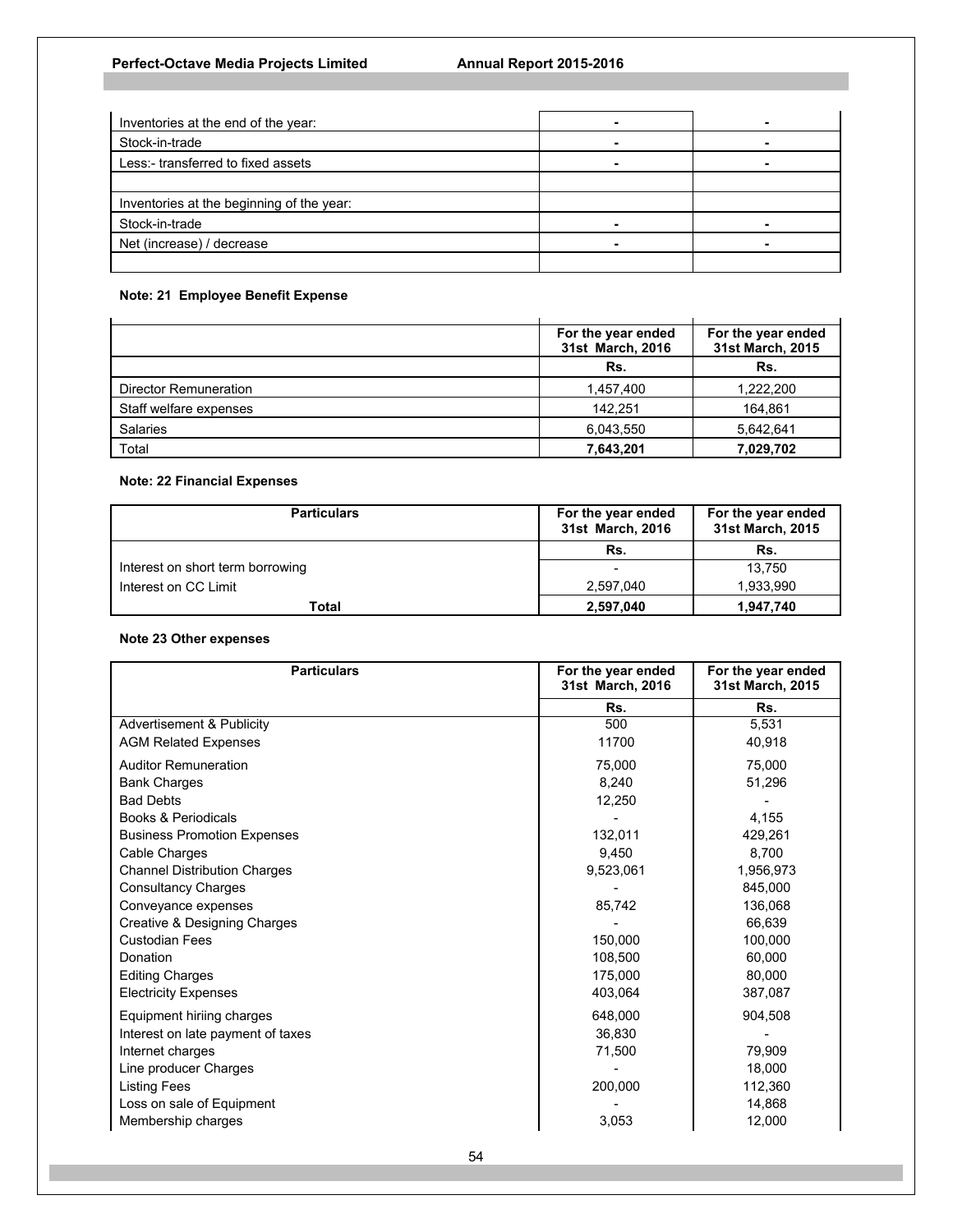| | | |
|---|---|---|
| Inventories at the end of the year: | - | - |
| Stock-in-trade | - | - |
| Less:- transferred to fixed assets | - | - |
| | | |
| Inventories at the beginning of the year: | | |
| Stock-in-trade | - | - |
| Net (increase) / decrease | - | - |
| | | |

**Note: 21 Employee Benefit Expense**

| | For the year ended 31st March, 2016 | For the year ended 31st March, 2015 |
|---|---|---|
| | Rs. | Rs. |
| Director Remuneration | 1,457,400 | 1,222,200 |
| Staff welfare expenses | 142,251 | 164,861 |
| Salaries | 6,043,550 | 5,642,641 |
| Total | **7,643,201** | **7,029,702** |

**Note: 22 Financial Expenses**

| Particulars | For the year ended 31st March, 2016 | For the year ended 31st March, 2015 |
|---|---|---|
| | Rs. | Rs. |
| Interest on short term borrowing | - | 13,750 |
| Interest on CC Limit | 2,597,040 | 1,933,990 |
| **Total** | **2,597,040** | **1,947,740** |

**Note 23 Other expenses**

| Particulars | For the year ended 31st March, 2016 | For the year ended 31st March, 2015 |
|---|---|---|
| | Rs. | Rs. |
| Advertisement & Publicity | 500 | 5,531 |
| AGM Related Expenses | 11700 | 40,918 |
| Auditor Remuneration | 75,000 | 75,000 |
| Bank Charges | 8,240 | 51,296 |
| Bad Debts | 12,250 | - |
| Books & Periodicals | - | 4,155 |
| Business Promotion Expenses | 132,011 | 429,261 |
| Cable Charges | 9,450 | 8,700 |
| Channel Distribution Charges | 9,523,061 | 1,956,973 |
| Consultancy Charges | - | 845,000 |
| Conveyance expenses | 85,742 | 136,068 |
| Creative & Designing Charges | - | 66,639 |
| Custodian Fees | 150,000 | 100,000 |
| Donation | 108,500 | 60,000 |
| Editing Charges | 175,000 | 80,000 |
| Electricity Expenses | 403,064 | 387,087 |
| Equipment hiriing charges | 648,000 | 904,508 |
| Interest on late payment of taxes | 36,830 | - |
| Internet charges | 71,500 | 79,909 |
| Line producer Charges | - | 18,000 |
| Listing Fees | 200,000 | 112,360 |
| Loss on sale of Equipment | - | 14,868 |
| Membership charges | 3,053 | 12,000 |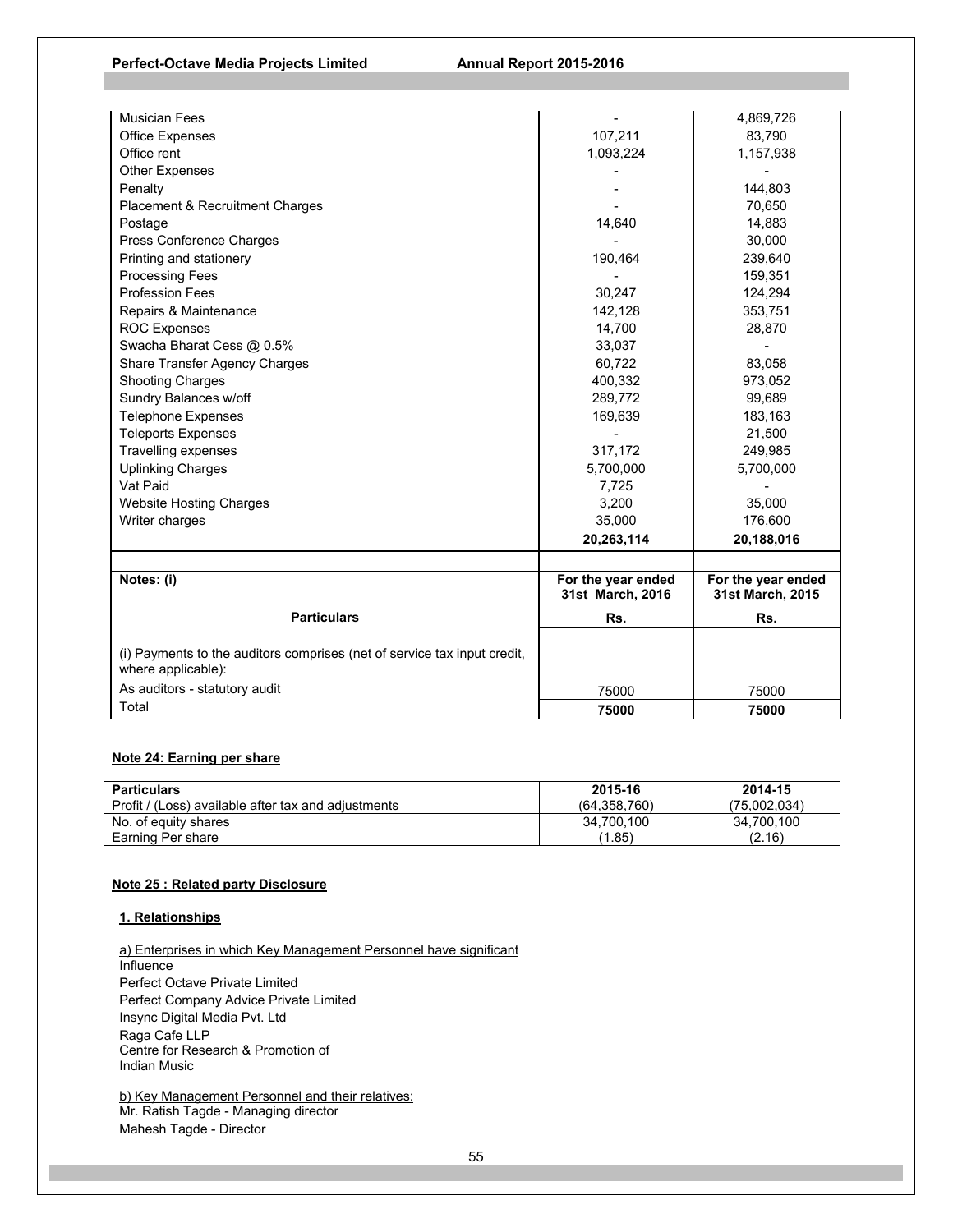| | | |
|---|---|---|
| Musician Fees | - | 4,869,726 |
| Office Expenses | 107,211 | 83,790 |
| Office rent | 1,093,224 | 1,157,938 |
| Other Expenses | - | - |
| Penalty | - | 144,803 |
| Placement & Recruitment Charges | - | 70,650 |
| Postage | 14,640 | 14,883 |
| Press Conference Charges | - | 30,000 |
| Printing and stationery | 190,464 | 239,640 |
| Processing Fees | - | 159,351 |
| Profession Fees | 30,247 | 124,294 |
| Repairs & Maintenance | 142,128 | 353,751 |
| ROC Expenses | 14,700 | 28,870 |
| Swacha Bharat Cess @ 0.5% | 33,037 | - |
| Share Transfer Agency Charges | 60,722 | 83,058 |
| Shooting Charges | 400,332 | 973,052 |
| Sundry Balances w/off | 289,772 | 99,689 |
| Telephone Expenses | 169,639 | 183,163 |
| Teleports Expenses | - | 21,500 |
| Travelling expenses | 317,172 | 249,985 |
| Uplinking Charges | 5,700,000 | 5,700,000 |
| Vat Paid | 7,725 | - |
| Website Hosting Charges | 3,200 | 35,000 |
| Writer charges | 35,000 | 176,600 |
| | **20,263,114** | **20,188,016** |

| **Notes: (i)** | **For the year ended 31st March, 2016** | **For the year ended 31st March, 2015** |
|---|---|---|
| **Particulars** | **Rs.** | **Rs.** |
| (i) Payments to the auditors comprises (net of service tax input credit, where applicable): | | |
| As auditors - statutory audit | 75000 | 75000 |
| Total | **75000** | **75000** |

**Note 24: Earning per share**

| Particulars | 2015-16 | 2014-15 |
|---|---|---|
| Profit / (Loss) available after tax and adjustments | (64,358,760) | (75,002,034) |
| No. of equity shares | 34,700,100 | 34,700,100 |
| Earning Per share | (1.85) | (2.16) |

**Note 25 : Related party Disclosure**

**1. Relationships**

a) Enterprises in which Key Management Personnel have significant Influence

Perfect Octave Private Limited
Perfect Company Advice Private Limited
Insync Digital Media Pvt. Ltd
Raga Cafe LLP
Centre for Research & Promotion of Indian Music

b) Key Management Personnel and their relatives:

Mr. Ratish Tagde - Managing director
Mahesh Tagde - Director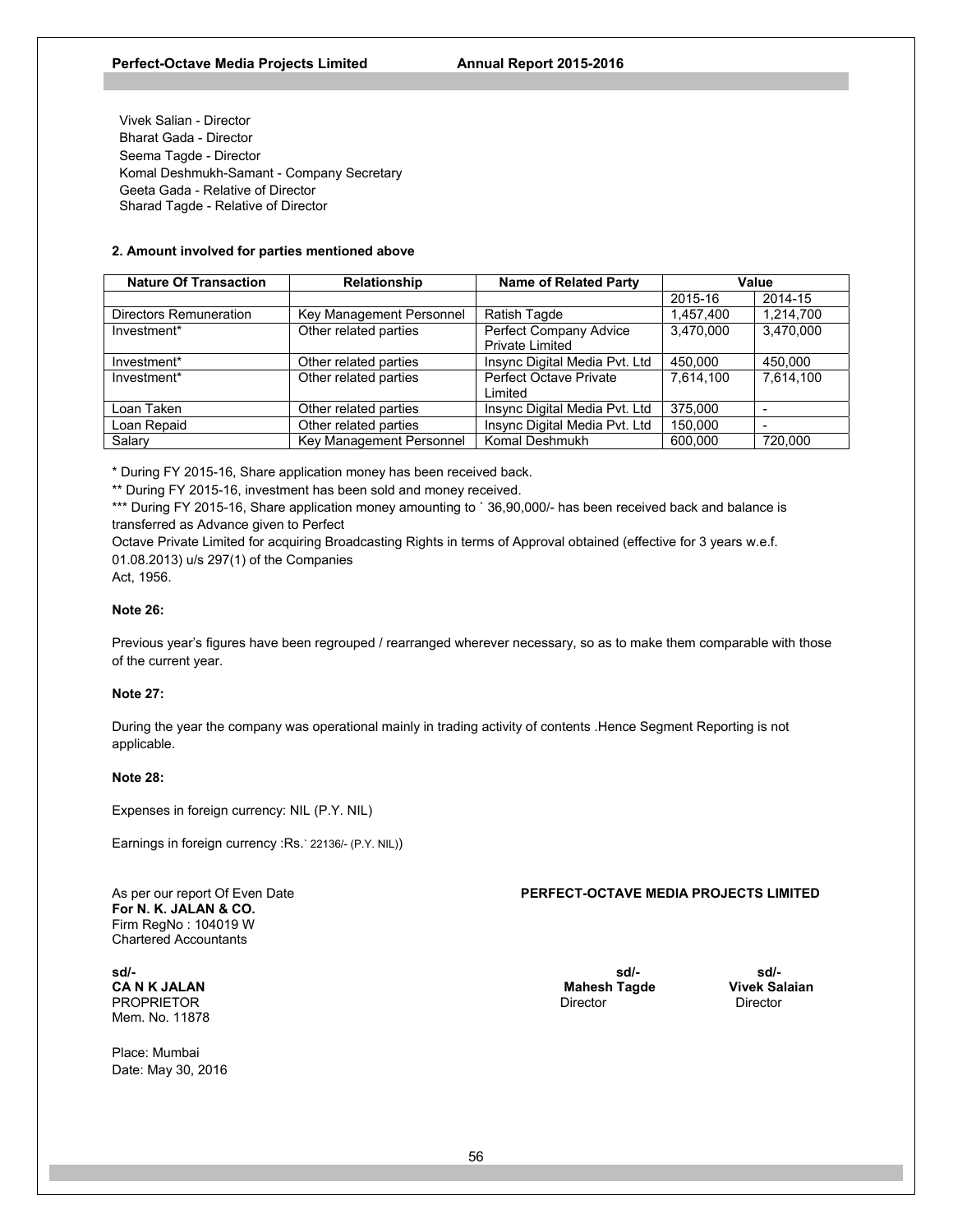Vivek Salian - Director
Bharat Gada - Director
Seema Tagde - Director
Komal Deshmukh-Samant - Company Secretary
Geeta Gada - Relative of Director
Sharad Tagde - Relative of Director

**2. Amount involved for parties mentioned above**

| Nature Of Transaction | Relationship | Name of Related Party | Value | |
|---|---|---|---|---|
| | | | 2015-16 | 2014-15 |
| Directors Remuneration | Key Management Personnel | Ratish Tagde | 1,457,400 | 1,214,700 |
| Investment* | Other related parties | Perfect Company Advice Private Limited | 3,470,000 | 3,470,000 |
| Investment* | Other related parties | Insync Digital Media Pvt. Ltd | 450,000 | 450,000 |
| Investment* | Other related parties | Perfect Octave Private Limited | 7,614,100 | 7,614,100 |
| Loan Taken | Other related parties | Insync Digital Media Pvt. Ltd | 375,000 | - |
| Loan Repaid | Other related parties | Insync Digital Media Pvt. Ltd | 150,000 | - |
| Salary | Key Management Personnel | Komal Deshmukh | 600,000 | 720,000 |

* During FY 2015-16, Share application money has been received back.

** During FY 2015-16, investment has been sold and money received.

*** During FY 2015-16, Share application money amounting to ` 36,90,000/- has been received back and balance is transferred as Advance given to Perfect Octave Private Limited for acquiring Broadcasting Rights in terms of Approval obtained (effective for 3 years w.e.f. 01.08.2013) u/s 297(1) of the Companies Act, 1956.

**Note 26:**

Previous year's figures have been regrouped / rearranged wherever necessary, so as to make them comparable with those of the current year.

**Note 27:**

During the year the company was operational mainly in trading activity of contents .Hence Segment Reporting is not applicable.

**Note 28:**

Expenses in foreign currency: NIL (P.Y. NIL)

Earnings in foreign currency :Rs.` 22136/- (P.Y. NIL))

As per our report Of Even Date
**For N. K. JALAN & CO.**
Firm RegNo : 104019 W
Chartered Accountants

**PERFECT-OCTAVE MEDIA PROJECTS LIMITED**

sd/-
**CA N K JALAN**
PROPRIETOR
Mem. No. 11878

sd/-
**Mahesh Tagde**
Director

sd/-
**Vivek Salaian**
Director

Place: Mumbai
Date: May 30, 2016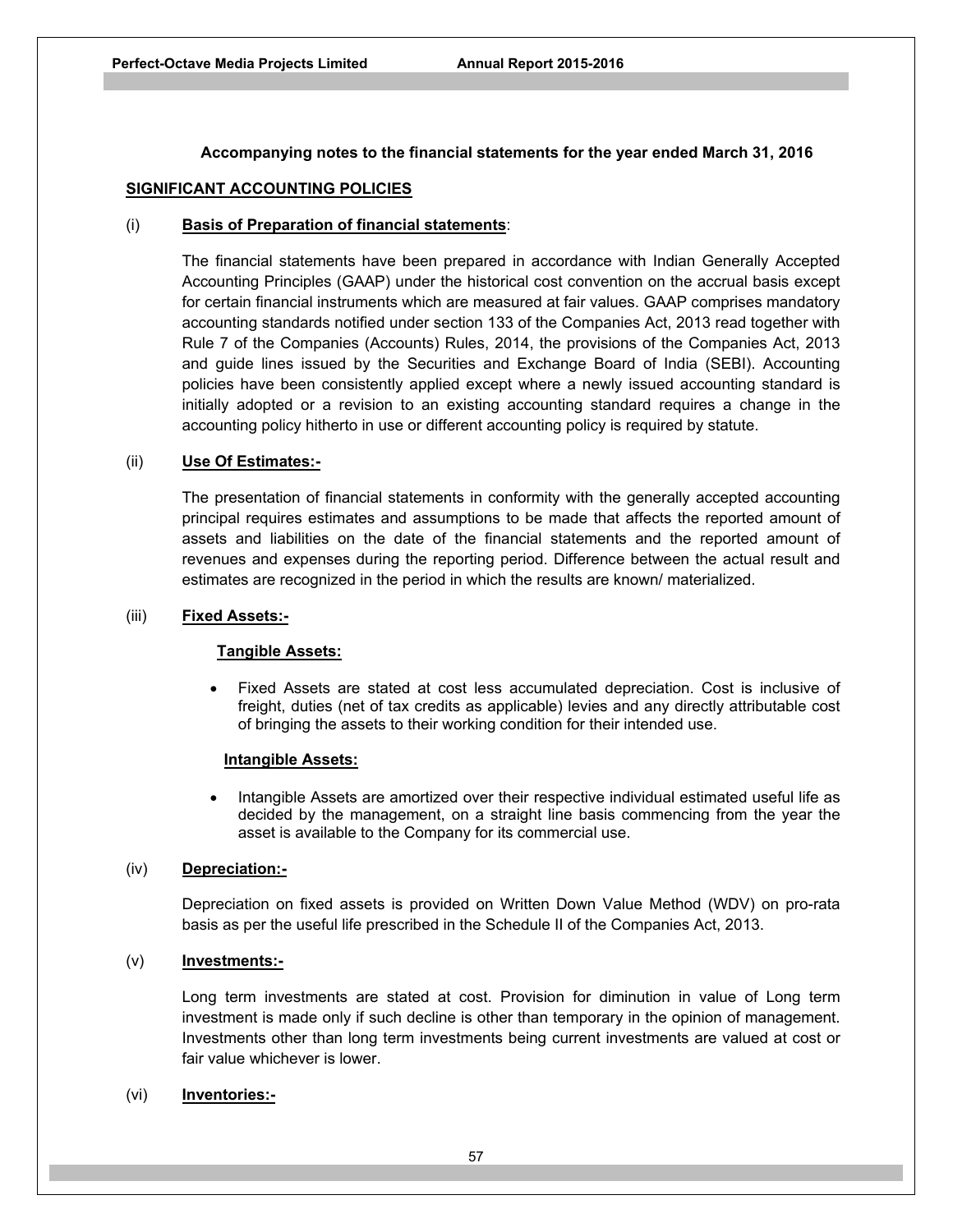**Accompanying notes to the financial statements for the year ended March 31, 2016**

## SIGNIFICANT ACCOUNTING POLICIES

### (i) Basis of Preparation of financial statements:

The financial statements have been prepared in accordance with Indian Generally Accepted Accounting Principles (GAAP) under the historical cost convention on the accrual basis except for certain financial instruments which are measured at fair values. GAAP comprises mandatory accounting standards notified under section 133 of the Companies Act, 2013 read together with Rule 7 of the Companies (Accounts) Rules, 2014, the provisions of the Companies Act, 2013 and guide lines issued by the Securities and Exchange Board of India (SEBI). Accounting policies have been consistently applied except where a newly issued accounting standard is initially adopted or a revision to an existing accounting standard requires a change in the accounting policy hitherto in use or different accounting policy is required by statute.

### (ii) Use Of Estimates:-

The presentation of financial statements in conformity with the generally accepted accounting principal requires estimates and assumptions to be made that affects the reported amount of assets and liabilities on the date of the financial statements and the reported amount of revenues and expenses during the reporting period. Difference between the actual result and estimates are recognized in the period in which the results are known/ materialized.

### (iii) Fixed Assets:-

**Tangible Assets:**

- Fixed Assets are stated at cost less accumulated depreciation. Cost is inclusive of freight, duties (net of tax credits as applicable) levies and any directly attributable cost of bringing the assets to their working condition for their intended use.

**Intangible Assets:**

- Intangible Assets are amortized over their respective individual estimated useful life as decided by the management, on a straight line basis commencing from the year the asset is available to the Company for its commercial use.

### (iv) Depreciation:-

Depreciation on fixed assets is provided on Written Down Value Method (WDV) on pro-rata basis as per the useful life prescribed in the Schedule II of the Companies Act, 2013.

### (v) Investments:-

Long term investments are stated at cost. Provision for diminution in value of Long term investment is made only if such decline is other than temporary in the opinion of management. Investments other than long term investments being current investments are valued at cost or fair value whichever is lower.

### (vi) Inventories:-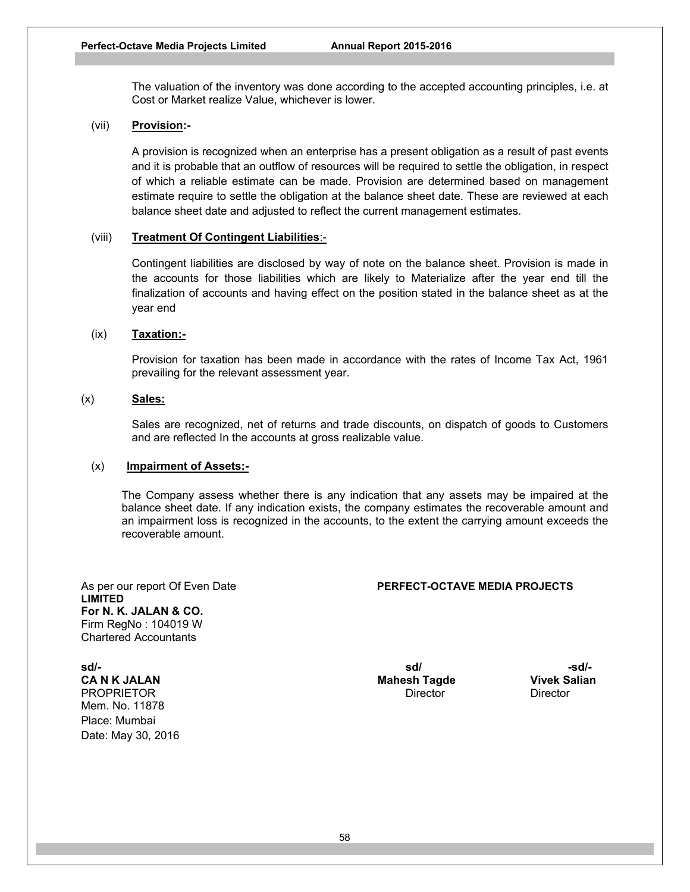The valuation of the inventory was done according to the accepted accounting principles, i.e. at Cost or Market realize Value, whichever is lower.

(vii) **Provision:-**

A provision is recognized when an enterprise has a present obligation as a result of past events and it is probable that an outflow of resources will be required to settle the obligation, in respect of which a reliable estimate can be made. Provision are determined based on management estimate require to settle the obligation at the balance sheet date. These are reviewed at each balance sheet date and adjusted to reflect the current management estimates.

(viii) **Treatment Of Contingent Liabilities**:-

Contingent liabilities are disclosed by way of note on the balance sheet. Provision is made in the accounts for those liabilities which are likely to Materialize after the year end till the finalization of accounts and having effect on the position stated in the balance sheet as at the year end

(ix) **Taxation:-**

Provision for taxation has been made in accordance with the rates of Income Tax Act, 1961 prevailing for the relevant assessment year.

(x) **Sales:**

Sales are recognized, net of returns and trade discounts, on dispatch of goods to Customers and are reflected In the accounts at gross realizable value.

(x) **Impairment of Assets:-**

The Company assess whether there is any indication that any assets may be impaired at the balance sheet date. If any indication exists, the company estimates the recoverable amount and an impairment loss is recognized in the accounts, to the extent the carrying amount exceeds the recoverable amount.

As per our report Of Even Date
**For N. K. JALAN & CO.**
Firm RegNo : 104019 W
Chartered Accountants

sd/-
**CA N K JALAN**
PROPRIETOR
Mem. No. 11878
Place: Mumbai
Date: May 30, 2016

**PERFECT-OCTAVE MEDIA PROJECTS LIMITED**

sd/
**Mahesh Tagde**
Director

-sd/-
**Vivek Salian**
Director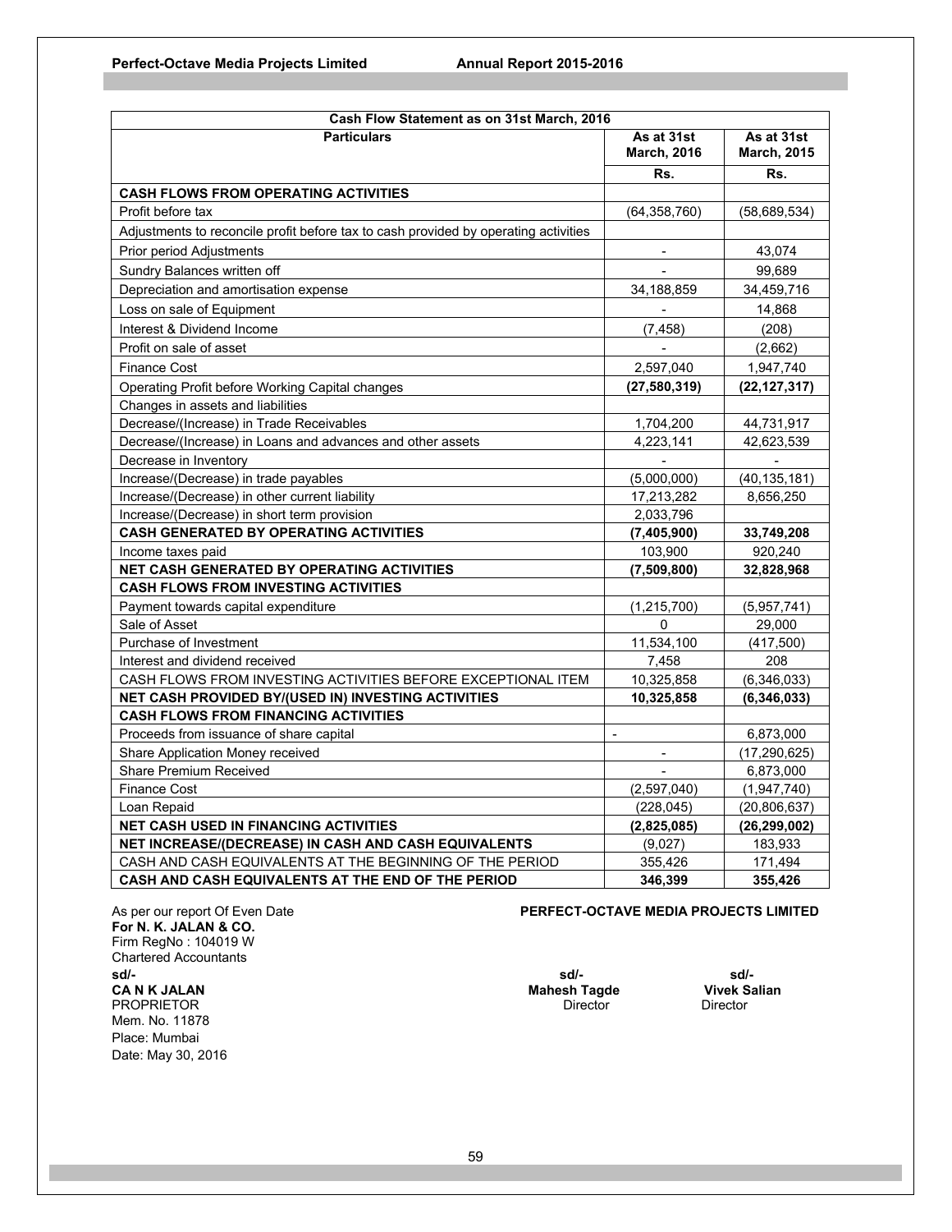| Cash Flow Statement as on 31st March, 2016 | | |
|---|---|---|
| **Particulars** | **As at 31st March, 2016** | **As at 31st March, 2015** |
| | **Rs.** | **Rs.** |
| **CASH FLOWS FROM OPERATING ACTIVITIES** | | |
| Profit before tax | (64,358,760) | (58,689,534) |
| Adjustments to reconcile profit before tax to cash provided by operating activities | | |
| Prior period Adjustments | - | 43,074 |
| Sundry Balances written off | - | 99,689 |
| Depreciation and amortisation expense | 34,188,859 | 34,459,716 |
| Loss on sale of Equipment | - | 14,868 |
| Interest & Dividend Income | (7,458) | (208) |
| Profit on sale of asset | - | (2,662) |
| Finance Cost | 2,597,040 | 1,947,740 |
| Operating Profit before Working Capital changes | **(27,580,319)** | **(22,127,317)** |
| Changes in assets and liabilities | | |
| Decrease/(Increase) in Trade Receivables | 1,704,200 | 44,731,917 |
| Decrease/(Increase) in Loans and advances and other assets | 4,223,141 | 42,623,539 |
| Decrease in Inventory | - | - |
| Increase/(Decrease) in trade payables | (5,000,000) | (40,135,181) |
| Increase/(Decrease) in other current liability | 17,213,282 | 8,656,250 |
| Increase/(Decrease) in short term provision | 2,033,796 | |
| **CASH GENERATED BY OPERATING ACTIVITIES** | **(7,405,900)** | **33,749,208** |
| Income taxes paid | 103,900 | 920,240 |
| **NET CASH GENERATED BY OPERATING ACTIVITIES** | **(7,509,800)** | **32,828,968** |
| **CASH FLOWS FROM INVESTING ACTIVITIES** | | |
| Payment towards capital expenditure | (1,215,700) | (5,957,741) |
| Sale of Asset | 0 | 29,000 |
| Purchase of Investment | 11,534,100 | (417,500) |
| Interest and dividend received | 7,458 | 208 |
| CASH FLOWS FROM INVESTING ACTIVITIES BEFORE EXCEPTIONAL ITEM | 10,325,858 | (6,346,033) |
| **NET CASH PROVIDED BY/(USED IN) INVESTING ACTIVITIES** | **10,325,858** | **(6,346,033)** |
| **CASH FLOWS FROM FINANCING ACTIVITIES** | | |
| Proceeds from issuance of share capital | - | 6,873,000 |
| Share Application Money received | - | (17,290,625) |
| Share Premium Received | - | 6,873,000 |
| Finance Cost | (2,597,040) | (1,947,740) |
| Loan Repaid | (228,045) | (20,806,637) |
| **NET CASH USED IN FINANCING ACTIVITIES** | **(2,825,085)** | **(26,299,002)** |
| **NET INCREASE/(DECREASE) IN CASH AND CASH EQUIVALENTS** | (9,027) | 183,933 |
| CASH AND CASH EQUIVALENTS AT THE BEGINNING OF THE PERIOD | 355,426 | 171,494 |
| **CASH AND CASH EQUIVALENTS AT THE END OF THE PERIOD** | **346,399** | **355,426** |

As per our report Of Even Date
**For N. K. JALAN & CO.**
Firm RegNo : 104019 W
Chartered Accountants
**sd/-**
**CA N K JALAN**
PROPRIETOR
Mem. No. 11878
Place: Mumbai
Date: May 30, 2016

**PERFECT-OCTAVE MEDIA PROJECTS LIMITED**

**sd/-**
**Mahesh Tagde**
Director

**sd/-**
**Vivek Salian**
Director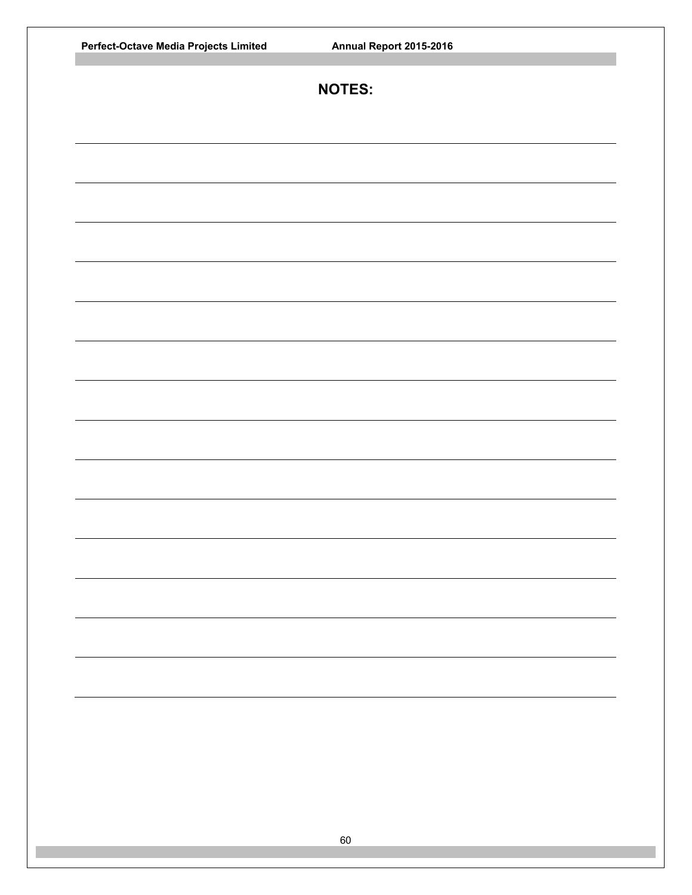## NOTES: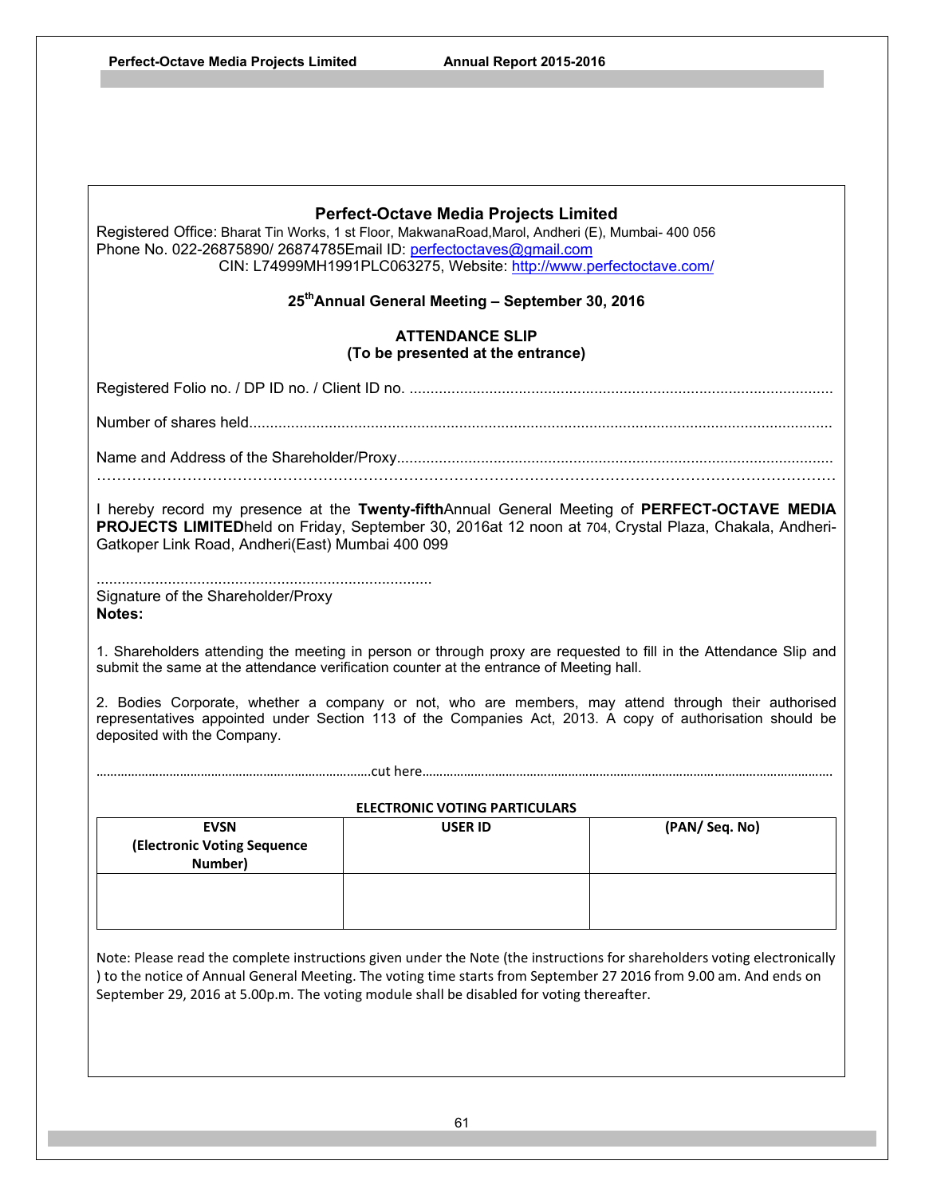## Perfect-Octave Media Projects Limited

Registered Office: Bharat Tin Works, 1 st Floor, MakwanaRoad,Marol, Andheri (E), Mumbai- 400 056
Phone No. 022-26875890/ 26874785Email ID: perfectoctaves@gmail.com
CIN: L74999MH1991PLC063275, Website: http://www.perfectoctave.com/

**25th Annual General Meeting – September 30, 2016**

**ATTENDANCE SLIP**
**(To be presented at the entrance)**

Registered Folio no. / DP ID no. / Client ID no. ....................................................................................................

Number of shares held.........................................................................................................................................

Name and Address of the Shareholder/Proxy.......................................................................................................
………………………………………………………………………………………………………………………………

I hereby record my presence at the **Twenty-fifth**Annual General Meeting of **PERFECT-OCTAVE MEDIA PROJECTS LIMITED**held on Friday, September 30, 2016at 12 noon at 704, Crystal Plaza, Chakala, Andheri-Gatkoper Link Road, Andheri(East) Mumbai 400 099

...............................................................................
Signature of the Shareholder/Proxy

**Notes:**

1. Shareholders attending the meeting in person or through proxy are requested to fill in the Attendance Slip and submit the same at the attendance verification counter at the entrance of Meeting hall.

2. Bodies Corporate, whether a company or not, who are members, may attend through their authorised representatives appointed under Section 113 of the Companies Act, 2013. A copy of authorisation should be deposited with the Company.

……………………………………………………………………cut here………………………………………………………………………………………………………………

**ELECTRONIC VOTING PARTICULARS**

| EVSN (Electronic Voting Sequence Number) | USER ID | (PAN/ Seq. No) |
|---|---|---|
| | | |

Note: Please read the complete instructions given under the Note (the instructions for shareholders voting electronically ) to the notice of Annual General Meeting. The voting time starts from September 27 2016 from 9.00 am. And ends on September 29, 2016 at 5.00p.m. The voting module shall be disabled for voting thereafter.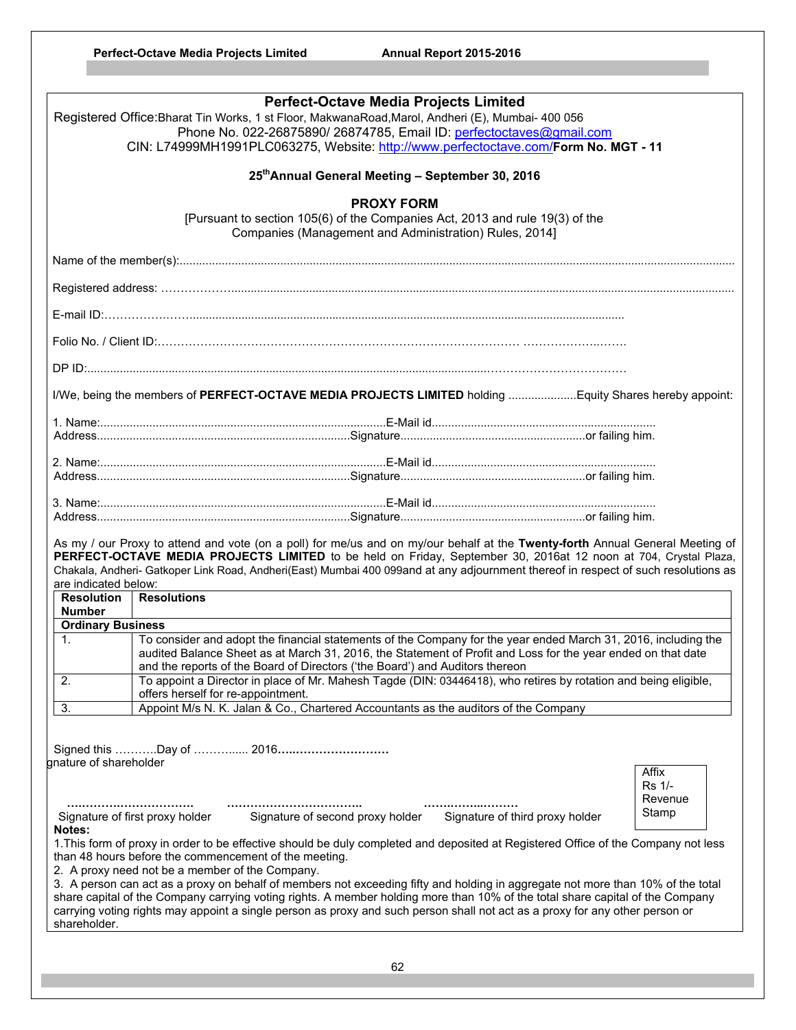# Perfect-Octave Media Projects Limited

Registered Office:Bharat Tin Works, 1 st Floor, MakwanaRoad,Marol, Andheri (E), Mumbai- 400 056
Phone No. 022-26875890/ 26874785, Email ID: perfectoctaves@gmail.com
CIN: L74999MH1991PLC063275, Website: http://www.perfectoctave.com/**Form No. MGT - 11**

**25th Annual General Meeting – September 30, 2016**

## PROXY FORM

[Pursuant to section 105(6) of the Companies Act, 2013 and rule 19(3) of the Companies (Management and Administration) Rules, 2014]

Name of the member(s):....................................................................................................................................................................

Registered address: ……………….........................................................................................................................................................

E-mail ID:………………….....................................................................................................................................

Folio No. / Client ID:…………………………………………………………………………………. ……………...…….

DP ID:.........................................................................................................................……………………………

I/We, being the members of **PERFECT-OCTAVE MEDIA PROJECTS LIMITED** holding .....................Equity Shares hereby appoint:

1. Name:........................................................................................E-Mail id....................................................................
Address.............................................................................Signature.........................................................or failing him.

2. Name:........................................................................................E-Mail id....................................................................
Address.............................................................................Signature.........................................................or failing him.

3. Name:........................................................................................E-Mail id....................................................................
Address.............................................................................Signature.........................................................or failing him.

As my / our Proxy to attend and vote (on a poll) for me/us and on my/our behalf at the **Twenty-forth** Annual General Meeting of **PERFECT-OCTAVE MEDIA PROJECTS LIMITED** to be held on Friday, September 30, 2016at 12 noon at 704, Crystal Plaza, Chakala, Andheri- Gatkoper Link Road, Andheri(East) Mumbai 400 099and at any adjournment thereof in respect of such resolutions as are indicated below:

| Resolution Number | Resolutions |
|---|---|
| **Ordinary Business** | |
| 1. | To consider and adopt the financial statements of the Company for the year ended March 31, 2016, including the audited Balance Sheet as at March 31, 2016, the Statement of Profit and Loss for the year ended on that date and the reports of the Board of Directors ('the Board') and Auditors thereon |
| 2. | To appoint a Director in place of Mr. Mahesh Tagde (DIN: 03446418), who retires by rotation and being eligible, offers herself for re-appointment. |
| 3. | Appoint M/s N. K. Jalan & Co., Chartered Accountants as the auditors of the Company |

Signed this ………..Day of …………..... 2016**…..……………………**
gnature of shareholder

Affix Rs 1/- Revenue Stamp

…….……….…………….  ……………………………..  ……..……..………
Signature of first proxy holder  Signature of second proxy holder  Signature of third proxy holder

**Notes:**

1. This form of proxy in order to be effective should be duly completed and deposited at Registered Office of the Company not less than 48 hours before the commencement of the meeting.
2. A proxy need not be a member of the Company.
3. A person can act as a proxy on behalf of members not exceeding fifty and holding in aggregate not more than 10% of the total share capital of the Company carrying voting rights. A member holding more than 10% of the total share capital of the Company carrying voting rights may appoint a single person as proxy and such person shall not act as a proxy for any other person or shareholder.